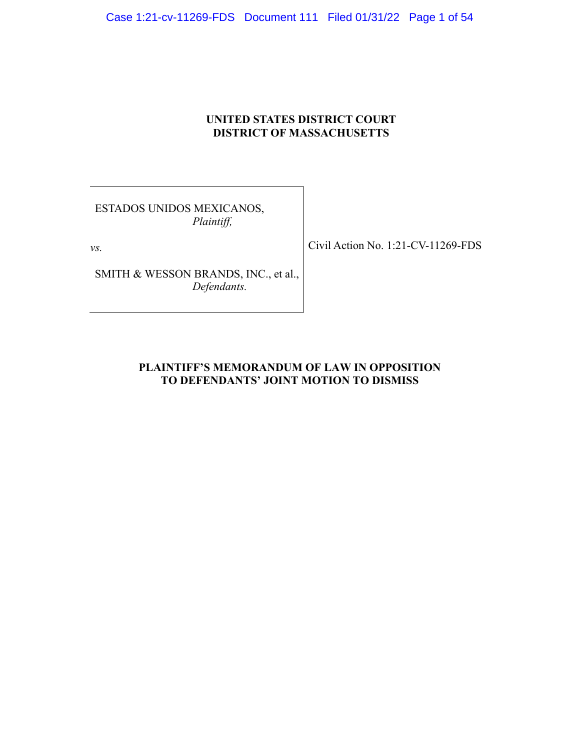**UNITED STATES DISTRICT COURT**
**DISTRICT OF MASSACHUSETTS**

| | |
|---|---|
| ESTADOS UNIDOS MEXICANOS, *Plaintiff,* <br><br> *vs.* <br><br> SMITH & WESSON BRANDS, INC., et al., *Defendants.* | Civil Action No. 1:21-CV-11269-FDS |

**PLAINTIFF'S MEMORANDUM OF LAW IN OPPOSITION TO DEFENDANTS' JOINT MOTION TO DISMISS**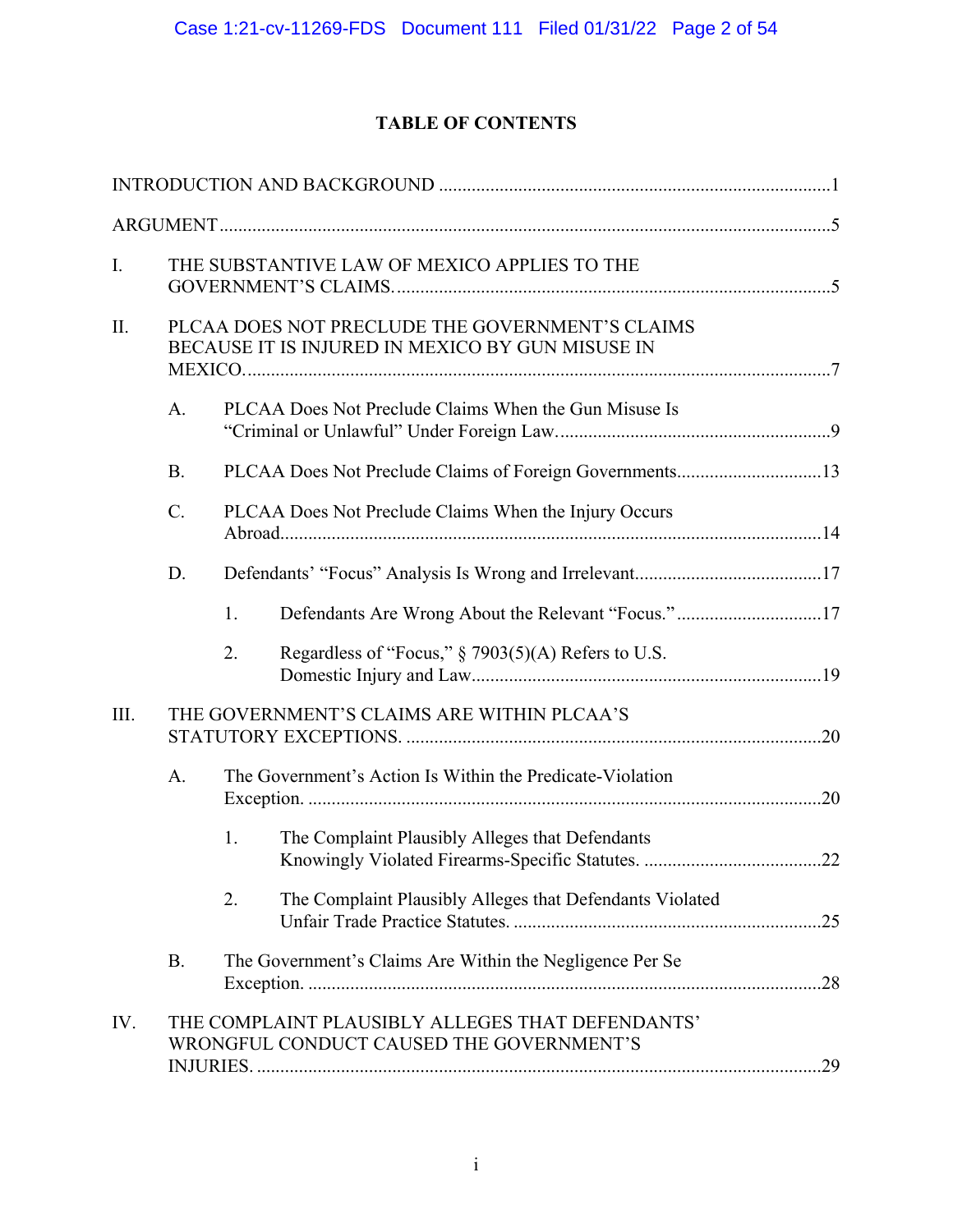# TABLE OF CONTENTS

INTRODUCTION AND BACKGROUND ..... 1

ARGUMENT ..... 5

I. THE SUBSTANTIVE LAW OF MEXICO APPLIES TO THE GOVERNMENT'S CLAIMS. ..... 5

II. PLCAA DOES NOT PRECLUDE THE GOVERNMENT'S CLAIMS BECAUSE IT IS INJURED IN MEXICO BY GUN MISUSE IN MEXICO. ..... 7

- A. PLCAA Does Not Preclude Claims When the Gun Misuse Is "Criminal or Unlawful" Under Foreign Law. ..... 9
- B. PLCAA Does Not Preclude Claims of Foreign Governments ..... 13
- C. PLCAA Does Not Preclude Claims When the Injury Occurs Abroad. ..... 14
- D. Defendants' "Focus" Analysis Is Wrong and Irrelevant. ..... 17
  1. Defendants Are Wrong About the Relevant "Focus." ..... 17
  2. Regardless of "Focus," § 7903(5)(A) Refers to U.S. Domestic Injury and Law ..... 19

III. THE GOVERNMENT'S CLAIMS ARE WITHIN PLCAA'S STATUTORY EXCEPTIONS. ..... 20

- A. The Government's Action Is Within the Predicate-Violation Exception. ..... 20
  1. The Complaint Plausibly Alleges that Defendants Knowingly Violated Firearms-Specific Statutes. ..... 22
  2. The Complaint Plausibly Alleges that Defendants Violated Unfair Trade Practice Statutes. ..... 25
- B. The Government's Claims Are Within the Negligence Per Se Exception. ..... 28

IV. THE COMPLAINT PLAUSIBLY ALLEGES THAT DEFENDANTS' WRONGFUL CONDUCT CAUSED THE GOVERNMENT'S INJURIES. ..... 29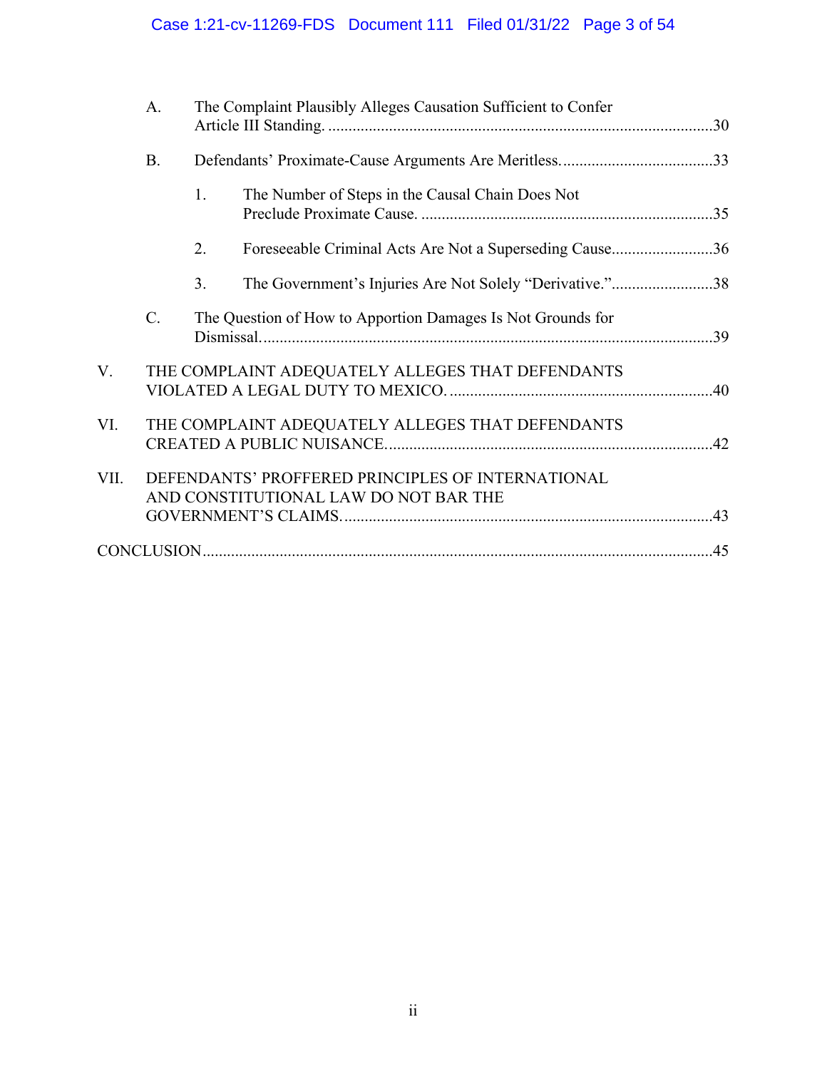A. The Complaint Plausibly Alleges Causation Sufficient to Confer Article III Standing. ....30

B. Defendants' Proximate-Cause Arguments Are Meritless. ....33

1. The Number of Steps in the Causal Chain Does Not Preclude Proximate Cause. ....35

2. Foreseeable Criminal Acts Are Not a Superseding Cause....36

3. The Government's Injuries Are Not Solely "Derivative."....38

C. The Question of How to Apportion Damages Is Not Grounds for Dismissal....39

V. THE COMPLAINT ADEQUATELY ALLEGES THAT DEFENDANTS VIOLATED A LEGAL DUTY TO MEXICO. ....40

VI. THE COMPLAINT ADEQUATELY ALLEGES THAT DEFENDANTS CREATED A PUBLIC NUISANCE....42

VII. DEFENDANTS' PROFFERED PRINCIPLES OF INTERNATIONAL AND CONSTITUTIONAL LAW DO NOT BAR THE GOVERNMENT'S CLAIMS....43

CONCLUSION....45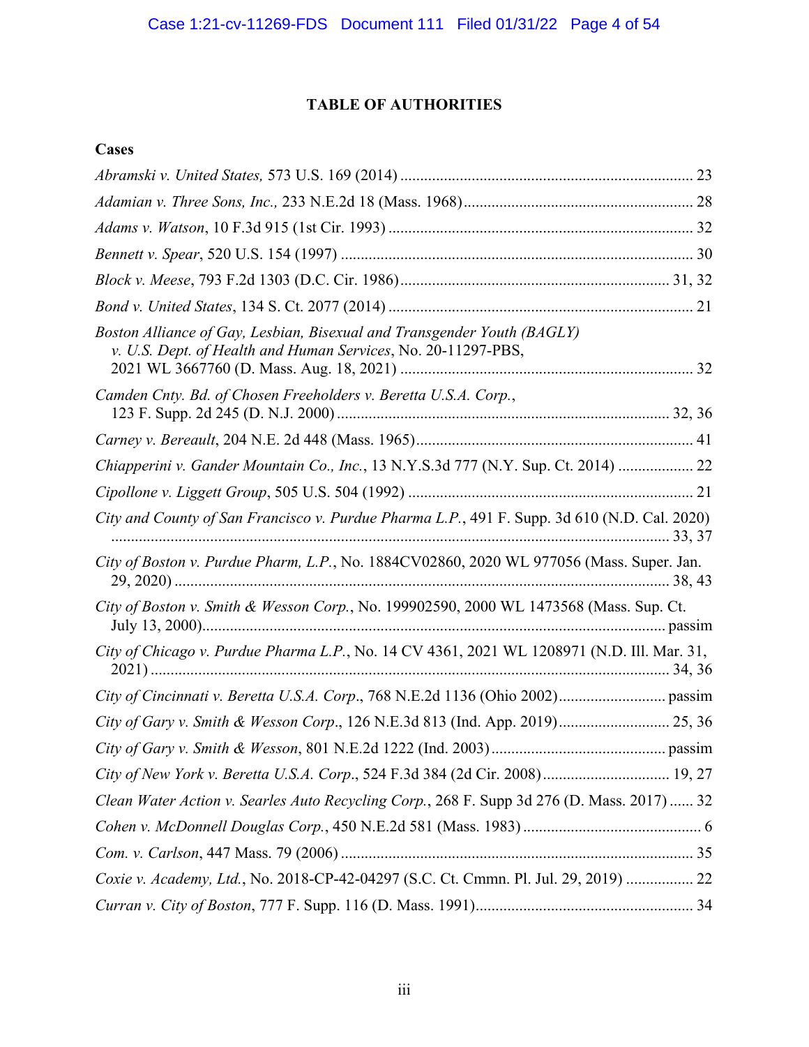## TABLE OF AUTHORITIES

### Cases

*Abramski v. United States,* 573 U.S. 169 (2014) .......... 23

*Adamian v. Three Sons, Inc.,* 233 N.E.2d 18 (Mass. 1968) .......... 28

*Adams v. Watson*, 10 F.3d 915 (1st Cir. 1993) .......... 32

*Bennett v. Spear*, 520 U.S. 154 (1997) .......... 30

*Block v. Meese*, 793 F.2d 1303 (D.C. Cir. 1986) .......... 31, 32

*Bond v. United States*, 134 S. Ct. 2077 (2014) .......... 21

*Boston Alliance of Gay, Lesbian, Bisexual and Transgender Youth (BAGLY) v. U.S. Dept. of Health and Human Services*, No. 20-11297-PBS, 2021 WL 3667760 (D. Mass. Aug. 18, 2021) .......... 32

*Camden Cnty. Bd. of Chosen Freeholders v. Beretta U.S.A. Corp.*, 123 F. Supp. 2d 245 (D. N.J. 2000) .......... 32, 36

*Carney v. Bereault*, 204 N.E. 2d 448 (Mass. 1965) .......... 41

*Chiapperini v. Gander Mountain Co., Inc.*, 13 N.Y.S.3d 777 (N.Y. Sup. Ct. 2014) .......... 22

*Cipollone v. Liggett Group*, 505 U.S. 504 (1992) .......... 21

*City and County of San Francisco v. Purdue Pharma L.P.*, 491 F. Supp. 3d 610 (N.D. Cal. 2020) .......... 33, 37

*City of Boston v. Purdue Pharm, L.P.*, No. 1884CV02860, 2020 WL 977056 (Mass. Super. Jan. 29, 2020) .......... 38, 43

*City of Boston v. Smith & Wesson Corp.*, No. 199902590, 2000 WL 1473568 (Mass. Sup. Ct. July 13, 2000) .......... passim

*City of Chicago v. Purdue Pharma L.P.*, No. 14 CV 4361, 2021 WL 1208971 (N.D. Ill. Mar. 31, 2021) .......... 34, 36

*City of Cincinnati v. Beretta U.S.A. Corp*., 768 N.E.2d 1136 (Ohio 2002) .......... passim

*City of Gary v. Smith & Wesson Corp*., 126 N.E.3d 813 (Ind. App. 2019) .......... 25, 36

*City of Gary v. Smith & Wesson*, 801 N.E.2d 1222 (Ind. 2003) .......... passim

*City of New York v. Beretta U.S.A. Corp*., 524 F.3d 384 (2d Cir. 2008) .......... 19, 27

*Clean Water Action v. Searles Auto Recycling Corp.*, 268 F. Supp 3d 276 (D. Mass. 2017) .......... 32

*Cohen v. McDonnell Douglas Corp.*, 450 N.E.2d 581 (Mass. 1983) .......... 6

*Com. v. Carlson*, 447 Mass. 79 (2006) .......... 35

*Coxie v. Academy, Ltd.*, No. 2018-CP-42-04297 (S.C. Ct. Cmmn. Pl. Jul. 29, 2019) .......... 22

*Curran v. City of Boston*, 777 F. Supp. 116 (D. Mass. 1991) .......... 34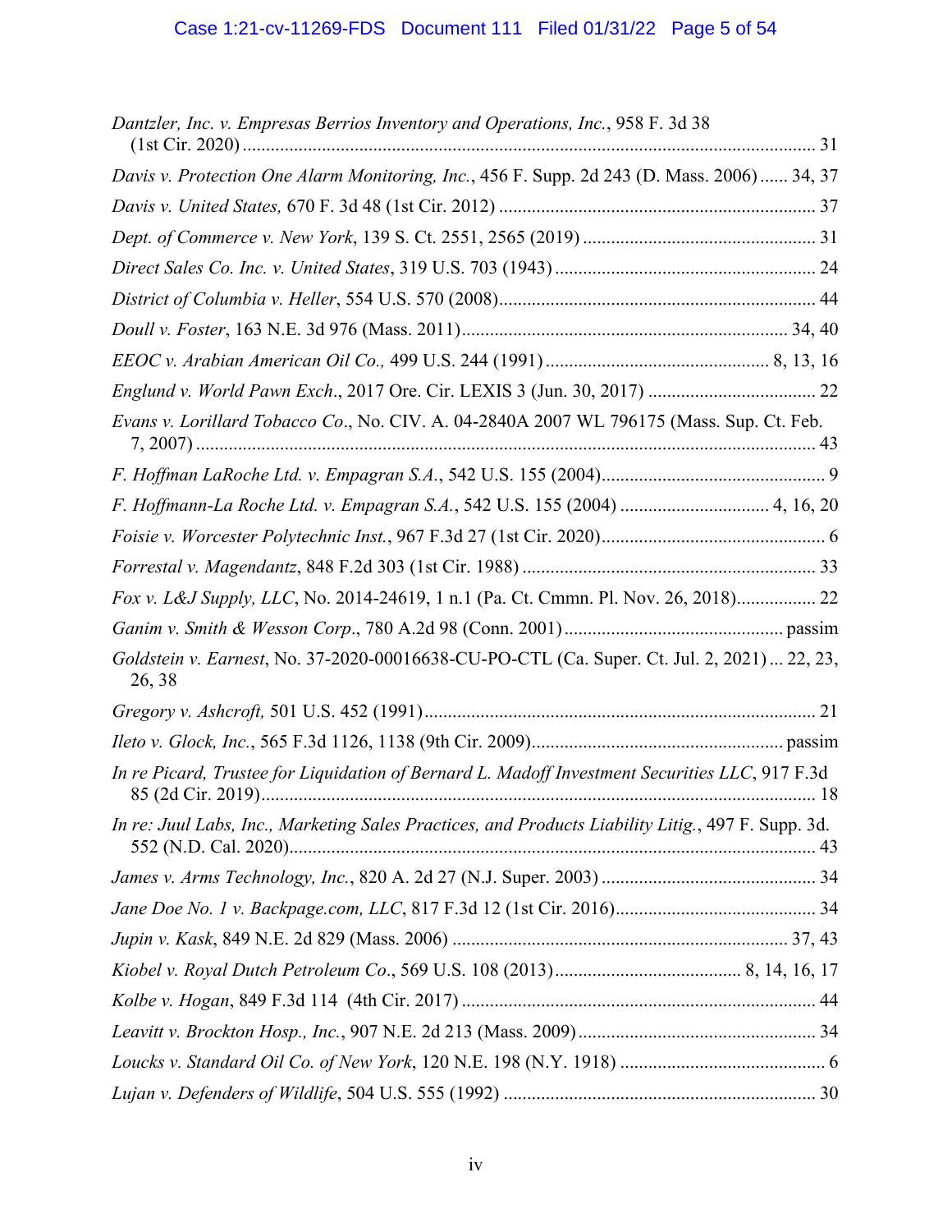*Dantzler, Inc. v. Empresas Berrios Inventory and Operations, Inc.*, 958 F. 3d 38 (1st Cir. 2020) ........................................................................................................................ 31

*Davis v. Protection One Alarm Monitoring, Inc.*, 456 F. Supp. 2d 243 (D. Mass. 2006) ...... 34, 37

*Davis v. United States,* 670 F. 3d 48 (1st Cir. 2012) ................................................................... 37

*Dept. of Commerce v. New York*, 139 S. Ct. 2551, 2565 (2019) ................................................. 31

*Direct Sales Co. Inc. v. United States*, 319 U.S. 703 (1943) ....................................................... 24

*District of Columbia v. Heller*, 554 U.S. 570 (2008).................................................................... 44

*Doull v. Foster*, 163 N.E. 3d 976 (Mass. 2011)...................................................................... 34, 40

*EEOC v. Arabian American Oil Co.,* 499 U.S. 244 (1991) ............................................... 8, 13, 16

*Englund v. World Pawn Exch*., 2017 Ore. Cir. LEXIS 3 (Jun. 30, 2017) .................................... 22

*Evans v. Lorillard Tobacco Co*., No. CIV. A. 04-2840A 2007 WL 796175 (Mass. Sup. Ct. Feb. 7, 2007) ..................................................................................................................................... 43

*F. Hoffman LaRoche Ltd. v. Empagran S.A.*, 542 U.S. 155 (2004)................................................ 9

*F. Hoffmann-La Roche Ltd. v. Empagran S.A.*, 542 U.S. 155 (2004) ............................... 4, 16, 20

*Foisie v. Worcester Polytechnic Inst.*, 967 F.3d 27 (1st Cir. 2020)................................................ 6

*Forrestal v. Magendantz*, 848 F.2d 303 (1st Cir. 1988) .............................................................. 33

*Fox v. L&J Supply, LLC*, No. 2014-24619, 1 n.1 (Pa. Ct. Cmmn. Pl. Nov. 26, 2018)................. 22

*Ganim v. Smith & Wesson Corp*., 780 A.2d 98 (Conn. 2001)............................................... passim

*Goldstein v. Earnest*, No. 37-2020-00016638-CU-PO-CTL (Ca. Super. Ct. Jul. 2, 2021) ... 22, 23, 26, 38

*Gregory v. Ashcroft,* 501 U.S. 452 (1991).................................................................................... 21

*Ileto v. Glock, Inc.*, 565 F.3d 1126, 1138 (9th Cir. 2009)...................................................... passim

*In re Picard, Trustee for Liquidation of Bernard L. Madoff Investment Securities LLC*, 917 F.3d 85 (2d Cir. 2019)...................................................................................................................... 18

*In re: Juul Labs, Inc., Marketing Sales Practices, and Products Liability Litig.*, 497 F. Supp. 3d. 552 (N.D. Cal. 2020)................................................................................................................. 43

*James v. Arms Technology, Inc.*, 820 A. 2d 27 (N.J. Super. 2003) ............................................. 34

*Jane Doe No. 1 v. Backpage.com, LLC*, 817 F.3d 12 (1st Cir. 2016).......................................... 34

*Jupin v. Kask*, 849 N.E. 2d 829 (Mass. 2006) ........................................................................ 37, 43

*Kiobel v. Royal Dutch Petroleum Co*., 569 U.S. 108 (2013)....................................... 8, 14, 16, 17

*Kolbe v. Hogan*, 849 F.3d 114 (4th Cir. 2017) ........................................................................... 44

*Leavitt v. Brockton Hosp., Inc.*, 907 N.E. 2d 213 (Mass. 2009).................................................. 34

*Loucks v. Standard Oil Co. of New York*, 120 N.E. 198 (N.Y. 1918) ............................................ 6

*Lujan v. Defenders of Wildlife*, 504 U.S. 555 (1992) .................................................................. 30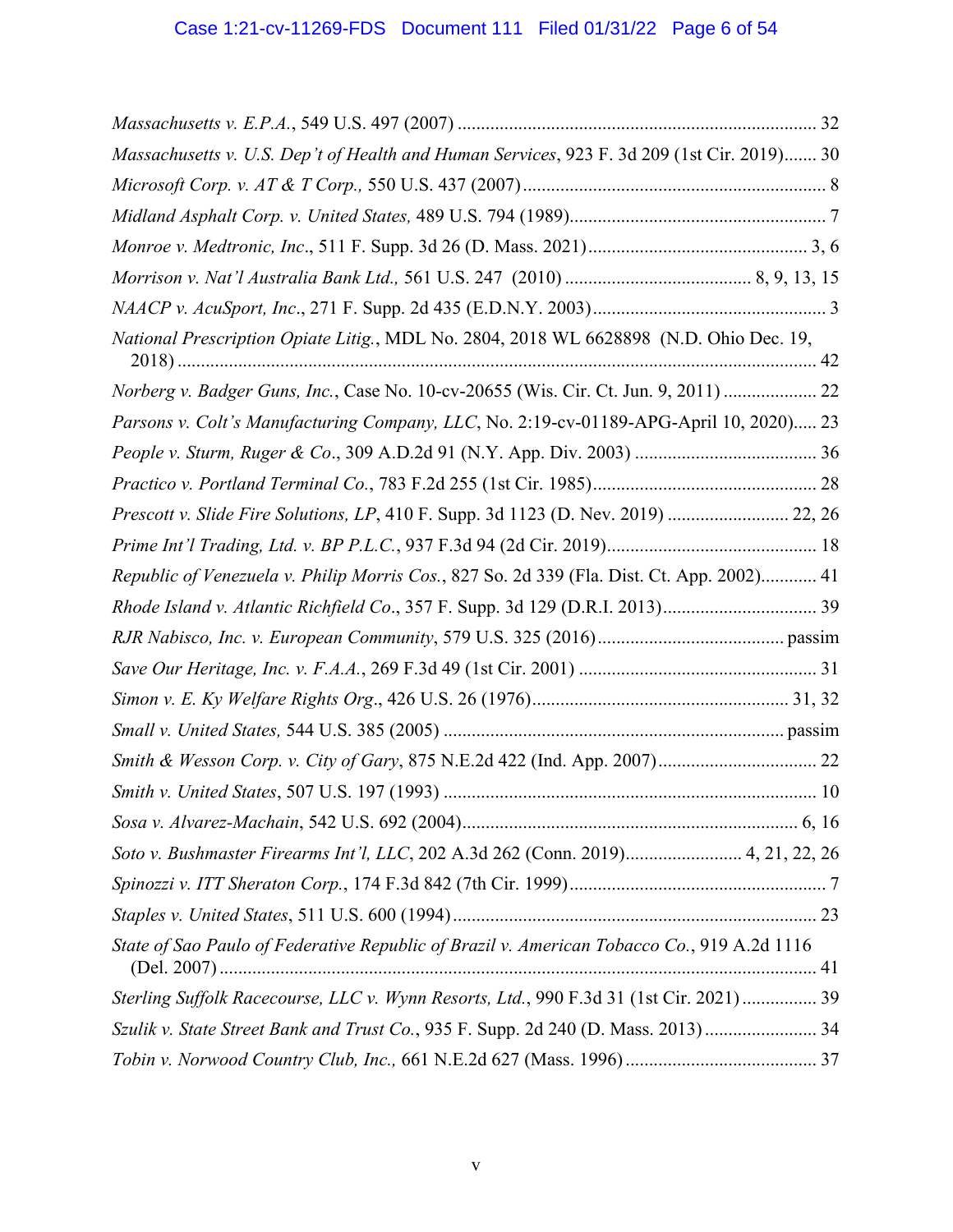*Massachusetts v. E.P.A.*, 549 U.S. 497 (2007) ............................................................................ 32

*Massachusetts v. U.S. Dep't of Health and Human Services*, 923 F. 3d 209 (1st Cir. 2019)....... 30

*Microsoft Corp. v. AT & T Corp.,* 550 U.S. 437 (2007) ................................................................. 8

*Midland Asphalt Corp. v. United States,* 489 U.S. 794 (1989)...................................................... 7

*Monroe v. Medtronic, Inc*., 511 F. Supp. 3d 26 (D. Mass. 2021)............................................... 3, 6

*Morrison v. Nat'l Australia Bank Ltd.,* 561 U.S. 247 (2010) ........................................ 8, 9, 13, 15

*NAACP v. AcuSport, Inc*., 271 F. Supp. 2d 435 (E.D.N.Y. 2003)................................................. 3

*National Prescription Opiate Litig.*, MDL No. 2804, 2018 WL 6628898 (N.D. Ohio Dec. 19, 2018) ........................................................................................................................................ 42

*Norberg v. Badger Guns, Inc.*, Case No. 10-cv-20655 (Wis. Cir. Ct. Jun. 9, 2011) .................... 22

*Parsons v. Colt's Manufacturing Company, LLC*, No. 2:19-cv-01189-APG-April 10, 2020)..... 23

*People v. Sturm, Ruger & Co*., 309 A.D.2d 91 (N.Y. App. Div. 2003) ....................................... 36

*Practico v. Portland Terminal Co.*, 783 F.2d 255 (1st Cir. 1985)................................................ 28

*Prescott v. Slide Fire Solutions, LP*, 410 F. Supp. 3d 1123 (D. Nev. 2019) .......................... 22, 26

*Prime Int'l Trading, Ltd. v. BP P.L.C.*, 937 F.3d 94 (2d Cir. 2019)............................................. 18

*Republic of Venezuela v. Philip Morris Cos.*, 827 So. 2d 339 (Fla. Dist. Ct. App. 2002)............ 41

*Rhode Island v. Atlantic Richfield Co*., 357 F. Supp. 3d 129 (D.R.I. 2013)................................ 39

*RJR Nabisco, Inc. v. European Community*, 579 U.S. 325 (2016)........................................ passim

*Save Our Heritage, Inc. v. F.A.A.*, 269 F.3d 49 (1st Cir. 2001) ................................................... 31

*Simon v. E. Ky Welfare Rights Org*., 426 U.S. 26 (1976)....................................................... 31, 32

*Small v. United States,* 544 U.S. 385 (2005) ......................................................................... passim

*Smith & Wesson Corp. v. City of Gary*, 875 N.E.2d 422 (Ind. App. 2007).................................. 22

*Smith v. United States*, 507 U.S. 197 (1993) ................................................................................ 10

*Sosa v. Alvarez-Machain*, 542 U.S. 692 (2004)........................................................................ 6, 16

*Soto v. Bushmaster Firearms Int'l, LLC*, 202 A.3d 262 (Conn. 2019)......................... 4, 21, 22, 26

*Spinozzi v. ITT Sheraton Corp.*, 174 F.3d 842 (7th Cir. 1999)....................................................... 7

*Staples v. United States*, 511 U.S. 600 (1994).............................................................................. 23

*State of Sao Paulo of Federative Republic of Brazil v. American Tobacco Co.*, 919 A.2d 1116 (Del. 2007) ................................................................................................................................ 41

*Sterling Suffolk Racecourse, LLC v. Wynn Resorts, Ltd.*, 990 F.3d 31 (1st Cir. 2021) ................ 39

*Szulik v. State Street Bank and Trust Co.*, 935 F. Supp. 2d 240 (D. Mass. 2013)........................ 34

*Tobin v. Norwood Country Club, Inc.,* 661 N.E.2d 627 (Mass. 1996) ......................................... 37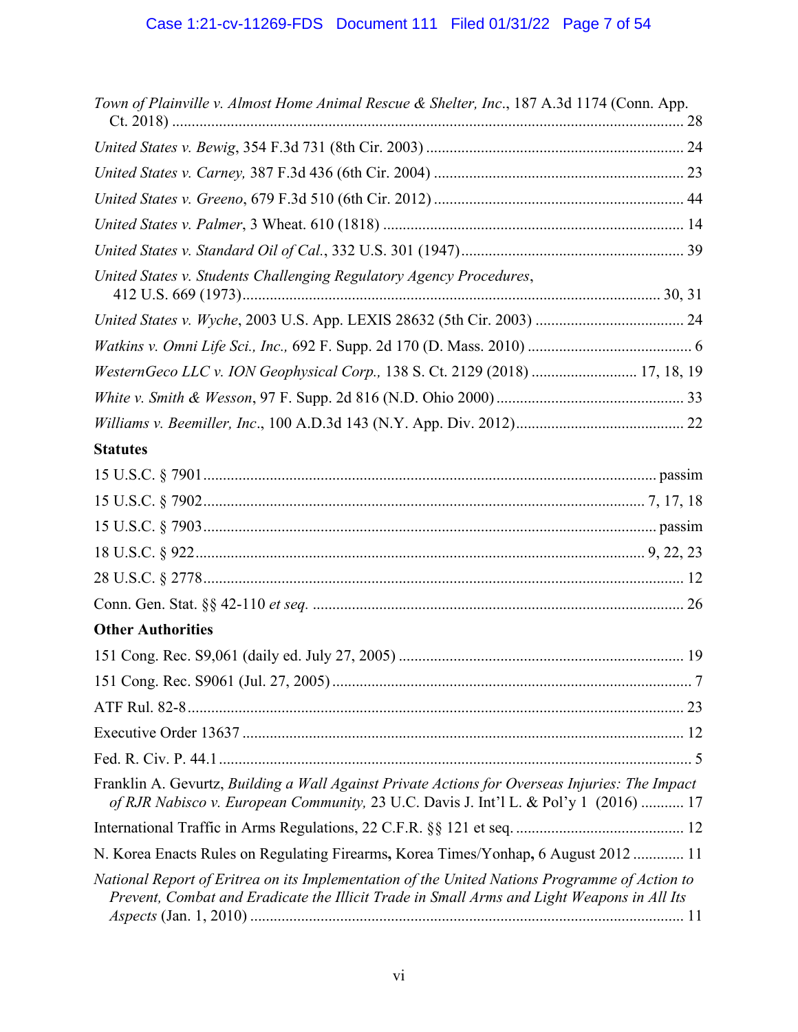*Town of Plainville v. Almost Home Animal Rescue & Shelter, Inc.*, 187 A.3d 1174 (Conn. App. Ct. 2018) .................................................................................................................. 28

*United States v. Bewig*, 354 F.3d 731 (8th Cir. 2003) ................................................................ 24

*United States v. Carney,* 387 F.3d 436 (6th Cir. 2004) .............................................................. 23

*United States v. Greeno*, 679 F.3d 510 (6th Cir. 2012) .............................................................. 44

*United States v. Palmer*, 3 Wheat. 610 (1818) ........................................................................... 14

*United States v. Standard Oil of Cal.*, 332 U.S. 301 (1947)........................................................ 39

*United States v. Students Challenging Regulatory Agency Procedures*, 412 U.S. 669 (1973).......................................................................................................... 30, 31

*United States v. Wyche*, 2003 U.S. App. LEXIS 28632 (5th Cir. 2003) ...................................... 24

*Watkins v. Omni Life Sci., Inc.,* 692 F. Supp. 2d 170 (D. Mass. 2010) .......................................... 6

*WesternGeco LLC v. ION Geophysical Corp.,* 138 S. Ct. 2129 (2018) .......................... 17, 18, 19

*White v. Smith & Wesson*, 97 F. Supp. 2d 816 (N.D. Ohio 2000) ................................................ 33

*Williams v. Beemiller, Inc*., 100 A.D.3d 143 (N.Y. App. Div. 2012)........................................... 22

**Statutes**

15 U.S.C. § 7901.................................................................................................................. passim

15 U.S.C. § 7902............................................................................................................ 7, 17, 18

15 U.S.C. § 7903.................................................................................................................. passim

18 U.S.C. § 922................................................................................................................ 9, 22, 23

28 U.S.C. § 2778.......................................................................................................................... 12

Conn. Gen. Stat. §§ 42-110 *et seq.* .............................................................................................. 26

**Other Authorities**

151 Cong. Rec. S9,061 (daily ed. July 27, 2005) ........................................................................ 19

151 Cong. Rec. S9061 (Jul. 27, 2005)........................................................................................... 7

ATF Rul. 82-8.............................................................................................................................. 23

Executive Order 13637 ................................................................................................................ 12

Fed. R. Civ. P. 44.1 ....................................................................................................................... 5

Franklin A. Gevurtz, *Building a Wall Against Private Actions for Overseas Injuries: The Impact of RJR Nabisco v. European Community,* 23 U.C. Davis J. Int'l L. & Pol'y 1 (2016) ........... 17

International Traffic in Arms Regulations, 22 C.F.R. §§ 121 et seq. ........................................... 12

N. Korea Enacts Rules on Regulating Firearms**,** Korea Times/Yonhap**,** 6 August 2012 ............. 11

*National Report of Eritrea on its Implementation of the United Nations Programme of Action to Prevent, Combat and Eradicate the Illicit Trade in Small Arms and Light Weapons in All Its Aspects* (Jan. 1, 2010) .............................................................................................................. 11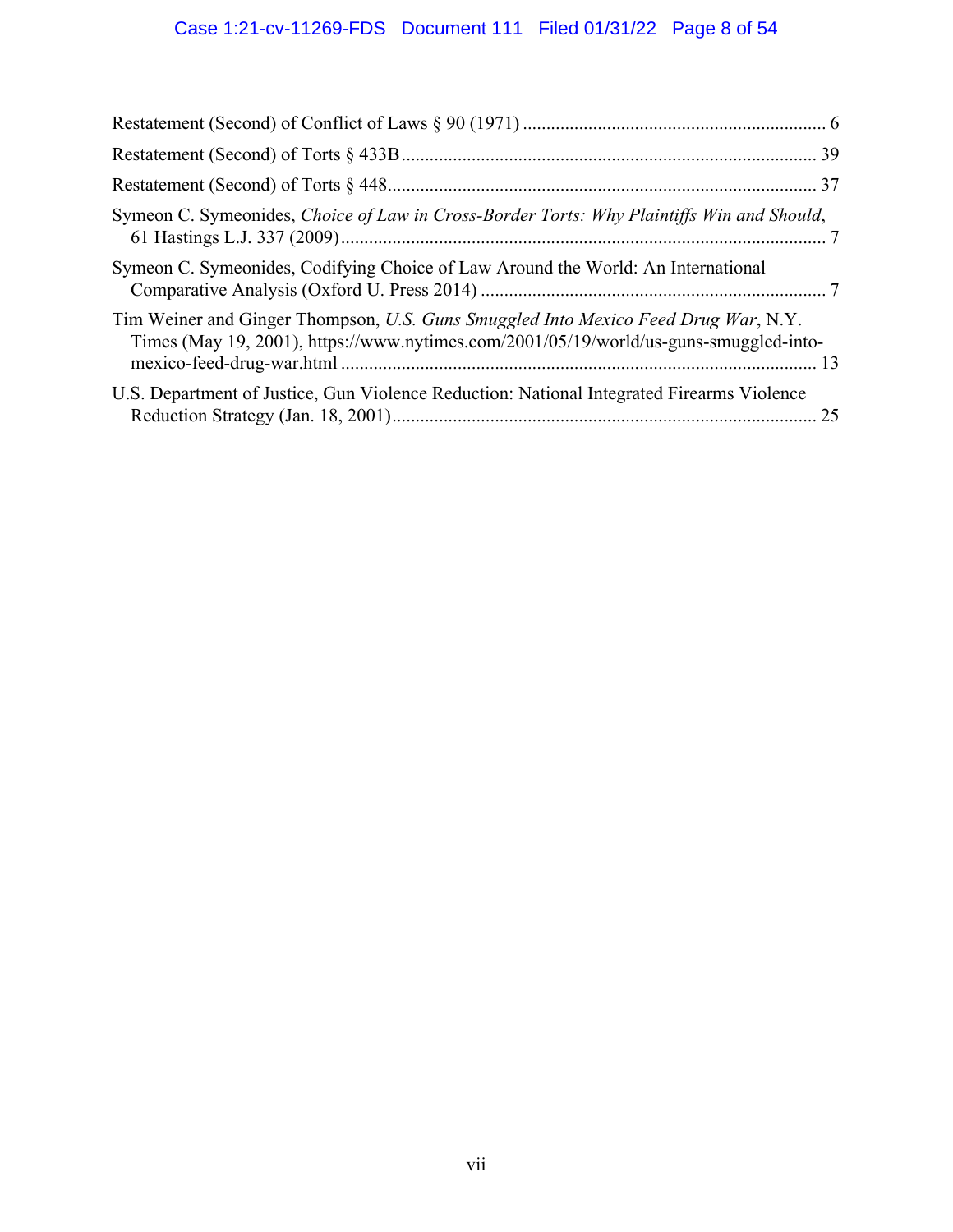Restatement (Second) of Conflict of Laws § 90 (1971) ................................................................. 6

Restatement (Second) of Torts § 433B ........................................................................................ 39

Restatement (Second) of Torts § 448 ........................................................................................... 37

Symeon C. Symeonides, *Choice of Law in Cross-Border Torts: Why Plaintiffs Win and Should*, 61 Hastings L.J. 337 (2009) ........................................................................................................ 7

Symeon C. Symeonides, Codifying Choice of Law Around the World: An International Comparative Analysis (Oxford U. Press 2014) .......................................................................... 7

Tim Weiner and Ginger Thompson, *U.S. Guns Smuggled Into Mexico Feed Drug War*, N.Y. Times (May 19, 2001), https://www.nytimes.com/2001/05/19/world/us-guns-smuggled-into-mexico-feed-drug-war.html ..................................................................................................... 13

U.S. Department of Justice, Gun Violence Reduction: National Integrated Firearms Violence Reduction Strategy (Jan. 18, 2001) .......................................................................................... 25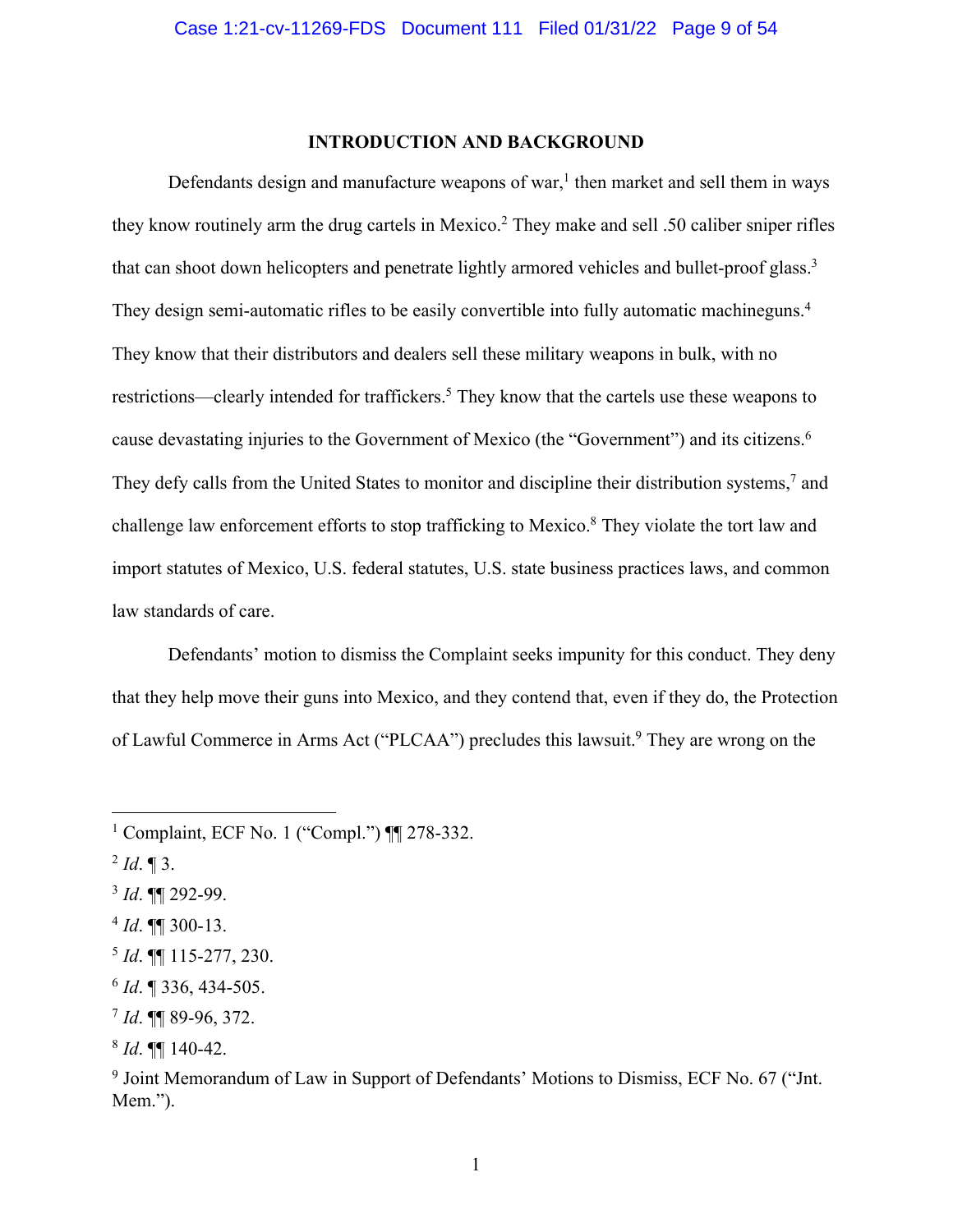## INTRODUCTION AND BACKGROUND

Defendants design and manufacture weapons of war,[1] then market and sell them in ways they know routinely arm the drug cartels in Mexico.[2] They make and sell .50 caliber sniper rifles that can shoot down helicopters and penetrate lightly armored vehicles and bullet-proof glass.[3] They design semi-automatic rifles to be easily convertible into fully automatic machineguns.[4] They know that their distributors and dealers sell these military weapons in bulk, with no restrictions—clearly intended for traffickers.[5] They know that the cartels use these weapons to cause devastating injuries to the Government of Mexico (the "Government") and its citizens.[6] They defy calls from the United States to monitor and discipline their distribution systems,[7] and challenge law enforcement efforts to stop trafficking to Mexico.[8] They violate the tort law and import statutes of Mexico, U.S. federal statutes, U.S. state business practices laws, and common law standards of care.

Defendants' motion to dismiss the Complaint seeks impunity for this conduct. They deny that they help move their guns into Mexico, and they contend that, even if they do, the Protection of Lawful Commerce in Arms Act ("PLCAA") precludes this lawsuit.[9] They are wrong on the

---

[1] Complaint, ECF No. 1 ("Compl.") ¶¶ 278-332.

[2] *Id*. ¶ 3.

[3] *Id*. ¶¶ 292-99.

[4] *Id*. ¶¶ 300-13.

[5] *Id*. ¶¶ 115-277, 230.

[6] *Id*. ¶ 336, 434-505.

[7] *Id*. ¶¶ 89-96, 372.

[8] *Id*. ¶¶ 140-42.

[9] Joint Memorandum of Law in Support of Defendants' Motions to Dismiss, ECF No. 67 ("Jnt. Mem.").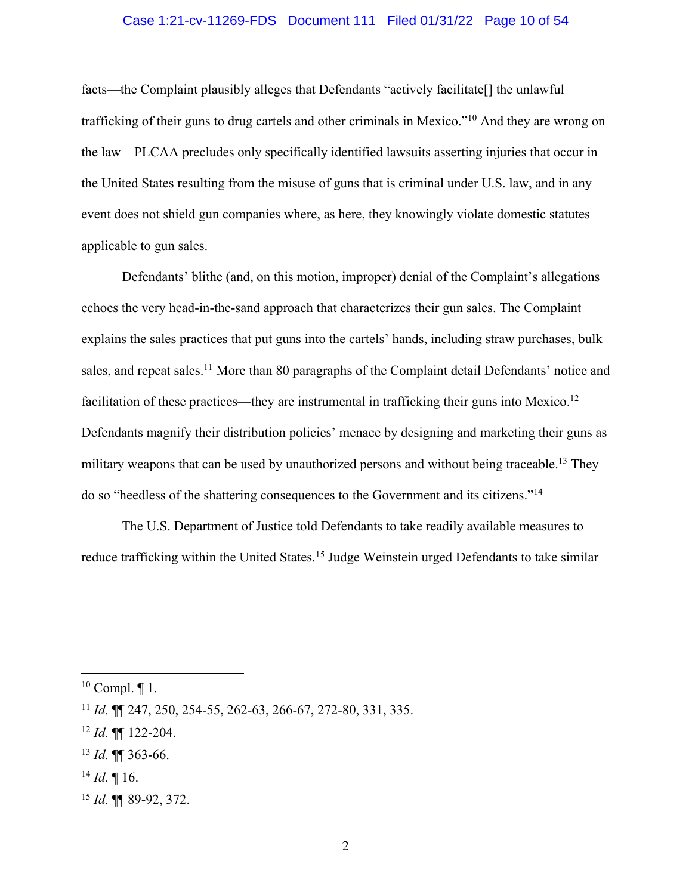facts—the Complaint plausibly alleges that Defendants "actively facilitate[] the unlawful trafficking of their guns to drug cartels and other criminals in Mexico."[10] And they are wrong on the law—PLCAA precludes only specifically identified lawsuits asserting injuries that occur in the United States resulting from the misuse of guns that is criminal under U.S. law, and in any event does not shield gun companies where, as here, they knowingly violate domestic statutes applicable to gun sales.

Defendants' blithe (and, on this motion, improper) denial of the Complaint's allegations echoes the very head-in-the-sand approach that characterizes their gun sales. The Complaint explains the sales practices that put guns into the cartels' hands, including straw purchases, bulk sales, and repeat sales.[11] More than 80 paragraphs of the Complaint detail Defendants' notice and facilitation of these practices—they are instrumental in trafficking their guns into Mexico.[12] Defendants magnify their distribution policies' menace by designing and marketing their guns as military weapons that can be used by unauthorized persons and without being traceable.[13] They do so "heedless of the shattering consequences to the Government and its citizens."[14]

The U.S. Department of Justice told Defendants to take readily available measures to reduce trafficking within the United States.[15] Judge Weinstein urged Defendants to take similar

---

[10] Compl. ¶ 1.

[11] *Id.* ¶¶ 247, 250, 254-55, 262-63, 266-67, 272-80, 331, 335.

[12] *Id.* ¶¶ 122-204.

[13] *Id.* ¶¶ 363-66.

[14] *Id.* ¶ 16.

[15] *Id.* ¶¶ 89-92, 372.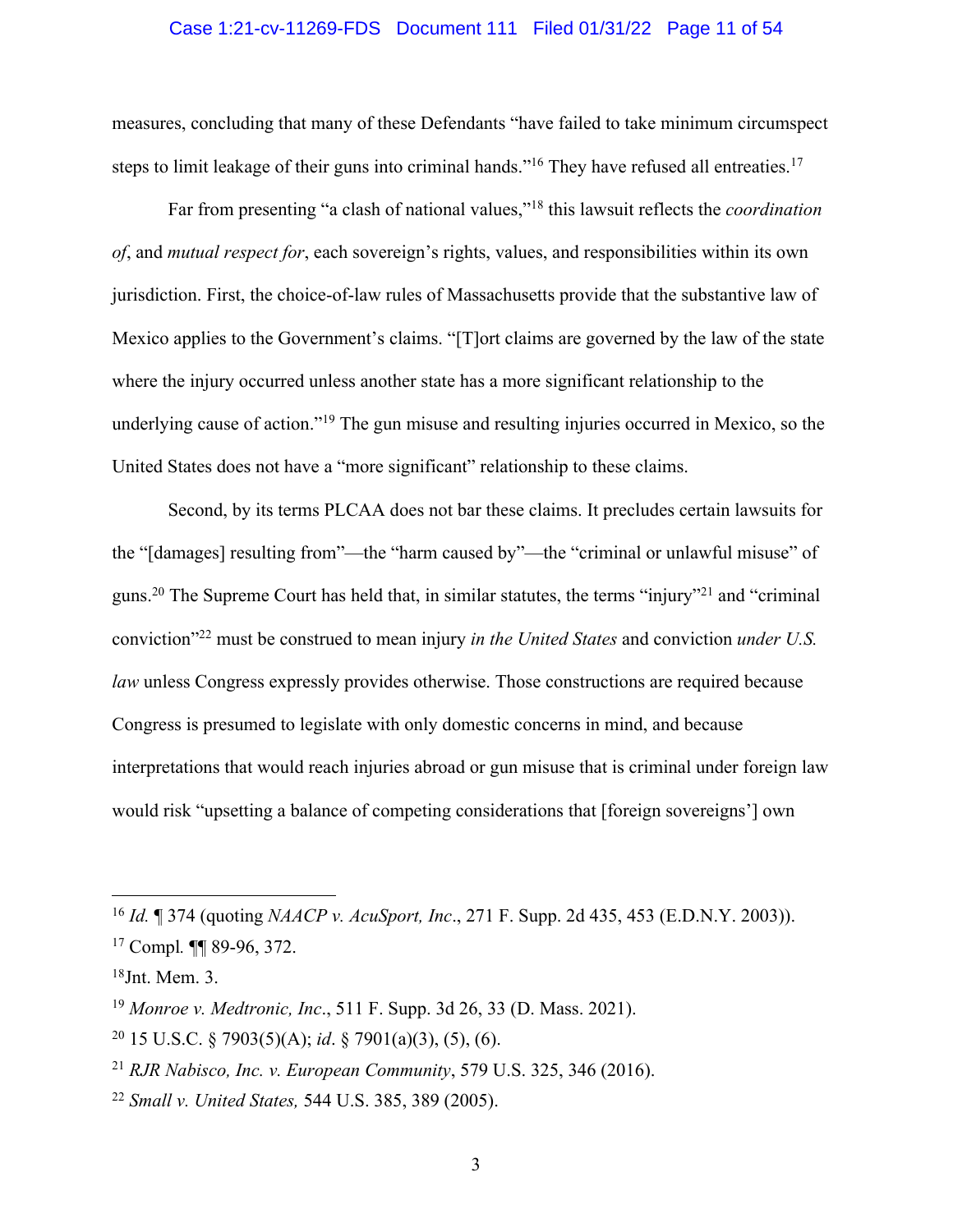measures, concluding that many of these Defendants "have failed to take minimum circumspect steps to limit leakage of their guns into criminal hands."[16] They have refused all entreaties.[17]

Far from presenting "a clash of national values,"[18] this lawsuit reflects the *coordination of*, and *mutual respect for*, each sovereign's rights, values, and responsibilities within its own jurisdiction. First, the choice-of-law rules of Massachusetts provide that the substantive law of Mexico applies to the Government's claims. "[T]ort claims are governed by the law of the state where the injury occurred unless another state has a more significant relationship to the underlying cause of action."[19] The gun misuse and resulting injuries occurred in Mexico, so the United States does not have a "more significant" relationship to these claims.

Second, by its terms PLCAA does not bar these claims. It precludes certain lawsuits for the "[damages] resulting from"—the "harm caused by"—the "criminal or unlawful misuse" of guns.[20] The Supreme Court has held that, in similar statutes, the terms "injury"[21] and "criminal conviction"[22] must be construed to mean injury *in the United States* and conviction *under U.S. law* unless Congress expressly provides otherwise. Those constructions are required because Congress is presumed to legislate with only domestic concerns in mind, and because interpretations that would reach injuries abroad or gun misuse that is criminal under foreign law would risk "upsetting a balance of competing considerations that [foreign sovereigns'] own

---

[16] *Id.* ¶ 374 (quoting *NAACP v. AcuSport, Inc*., 271 F. Supp. 2d 435, 453 (E.D.N.Y. 2003)).

[17] Compl*.* ¶¶ 89-96, 372.

[18] Jnt. Mem. 3.

[19] *Monroe v. Medtronic, Inc*., 511 F. Supp. 3d 26, 33 (D. Mass. 2021).

[20] 15 U.S.C. § 7903(5)(A); *id*. § 7901(a)(3), (5), (6).

[21] *RJR Nabisco, Inc. v. European Community*, 579 U.S. 325, 346 (2016).

[22] *Small v. United States,* 544 U.S. 385, 389 (2005).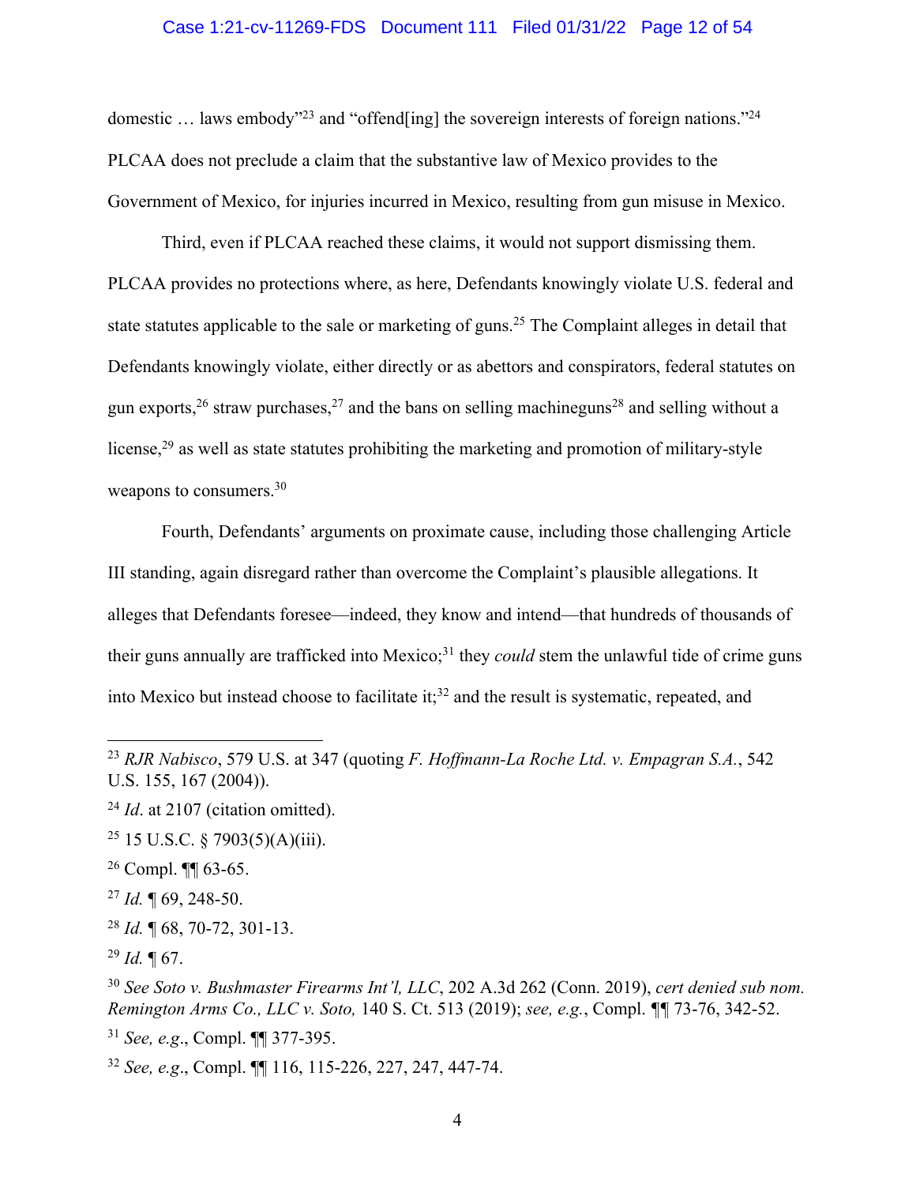domestic … laws embody"[23] and "offend[ing] the sovereign interests of foreign nations."[24] PLCAA does not preclude a claim that the substantive law of Mexico provides to the Government of Mexico, for injuries incurred in Mexico, resulting from gun misuse in Mexico.

Third, even if PLCAA reached these claims, it would not support dismissing them. PLCAA provides no protections where, as here, Defendants knowingly violate U.S. federal and state statutes applicable to the sale or marketing of guns.[25] The Complaint alleges in detail that Defendants knowingly violate, either directly or as abettors and conspirators, federal statutes on gun exports,[26] straw purchases,[27] and the bans on selling machineguns[28] and selling without a license,[29] as well as state statutes prohibiting the marketing and promotion of military-style weapons to consumers.[30]

Fourth, Defendants' arguments on proximate cause, including those challenging Article III standing, again disregard rather than overcome the Complaint's plausible allegations. It alleges that Defendants foresee—indeed, they know and intend—that hundreds of thousands of their guns annually are trafficked into Mexico;[31] they *could* stem the unlawful tide of crime guns into Mexico but instead choose to facilitate it;[32] and the result is systematic, repeated, and

---

[23] *RJR Nabisco*, 579 U.S. at 347 (quoting *F. Hoffmann-La Roche Ltd. v. Empagran S.A.*, 542 U.S. 155, 167 (2004)).

[24] *Id*. at 2107 (citation omitted).

[25] 15 U.S.C. § 7903(5)(A)(iii).

[26] Compl. ¶¶ 63-65.

[27] *Id.* ¶ 69, 248-50.

[28] *Id.* ¶ 68, 70-72, 301-13.

[29] *Id.* ¶ 67.

[30] *See Soto v. Bushmaster Firearms Int'l, LLC*, 202 A.3d 262 (Conn. 2019), *cert denied sub nom. Remington Arms Co., LLC v. Soto,* 140 S. Ct. 513 (2019); *see, e.g.*, Compl. ¶¶ 73-76, 342-52.

[31] *See, e.g*., Compl. ¶¶ 377-395.

[32] *See, e.g*., Compl. ¶¶ 116, 115-226, 227, 247, 447-74.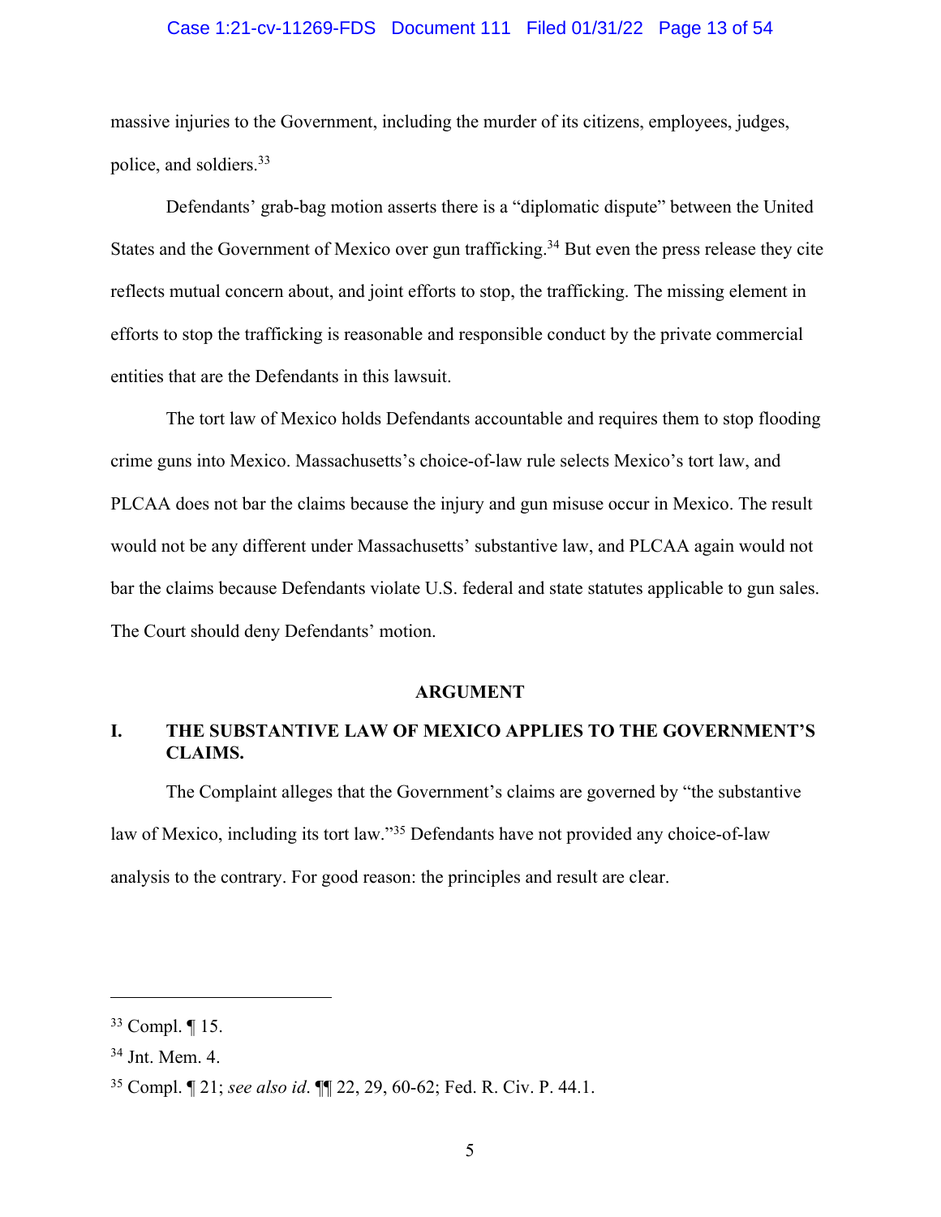massive injuries to the Government, including the murder of its citizens, employees, judges, police, and soldiers.[33]

Defendants' grab-bag motion asserts there is a "diplomatic dispute" between the United States and the Government of Mexico over gun trafficking.[34] But even the press release they cite reflects mutual concern about, and joint efforts to stop, the trafficking. The missing element in efforts to stop the trafficking is reasonable and responsible conduct by the private commercial entities that are the Defendants in this lawsuit.

The tort law of Mexico holds Defendants accountable and requires them to stop flooding crime guns into Mexico. Massachusetts's choice-of-law rule selects Mexico's tort law, and PLCAA does not bar the claims because the injury and gun misuse occur in Mexico. The result would not be any different under Massachusetts' substantive law, and PLCAA again would not bar the claims because Defendants violate U.S. federal and state statutes applicable to gun sales. The Court should deny Defendants' motion.

## ARGUMENT

### I. THE SUBSTANTIVE LAW OF MEXICO APPLIES TO THE GOVERNMENT'S CLAIMS.

The Complaint alleges that the Government's claims are governed by "the substantive law of Mexico, including its tort law."[35] Defendants have not provided any choice-of-law analysis to the contrary. For good reason: the principles and result are clear.

---

[33] Compl. ¶ 15.

[34] Jnt. Mem. 4.

[35] Compl. ¶ 21; *see also id*. ¶¶ 22, 29, 60-62; Fed. R. Civ. P. 44.1.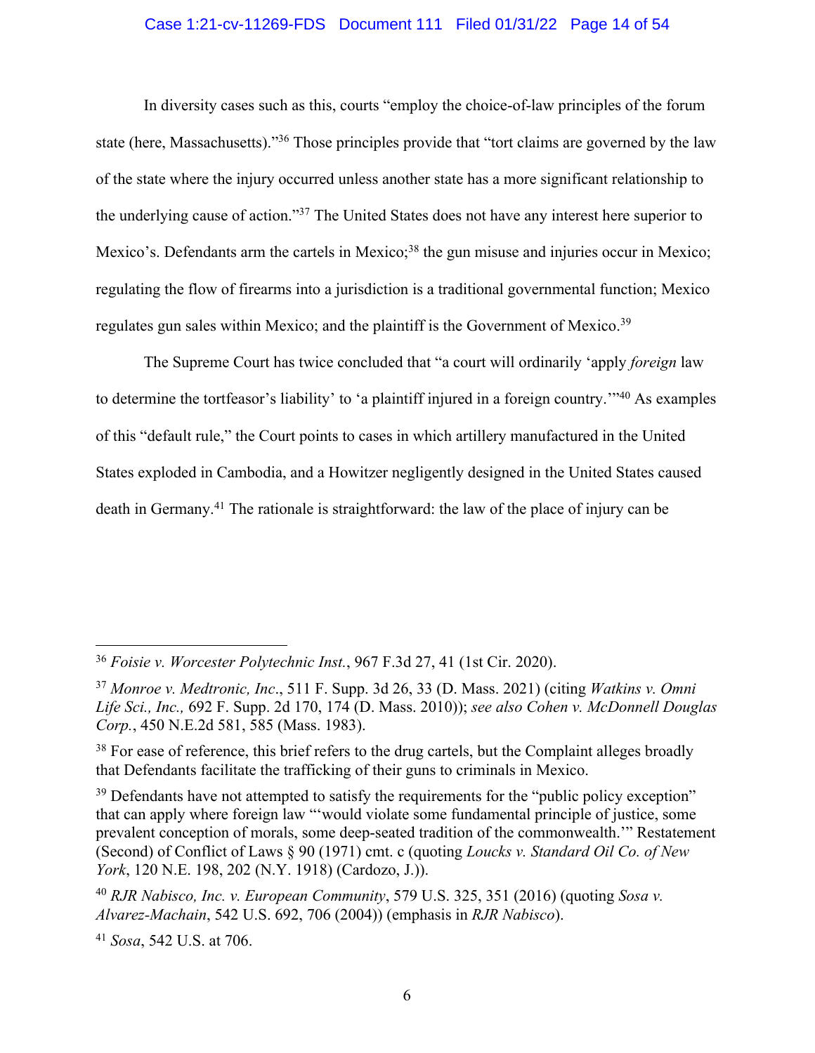In diversity cases such as this, courts "employ the choice-of-law principles of the forum state (here, Massachusetts)."[36] Those principles provide that "tort claims are governed by the law of the state where the injury occurred unless another state has a more significant relationship to the underlying cause of action."[37] The United States does not have any interest here superior to Mexico's. Defendants arm the cartels in Mexico;[38] the gun misuse and injuries occur in Mexico; regulating the flow of firearms into a jurisdiction is a traditional governmental function; Mexico regulates gun sales within Mexico; and the plaintiff is the Government of Mexico.[39]

The Supreme Court has twice concluded that "a court will ordinarily 'apply *foreign* law to determine the tortfeasor's liability' to 'a plaintiff injured in a foreign country.'"[40] As examples of this "default rule," the Court points to cases in which artillery manufactured in the United States exploded in Cambodia, and a Howitzer negligently designed in the United States caused death in Germany.[41] The rationale is straightforward: the law of the place of injury can be

---

[36] *Foisie v. Worcester Polytechnic Inst.*, 967 F.3d 27, 41 (1st Cir. 2020).

[37] *Monroe v. Medtronic, Inc*., 511 F. Supp. 3d 26, 33 (D. Mass. 2021) (citing *Watkins v. Omni Life Sci., Inc.,* 692 F. Supp. 2d 170, 174 (D. Mass. 2010)); *see also Cohen v. McDonnell Douglas Corp.*, 450 N.E.2d 581, 585 (Mass. 1983).

[38] For ease of reference, this brief refers to the drug cartels, but the Complaint alleges broadly that Defendants facilitate the trafficking of their guns to criminals in Mexico.

[39] Defendants have not attempted to satisfy the requirements for the "public policy exception" that can apply where foreign law "'would violate some fundamental principle of justice, some prevalent conception of morals, some deep-seated tradition of the commonwealth.'" Restatement (Second) of Conflict of Laws § 90 (1971) cmt. c (quoting *Loucks v. Standard Oil Co. of New York*, 120 N.E. 198, 202 (N.Y. 1918) (Cardozo, J.)).

[40] *RJR Nabisco, Inc. v. European Community*, 579 U.S. 325, 351 (2016) (quoting *Sosa v. Alvarez-Machain*, 542 U.S. 692, 706 (2004)) (emphasis in *RJR Nabisco*).

[41] *Sosa*, 542 U.S. at 706.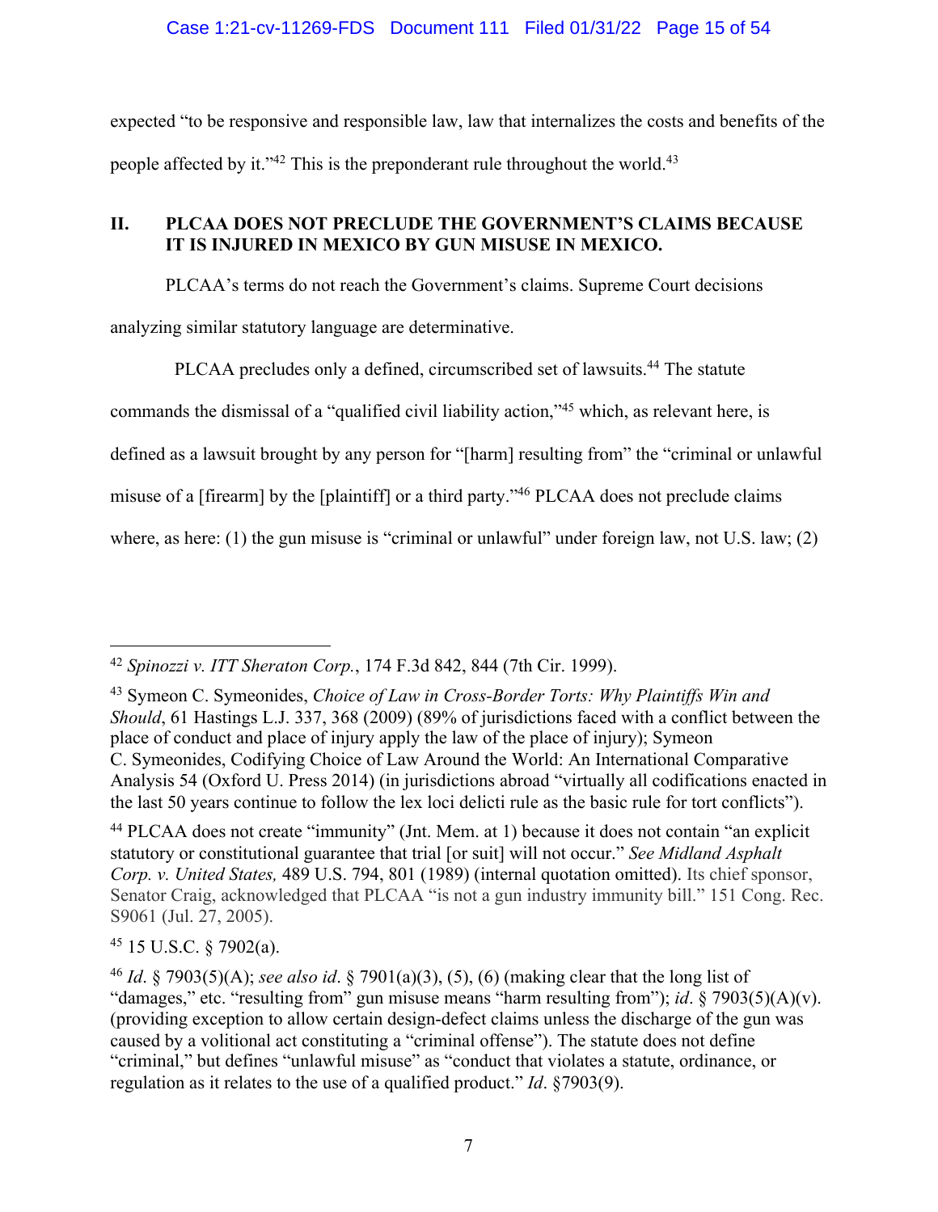expected "to be responsive and responsible law, law that internalizes the costs and benefits of the people affected by it."[42] This is the preponderant rule throughout the world.[43]

## II. PLCAA DOES NOT PRECLUDE THE GOVERNMENT'S CLAIMS BECAUSE IT IS INJURED IN MEXICO BY GUN MISUSE IN MEXICO.

PLCAA's terms do not reach the Government's claims. Supreme Court decisions analyzing similar statutory language are determinative.

PLCAA precludes only a defined, circumscribed set of lawsuits.[44] The statute commands the dismissal of a "qualified civil liability action,"[45] which, as relevant here, is defined as a lawsuit brought by any person for "[harm] resulting from" the "criminal or unlawful misuse of a [firearm] by the [plaintiff] or a third party."[46] PLCAA does not preclude claims where, as here: (1) the gun misuse is "criminal or unlawful" under foreign law, not U.S. law; (2)

---

[42] *Spinozzi v. ITT Sheraton Corp.*, 174 F.3d 842, 844 (7th Cir. 1999).

[43] Symeon C. Symeonides, *Choice of Law in Cross-Border Torts: Why Plaintiffs Win and Should*, 61 Hastings L.J. 337, 368 (2009) (89% of jurisdictions faced with a conflict between the place of conduct and place of injury apply the law of the place of injury); Symeon C. Symeonides, Codifying Choice of Law Around the World: An International Comparative Analysis 54 (Oxford U. Press 2014) (in jurisdictions abroad "virtually all codifications enacted in the last 50 years continue to follow the lex loci delicti rule as the basic rule for tort conflicts").

[44] PLCAA does not create "immunity" (Jnt. Mem. at 1) because it does not contain "an explicit statutory or constitutional guarantee that trial [or suit] will not occur." *See Midland Asphalt Corp. v. United States,* 489 U.S. 794, 801 (1989) (internal quotation omitted). Its chief sponsor, Senator Craig, acknowledged that PLCAA "is not a gun industry immunity bill." 151 Cong. Rec. S9061 (Jul. 27, 2005).

[45] 15 U.S.C. § 7902(a).

[46] *Id*. § 7903(5)(A); *see also id*. § 7901(a)(3), (5), (6) (making clear that the long list of "damages," etc. "resulting from" gun misuse means "harm resulting from"); *id*. § 7903(5)(A)(v). (providing exception to allow certain design-defect claims unless the discharge of the gun was caused by a volitional act constituting a "criminal offense"). The statute does not define "criminal," but defines "unlawful misuse" as "conduct that violates a statute, ordinance, or regulation as it relates to the use of a qualified product." *Id*. §7903(9).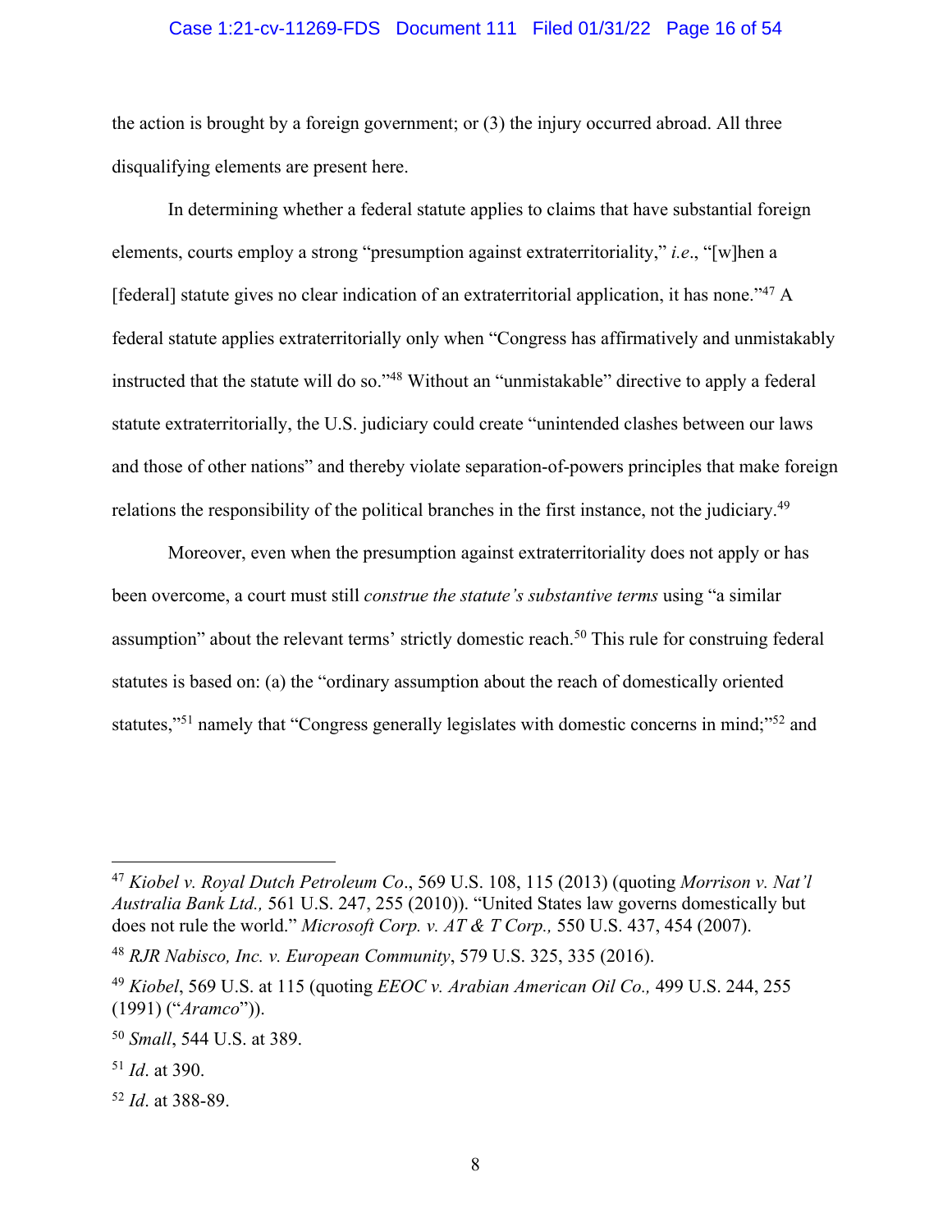the action is brought by a foreign government; or (3) the injury occurred abroad. All three disqualifying elements are present here.

In determining whether a federal statute applies to claims that have substantial foreign elements, courts employ a strong "presumption against extraterritoriality," *i.e*., "[w]hen a [federal] statute gives no clear indication of an extraterritorial application, it has none."[47] A federal statute applies extraterritorially only when "Congress has affirmatively and unmistakably instructed that the statute will do so."[48] Without an "unmistakable" directive to apply a federal statute extraterritorially, the U.S. judiciary could create "unintended clashes between our laws and those of other nations" and thereby violate separation-of-powers principles that make foreign relations the responsibility of the political branches in the first instance, not the judiciary.[49]

Moreover, even when the presumption against extraterritoriality does not apply or has been overcome, a court must still *construe the statute's substantive terms* using "a similar assumption" about the relevant terms' strictly domestic reach.[50] This rule for construing federal statutes is based on: (a) the "ordinary assumption about the reach of domestically oriented statutes,"[51] namely that "Congress generally legislates with domestic concerns in mind;"[52] and

---

[47] *Kiobel v. Royal Dutch Petroleum Co*., 569 U.S. 108, 115 (2013) (quoting *Morrison v. Nat'l Australia Bank Ltd.,* 561 U.S. 247, 255 (2010)). "United States law governs domestically but does not rule the world." *Microsoft Corp. v. AT & T Corp.,* 550 U.S. 437, 454 (2007).

[48] *RJR Nabisco, Inc. v. European Community*, 579 U.S. 325, 335 (2016).

[49] *Kiobel*, 569 U.S. at 115 (quoting *EEOC v. Arabian American Oil Co.,* 499 U.S. 244, 255 (1991) ("*Aramco*")).

[50] *Small*, 544 U.S. at 389.

[51] *Id*. at 390.

[52] *Id*. at 388-89.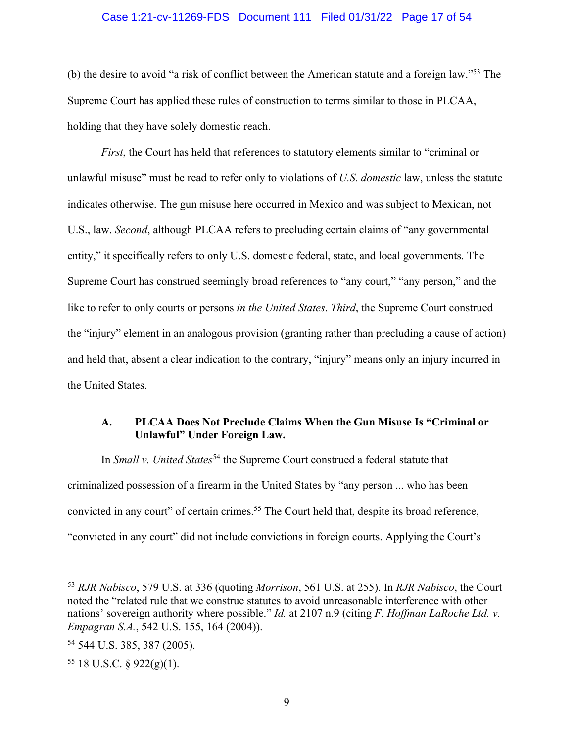(b) the desire to avoid "a risk of conflict between the American statute and a foreign law."[53] The Supreme Court has applied these rules of construction to terms similar to those in PLCAA, holding that they have solely domestic reach.

*First*, the Court has held that references to statutory elements similar to "criminal or unlawful misuse" must be read to refer only to violations of *U.S. domestic* law, unless the statute indicates otherwise. The gun misuse here occurred in Mexico and was subject to Mexican, not U.S., law. *Second*, although PLCAA refers to precluding certain claims of "any governmental entity," it specifically refers to only U.S. domestic federal, state, and local governments. The Supreme Court has construed seemingly broad references to "any court," "any person," and the like to refer to only courts or persons *in the United States*. *Third*, the Supreme Court construed the "injury" element in an analogous provision (granting rather than precluding a cause of action) and held that, absent a clear indication to the contrary, "injury" means only an injury incurred in the United States.

### A. PLCAA Does Not Preclude Claims When the Gun Misuse Is "Criminal or Unlawful" Under Foreign Law.

In *Small v. United States*[54] the Supreme Court construed a federal statute that criminalized possession of a firearm in the United States by "any person ... who has been convicted in any court" of certain crimes.[55] The Court held that, despite its broad reference, "convicted in any court" did not include convictions in foreign courts. Applying the Court's

---

[53] *RJR Nabisco*, 579 U.S. at 336 (quoting *Morrison*, 561 U.S. at 255). In *RJR Nabisco*, the Court noted the "related rule that we construe statutes to avoid unreasonable interference with other nations' sovereign authority where possible." *Id.* at 2107 n.9 (citing *F. Hoffman LaRoche Ltd. v. Empagran S.A.*, 542 U.S. 155, 164 (2004)).

[54] 544 U.S. 385, 387 (2005).

[55] 18 U.S.C. § 922(g)(1).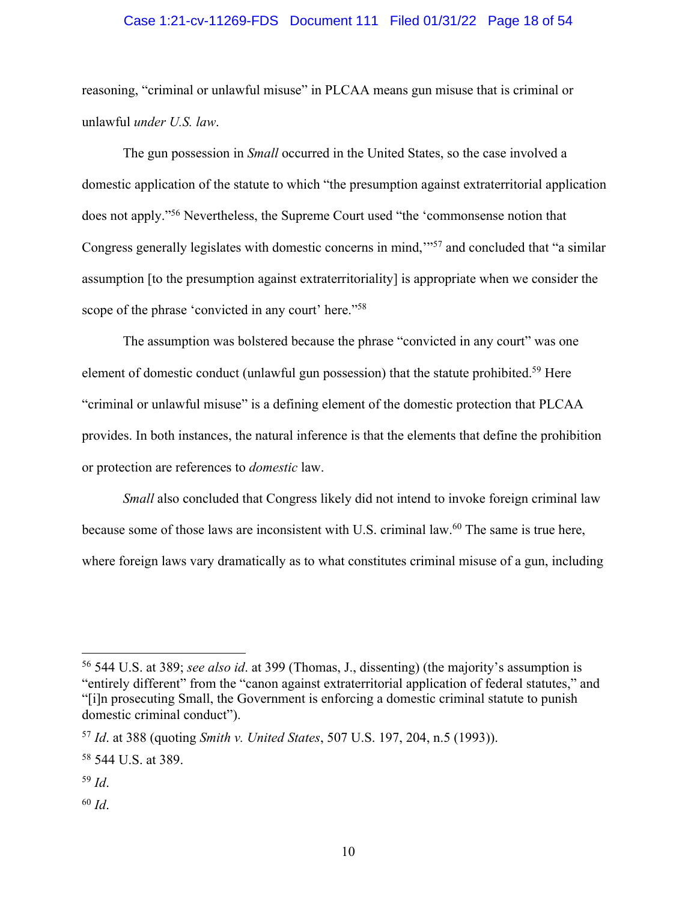reasoning, "criminal or unlawful misuse" in PLCAA means gun misuse that is criminal or unlawful *under U.S. law*.

The gun possession in *Small* occurred in the United States, so the case involved a domestic application of the statute to which "the presumption against extraterritorial application does not apply."[56] Nevertheless, the Supreme Court used "the 'commonsense notion that Congress generally legislates with domestic concerns in mind,'"[57] and concluded that "a similar assumption [to the presumption against extraterritoriality] is appropriate when we consider the scope of the phrase 'convicted in any court' here."[58]

The assumption was bolstered because the phrase "convicted in any court" was one element of domestic conduct (unlawful gun possession) that the statute prohibited.[59] Here "criminal or unlawful misuse" is a defining element of the domestic protection that PLCAA provides. In both instances, the natural inference is that the elements that define the prohibition or protection are references to *domestic* law.

*Small* also concluded that Congress likely did not intend to invoke foreign criminal law because some of those laws are inconsistent with U.S. criminal law.[60] The same is true here, where foreign laws vary dramatically as to what constitutes criminal misuse of a gun, including

---

[56] 544 U.S. at 389; *see also id*. at 399 (Thomas, J., dissenting) (the majority's assumption is "entirely different" from the "canon against extraterritorial application of federal statutes," and "[i]n prosecuting Small, the Government is enforcing a domestic criminal statute to punish domestic criminal conduct").

[57] *Id*. at 388 (quoting *Smith v. United States*, 507 U.S. 197, 204, n.5 (1993)).

[58] 544 U.S. at 389.

[59] *Id*.

[60] *Id*.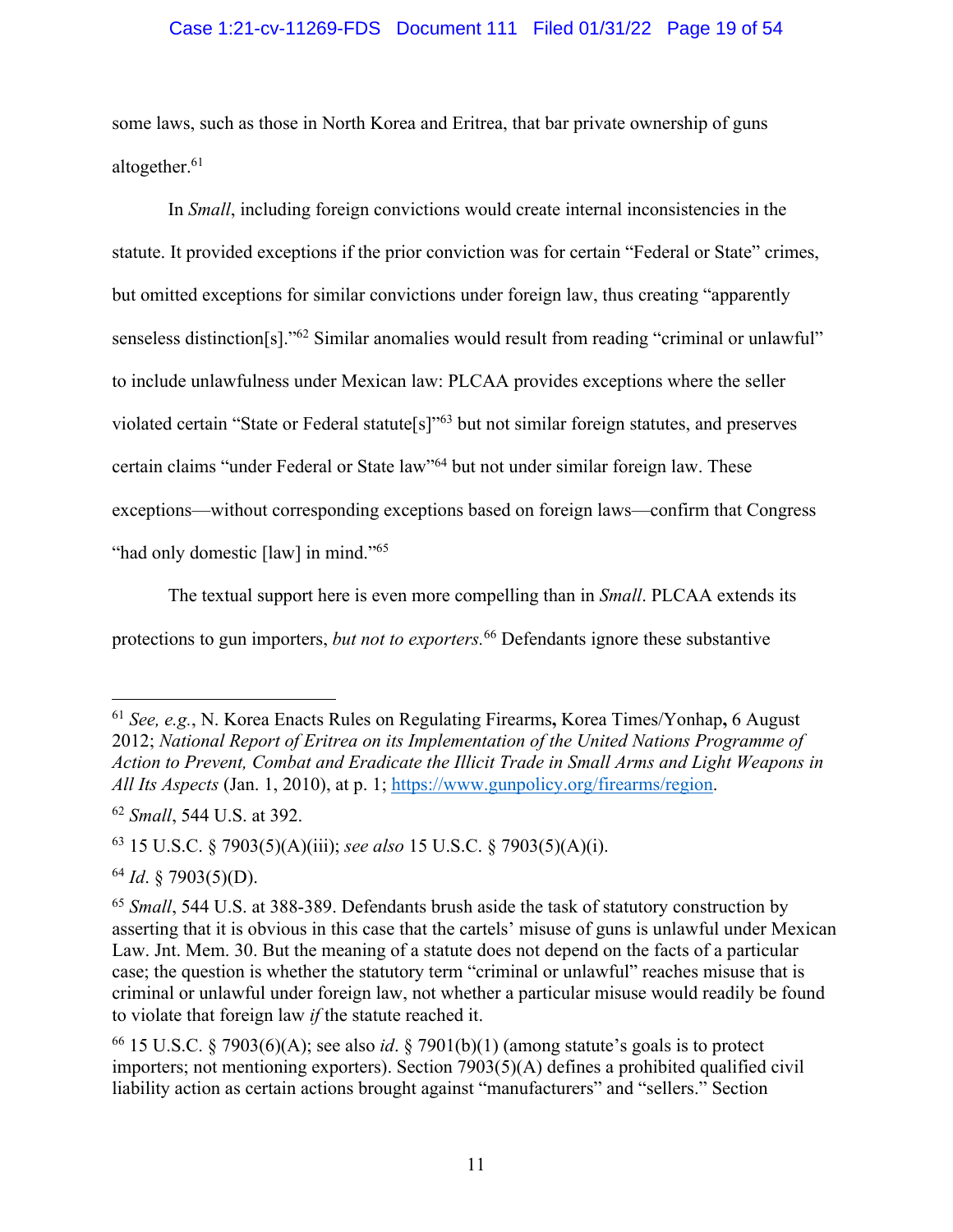some laws, such as those in North Korea and Eritrea, that bar private ownership of guns altogether.[61]

In *Small*, including foreign convictions would create internal inconsistencies in the statute. It provided exceptions if the prior conviction was for certain "Federal or State" crimes, but omitted exceptions for similar convictions under foreign law, thus creating "apparently senseless distinction[s]."[62] Similar anomalies would result from reading "criminal or unlawful" to include unlawfulness under Mexican law: PLCAA provides exceptions where the seller violated certain "State or Federal statute[s]"[63] but not similar foreign statutes, and preserves certain claims "under Federal or State law"[64] but not under similar foreign law. These exceptions—without corresponding exceptions based on foreign laws—confirm that Congress "had only domestic [law] in mind."[65]

The textual support here is even more compelling than in *Small*. PLCAA extends its protections to gun importers, *but not to exporters.*[66] Defendants ignore these substantive

---

[61] *See, e.g.*, N. Korea Enacts Rules on Regulating Firearms**,** Korea Times/Yonhap**,** 6 August 2012; *National Report of Eritrea on its Implementation of the United Nations Programme of Action to Prevent, Combat and Eradicate the Illicit Trade in Small Arms and Light Weapons in All Its Aspects* (Jan. 1, 2010), at p. 1; https://www.gunpolicy.org/firearms/region.

[62] *Small*, 544 U.S. at 392.

[63] 15 U.S.C. § 7903(5)(A)(iii); *see also* 15 U.S.C. § 7903(5)(A)(i).

[64] *Id*. § 7903(5)(D).

[65] *Small*, 544 U.S. at 388-389. Defendants brush aside the task of statutory construction by asserting that it is obvious in this case that the cartels' misuse of guns is unlawful under Mexican Law. Jnt. Mem. 30. But the meaning of a statute does not depend on the facts of a particular case; the question is whether the statutory term "criminal or unlawful" reaches misuse that is criminal or unlawful under foreign law, not whether a particular misuse would readily be found to violate that foreign law *if* the statute reached it.

[66] 15 U.S.C. § 7903(6)(A); see also *id*. § 7901(b)(1) (among statute's goals is to protect importers; not mentioning exporters). Section 7903(5)(A) defines a prohibited qualified civil liability action as certain actions brought against "manufacturers" and "sellers." Section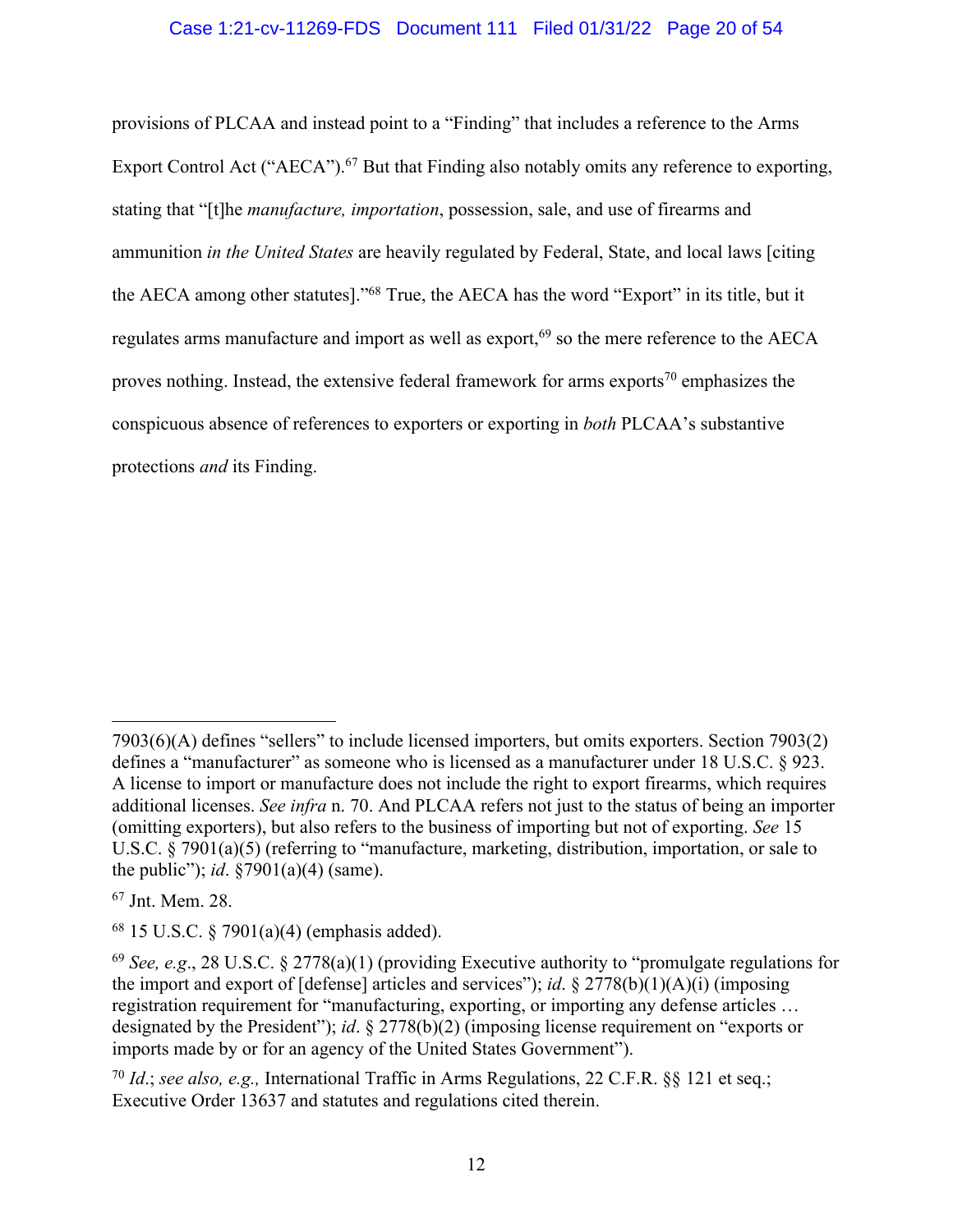provisions of PLCAA and instead point to a "Finding" that includes a reference to the Arms Export Control Act ("AECA").[67] But that Finding also notably omits any reference to exporting, stating that "[t]he *manufacture, importation*, possession, sale, and use of firearms and ammunition *in the United States* are heavily regulated by Federal, State, and local laws [citing the AECA among other statutes]."[68] True, the AECA has the word "Export" in its title, but it regulates arms manufacture and import as well as export,[69] so the mere reference to the AECA proves nothing. Instead, the extensive federal framework for arms exports[70] emphasizes the conspicuous absence of references to exporters or exporting in *both* PLCAA's substantive protections *and* its Finding.

---

7903(6)(A) defines "sellers" to include licensed importers, but omits exporters. Section 7903(2) defines a "manufacturer" as someone who is licensed as a manufacturer under 18 U.S.C. § 923. A license to import or manufacture does not include the right to export firearms, which requires additional licenses. *See infra* n. 70. And PLCAA refers not just to the status of being an importer (omitting exporters), but also refers to the business of importing but not of exporting. *See* 15 U.S.C. § 7901(a)(5) (referring to "manufacture, marketing, distribution, importation, or sale to the public"); *id*. §7901(a)(4) (same).

[67] Jnt. Mem. 28.

[68] 15 U.S.C. § 7901(a)(4) (emphasis added).

[69] *See, e.g*., 28 U.S.C. § 2778(a)(1) (providing Executive authority to "promulgate regulations for the import and export of [defense] articles and services"); *id*. § 2778(b)(1)(A)(i) (imposing registration requirement for "manufacturing, exporting, or importing any defense articles … designated by the President"); *id*. § 2778(b)(2) (imposing license requirement on "exports or imports made by or for an agency of the United States Government").

[70] *Id*.; *see also, e.g.,* International Traffic in Arms Regulations, 22 C.F.R. §§ 121 et seq.; Executive Order 13637 and statutes and regulations cited therein.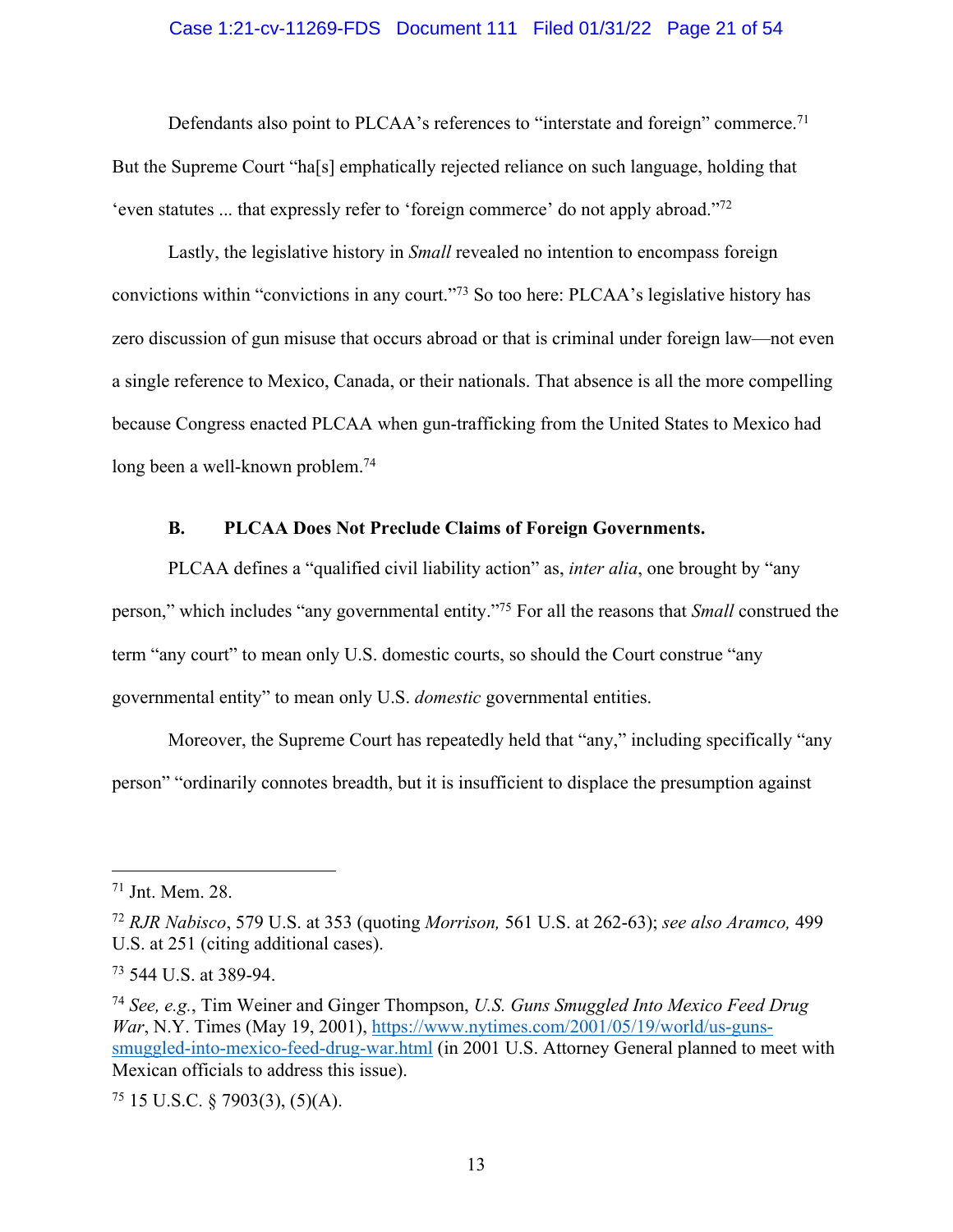Defendants also point to PLCAA's references to "interstate and foreign" commerce.[71] But the Supreme Court "ha[s] emphatically rejected reliance on such language, holding that 'even statutes ... that expressly refer to 'foreign commerce' do not apply abroad."[72]

Lastly, the legislative history in *Small* revealed no intention to encompass foreign convictions within "convictions in any court."[73] So too here: PLCAA's legislative history has zero discussion of gun misuse that occurs abroad or that is criminal under foreign law—not even a single reference to Mexico, Canada, or their nationals. That absence is all the more compelling because Congress enacted PLCAA when gun-trafficking from the United States to Mexico had long been a well-known problem.[74]

### B. PLCAA Does Not Preclude Claims of Foreign Governments.

PLCAA defines a "qualified civil liability action" as, *inter alia*, one brought by "any person," which includes "any governmental entity."[75] For all the reasons that *Small* construed the term "any court" to mean only U.S. domestic courts, so should the Court construe "any governmental entity" to mean only U.S. *domestic* governmental entities.

Moreover, the Supreme Court has repeatedly held that "any," including specifically "any person" "ordinarily connotes breadth, but it is insufficient to displace the presumption against

---

[71] Jnt. Mem. 28.

[72] *RJR Nabisco*, 579 U.S. at 353 (quoting *Morrison,* 561 U.S. at 262-63); *see also Aramco,* 499 U.S. at 251 (citing additional cases).

[73] 544 U.S. at 389-94.

[74] *See, e.g.*, Tim Weiner and Ginger Thompson, *U.S. Guns Smuggled Into Mexico Feed Drug War*, N.Y. Times (May 19, 2001), https://www.nytimes.com/2001/05/19/world/us-guns-smuggled-into-mexico-feed-drug-war.html (in 2001 U.S. Attorney General planned to meet with Mexican officials to address this issue).

[75] 15 U.S.C. § 7903(3), (5)(A).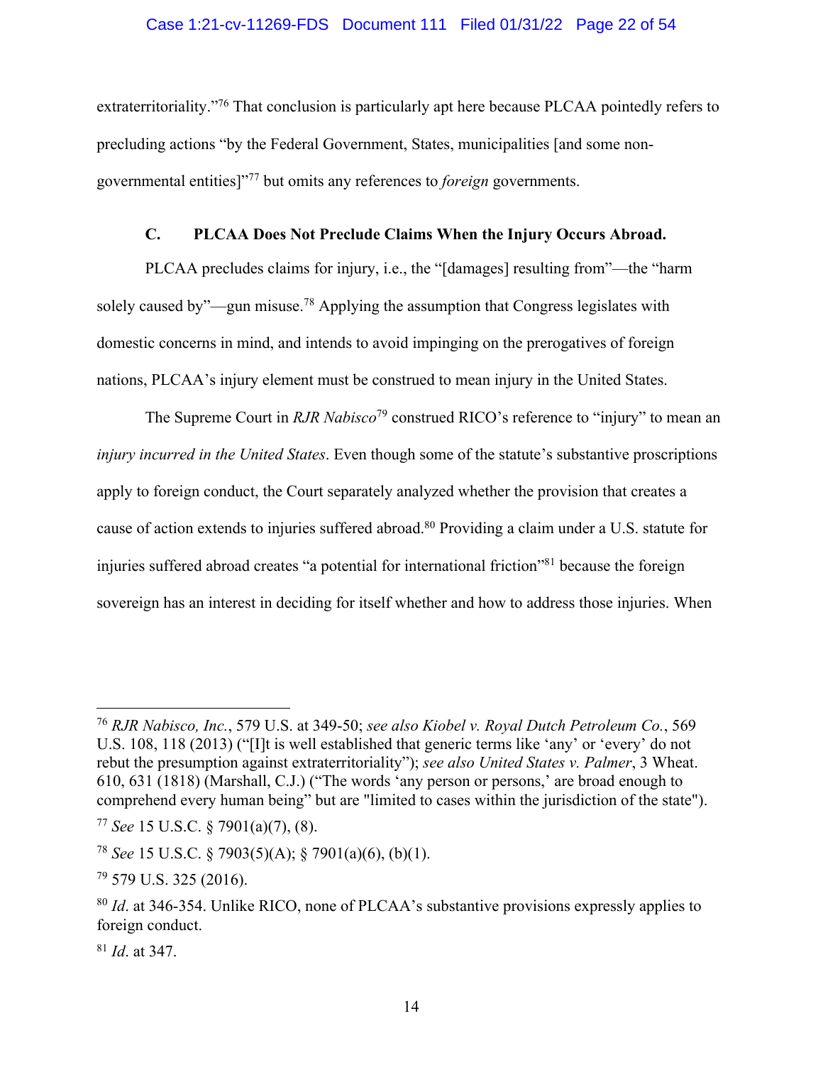extraterritoriality."[76] That conclusion is particularly apt here because PLCAA pointedly refers to precluding actions "by the Federal Government, States, municipalities [and some non-governmental entities]"[77] but omits any references to *foreign* governments.

### C. PLCAA Does Not Preclude Claims When the Injury Occurs Abroad.

PLCAA precludes claims for injury, i.e., the "[damages] resulting from"—the "harm solely caused by"—gun misuse.[78] Applying the assumption that Congress legislates with domestic concerns in mind, and intends to avoid impinging on the prerogatives of foreign nations, PLCAA's injury element must be construed to mean injury in the United States.

The Supreme Court in *RJR Nabisco*[79] construed RICO's reference to "injury" to mean an *injury incurred in the United States*. Even though some of the statute's substantive proscriptions apply to foreign conduct, the Court separately analyzed whether the provision that creates a cause of action extends to injuries suffered abroad.[80] Providing a claim under a U.S. statute for injuries suffered abroad creates "a potential for international friction"[81] because the foreign sovereign has an interest in deciding for itself whether and how to address those injuries. When

---

[76] *RJR Nabisco, Inc.*, 579 U.S. at 349-50; *see also Kiobel v. Royal Dutch Petroleum Co.*, 569 U.S. 108, 118 (2013) ("[I]t is well established that generic terms like 'any' or 'every' do not rebut the presumption against extraterritoriality"); *see also United States v. Palmer*, 3 Wheat. 610, 631 (1818) (Marshall, C.J.) ("The words 'any person or persons,' are broad enough to comprehend every human being" but are "limited to cases within the jurisdiction of the state").

[77] *See* 15 U.S.C. § 7901(a)(7), (8).

[78] *See* 15 U.S.C. § 7903(5)(A); § 7901(a)(6), (b)(1).

[79] 579 U.S. 325 (2016).

[80] *Id*. at 346-354. Unlike RICO, none of PLCAA's substantive provisions expressly applies to foreign conduct.

[81] *Id*. at 347.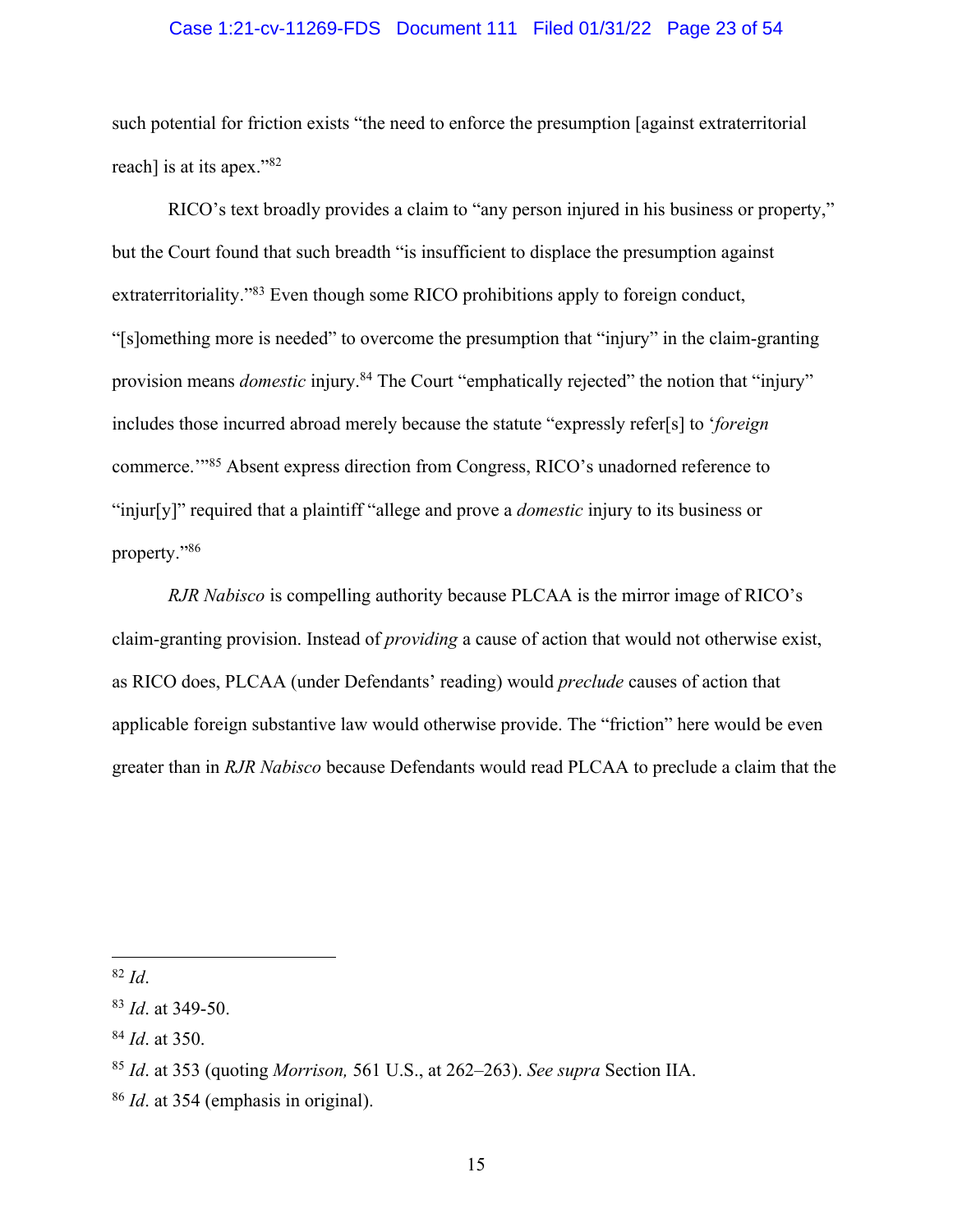such potential for friction exists "the need to enforce the presumption [against extraterritorial reach] is at its apex."[82]

RICO's text broadly provides a claim to "any person injured in his business or property," but the Court found that such breadth "is insufficient to displace the presumption against extraterritoriality."[83] Even though some RICO prohibitions apply to foreign conduct, "[s]omething more is needed" to overcome the presumption that "injury" in the claim-granting provision means *domestic* injury.[84] The Court "emphatically rejected" the notion that "injury" includes those incurred abroad merely because the statute "expressly refer[s] to '*foreign* commerce.'"[85] Absent express direction from Congress, RICO's unadorned reference to "injur[y]" required that a plaintiff "allege and prove a *domestic* injury to its business or property."[86]

*RJR Nabisco* is compelling authority because PLCAA is the mirror image of RICO's claim-granting provision. Instead of *providing* a cause of action that would not otherwise exist, as RICO does, PLCAA (under Defendants' reading) would *preclude* causes of action that applicable foreign substantive law would otherwise provide. The "friction" here would be even greater than in *RJR Nabisco* because Defendants would read PLCAA to preclude a claim that the

---

[82] *Id*.

[83] *Id*. at 349-50.

[84] *Id*. at 350.

[85] *Id*. at 353 (quoting *Morrison,* 561 U.S., at 262–263). *See supra* Section IIA.

[86] *Id*. at 354 (emphasis in original).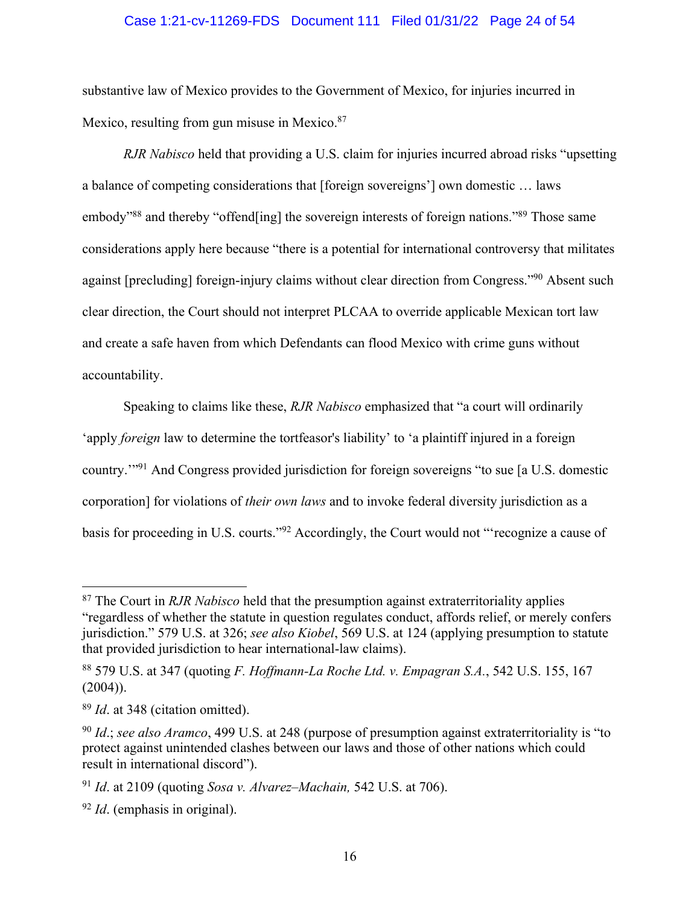substantive law of Mexico provides to the Government of Mexico, for injuries incurred in Mexico, resulting from gun misuse in Mexico.[87]

*RJR Nabisco* held that providing a U.S. claim for injuries incurred abroad risks "upsetting a balance of competing considerations that [foreign sovereigns'] own domestic … laws embody"[88] and thereby "offend[ing] the sovereign interests of foreign nations."[89] Those same considerations apply here because "there is a potential for international controversy that militates against [precluding] foreign-injury claims without clear direction from Congress."[90] Absent such clear direction, the Court should not interpret PLCAA to override applicable Mexican tort law and create a safe haven from which Defendants can flood Mexico with crime guns without accountability.

Speaking to claims like these, *RJR Nabisco* emphasized that "a court will ordinarily 'apply *foreign* law to determine the tortfeasor's liability' to 'a plaintiff injured in a foreign country.'"[91] And Congress provided jurisdiction for foreign sovereigns "to sue [a U.S. domestic corporation] for violations of *their own laws* and to invoke federal diversity jurisdiction as a basis for proceeding in U.S. courts."[92] Accordingly, the Court would not "'recognize a cause of

---

[87] The Court in *RJR Nabisco* held that the presumption against extraterritoriality applies "regardless of whether the statute in question regulates conduct, affords relief, or merely confers jurisdiction." 579 U.S. at 326; *see also Kiobel*, 569 U.S. at 124 (applying presumption to statute that provided jurisdiction to hear international-law claims).

[88] 579 U.S. at 347 (quoting *F. Hoffmann-La Roche Ltd. v. Empagran S.A.*, 542 U.S. 155, 167 (2004)).

[89] *Id*. at 348 (citation omitted).

[90] *Id*.; *see also Aramco*, 499 U.S. at 248 (purpose of presumption against extraterritoriality is "to protect against unintended clashes between our laws and those of other nations which could result in international discord").

[91] *Id*. at 2109 (quoting *Sosa v. Alvarez–Machain,* 542 U.S. at 706).

[92] *Id*. (emphasis in original).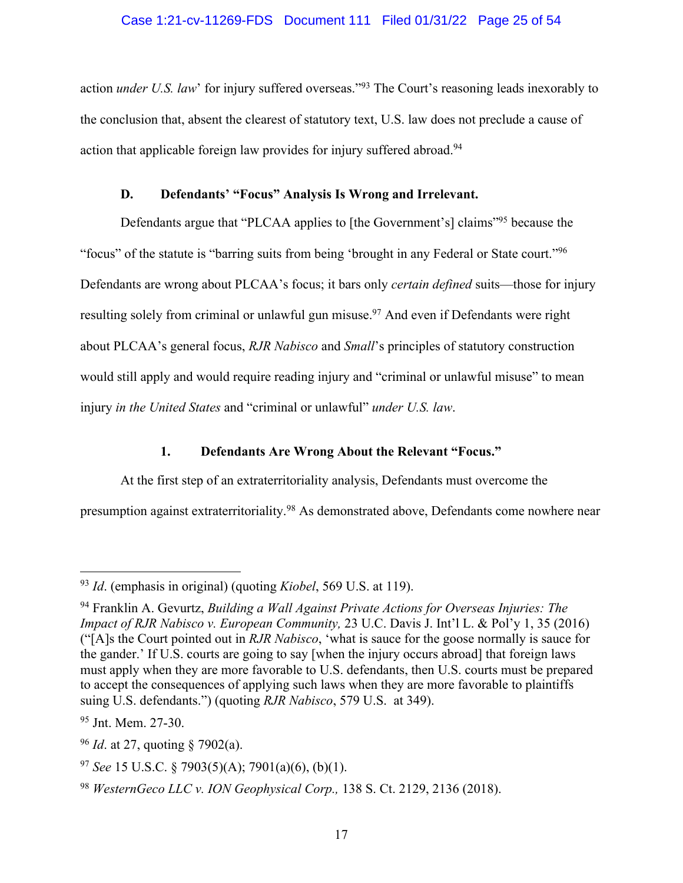action *under U.S. law*' for injury suffered overseas."[93] The Court's reasoning leads inexorably to the conclusion that, absent the clearest of statutory text, U.S. law does not preclude a cause of action that applicable foreign law provides for injury suffered abroad.[94]

### D. Defendants' "Focus" Analysis Is Wrong and Irrelevant.

Defendants argue that "PLCAA applies to [the Government's] claims"[95] because the "focus" of the statute is "barring suits from being 'brought in any Federal or State court."[96] Defendants are wrong about PLCAA's focus; it bars only *certain defined* suits—those for injury resulting solely from criminal or unlawful gun misuse.[97] And even if Defendants were right about PLCAA's general focus, *RJR Nabisco* and *Small*'s principles of statutory construction would still apply and would require reading injury and "criminal or unlawful misuse" to mean injury *in the United States* and "criminal or unlawful" *under U.S. law*.

#### 1. Defendants Are Wrong About the Relevant "Focus."

At the first step of an extraterritoriality analysis, Defendants must overcome the presumption against extraterritoriality.[98] As demonstrated above, Defendants come nowhere near

---

[93] *Id*. (emphasis in original) (quoting *Kiobel*, 569 U.S. at 119).

[94] Franklin A. Gevurtz, *Building a Wall Against Private Actions for Overseas Injuries: The Impact of RJR Nabisco v. European Community,* 23 U.C. Davis J. Int'l L. & Pol'y 1, 35 (2016) ("[A]s the Court pointed out in *RJR Nabisco*, 'what is sauce for the goose normally is sauce for the gander.' If U.S. courts are going to say [when the injury occurs abroad] that foreign laws must apply when they are more favorable to U.S. defendants, then U.S. courts must be prepared to accept the consequences of applying such laws when they are more favorable to plaintiffs suing U.S. defendants.") (quoting *RJR Nabisco*, 579 U.S. at 349).

[95] Jnt. Mem. 27-30.

[96] *Id*. at 27, quoting § 7902(a).

[97] *See* 15 U.S.C. § 7903(5)(A); 7901(a)(6), (b)(1).

[98] *WesternGeco LLC v. ION Geophysical Corp.,* 138 S. Ct. 2129, 2136 (2018).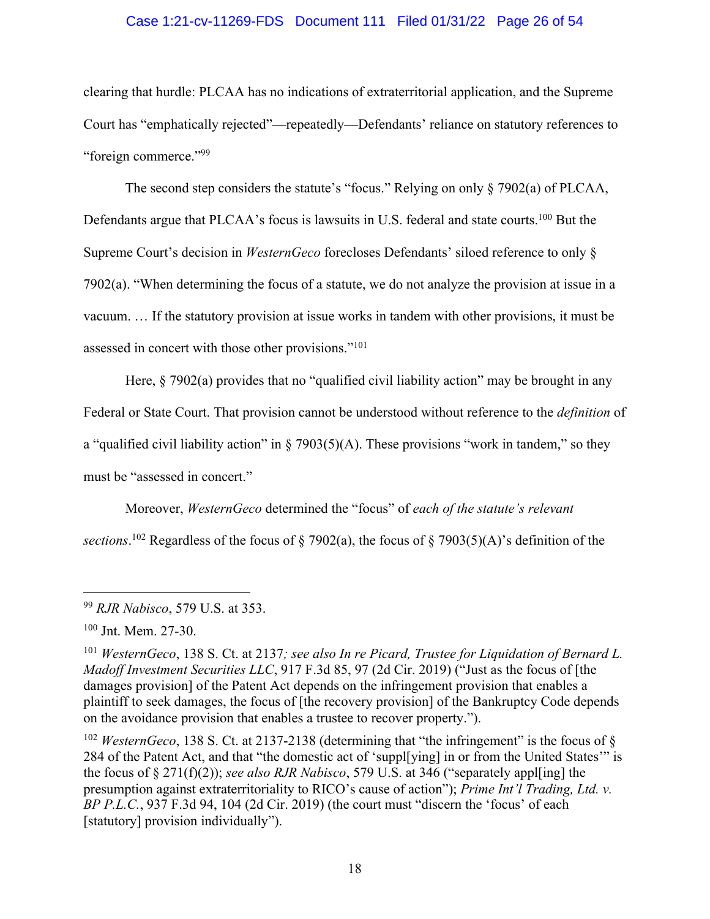clearing that hurdle: PLCAA has no indications of extraterritorial application, and the Supreme Court has "emphatically rejected"—repeatedly—Defendants' reliance on statutory references to "foreign commerce."[99]

The second step considers the statute's "focus." Relying on only § 7902(a) of PLCAA, Defendants argue that PLCAA's focus is lawsuits in U.S. federal and state courts.[100] But the Supreme Court's decision in *WesternGeco* forecloses Defendants' siloed reference to only § 7902(a). "When determining the focus of a statute, we do not analyze the provision at issue in a vacuum. … If the statutory provision at issue works in tandem with other provisions, it must be assessed in concert with those other provisions."[101]

Here, § 7902(a) provides that no "qualified civil liability action" may be brought in any Federal or State Court. That provision cannot be understood without reference to the *definition* of a "qualified civil liability action" in § 7903(5)(A). These provisions "work in tandem," so they must be "assessed in concert."

Moreover, *WesternGeco* determined the "focus" of *each of the statute's relevant sections*.[102] Regardless of the focus of § 7902(a), the focus of § 7903(5)(A)'s definition of the

---

[99] *RJR Nabisco*, 579 U.S. at 353.

[100] Jnt. Mem. 27-30.

[101] *WesternGeco*, 138 S. Ct. at 2137*; see also In re Picard, Trustee for Liquidation of Bernard L. Madoff Investment Securities LLC*, 917 F.3d 85, 97 (2d Cir. 2019) ("Just as the focus of [the damages provision] of the Patent Act depends on the infringement provision that enables a plaintiff to seek damages, the focus of [the recovery provision] of the Bankruptcy Code depends on the avoidance provision that enables a trustee to recover property.").

[102] *WesternGeco*, 138 S. Ct. at 2137-2138 (determining that "the infringement" is the focus of § 284 of the Patent Act, and that "the domestic act of 'suppl[ying] in or from the United States'" is the focus of § 271(f)(2)); *see also RJR Nabisco*, 579 U.S. at 346 ("separately appl[ing] the presumption against extraterritoriality to RICO's cause of action"); *Prime Int'l Trading, Ltd. v. BP P.L.C.*, 937 F.3d 94, 104 (2d Cir. 2019) (the court must "discern the 'focus' of each [statutory] provision individually").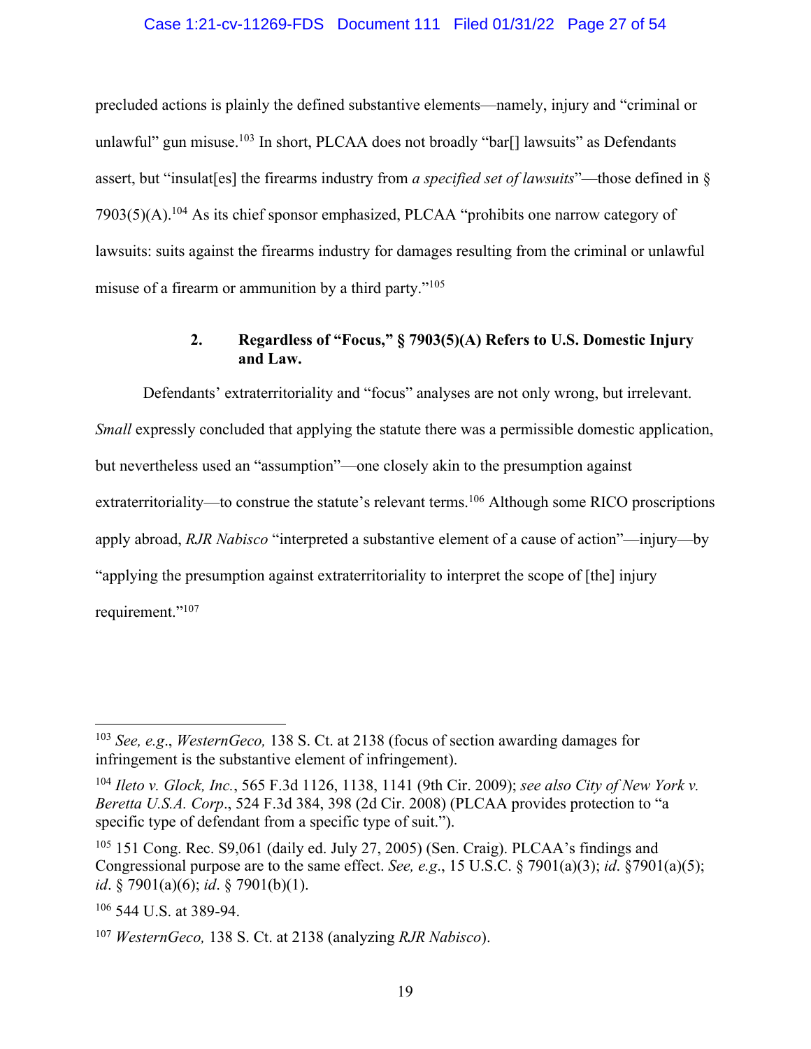precluded actions is plainly the defined substantive elements—namely, injury and "criminal or unlawful" gun misuse.[103] In short, PLCAA does not broadly "bar[] lawsuits" as Defendants assert, but "insulat[es] the firearms industry from *a specified set of lawsuits*"—those defined in § 7903(5)(A).[104] As its chief sponsor emphasized, PLCAA "prohibits one narrow category of lawsuits: suits against the firearms industry for damages resulting from the criminal or unlawful misuse of a firearm or ammunition by a third party."[105]

### 2. Regardless of "Focus," § 7903(5)(A) Refers to U.S. Domestic Injury and Law.

Defendants' extraterritoriality and "focus" analyses are not only wrong, but irrelevant. *Small* expressly concluded that applying the statute there was a permissible domestic application, but nevertheless used an "assumption"—one closely akin to the presumption against extraterritoriality—to construe the statute's relevant terms.[106] Although some RICO proscriptions apply abroad, *RJR Nabisco* "interpreted a substantive element of a cause of action"—injury—by "applying the presumption against extraterritoriality to interpret the scope of [the] injury requirement."[107]

---

[103] *See, e.g.*, *WesternGeco,* 138 S. Ct. at 2138 (focus of section awarding damages for infringement is the substantive element of infringement).

[104] *Ileto v. Glock, Inc.*, 565 F.3d 1126, 1138, 1141 (9th Cir. 2009); *see also City of New York v. Beretta U.S.A. Corp*., 524 F.3d 384, 398 (2d Cir. 2008) (PLCAA provides protection to "a specific type of defendant from a specific type of suit.").

[105] 151 Cong. Rec. S9,061 (daily ed. July 27, 2005) (Sen. Craig). PLCAA's findings and Congressional purpose are to the same effect. *See, e.g*., 15 U.S.C. § 7901(a)(3); *id*. §7901(a)(5); *id*. § 7901(a)(6); *id*. § 7901(b)(1).

[106] 544 U.S. at 389-94.

[107] *WesternGeco,* 138 S. Ct. at 2138 (analyzing *RJR Nabisco*).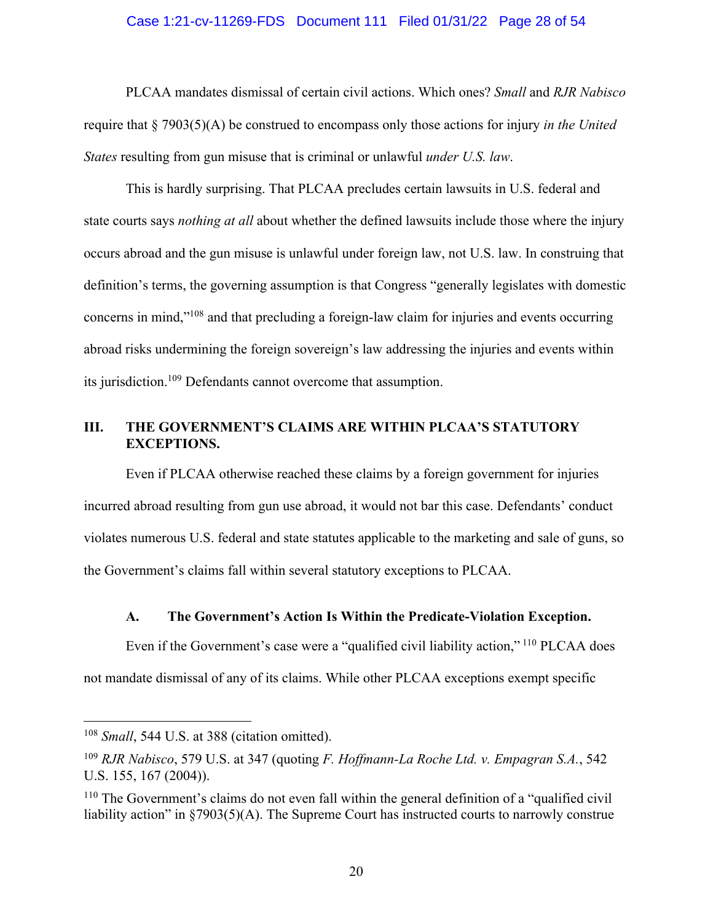PLCAA mandates dismissal of certain civil actions. Which ones? *Small* and *RJR Nabisco* require that § 7903(5)(A) be construed to encompass only those actions for injury *in the United States* resulting from gun misuse that is criminal or unlawful *under U.S. law*.

This is hardly surprising. That PLCAA precludes certain lawsuits in U.S. federal and state courts says *nothing at all* about whether the defined lawsuits include those where the injury occurs abroad and the gun misuse is unlawful under foreign law, not U.S. law. In construing that definition's terms, the governing assumption is that Congress "generally legislates with domestic concerns in mind,"[108] and that precluding a foreign-law claim for injuries and events occurring abroad risks undermining the foreign sovereign's law addressing the injuries and events within its jurisdiction.[109] Defendants cannot overcome that assumption.

## III. THE GOVERNMENT'S CLAIMS ARE WITHIN PLCAA'S STATUTORY EXCEPTIONS.

Even if PLCAA otherwise reached these claims by a foreign government for injuries incurred abroad resulting from gun use abroad, it would not bar this case. Defendants' conduct violates numerous U.S. federal and state statutes applicable to the marketing and sale of guns, so the Government's claims fall within several statutory exceptions to PLCAA.

### A. The Government's Action Is Within the Predicate-Violation Exception.

Even if the Government's case were a "qualified civil liability action,"[110] PLCAA does not mandate dismissal of any of its claims. While other PLCAA exceptions exempt specific

---

[108] *Small*, 544 U.S. at 388 (citation omitted).

[109] *RJR Nabisco*, 579 U.S. at 347 (quoting *F. Hoffmann-La Roche Ltd. v. Empagran S.A.*, 542 U.S. 155, 167 (2004)).

[110] The Government's claims do not even fall within the general definition of a "qualified civil liability action" in §7903(5)(A). The Supreme Court has instructed courts to narrowly construe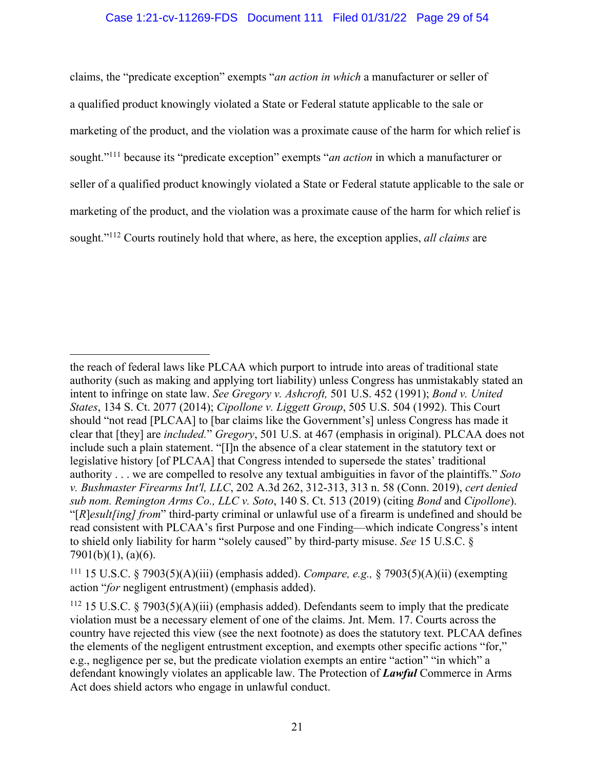claims, the "predicate exception" exempts "*an action in which* a manufacturer or seller of a qualified product knowingly violated a State or Federal statute applicable to the sale or marketing of the product, and the violation was a proximate cause of the harm for which relief is sought."[111] because its "predicate exception" exempts "*an action* in which a manufacturer or seller of a qualified product knowingly violated a State or Federal statute applicable to the sale or marketing of the product, and the violation was a proximate cause of the harm for which relief is sought."[112] Courts routinely hold that where, as here, the exception applies, *all claims* are

---

the reach of federal laws like PLCAA which purport to intrude into areas of traditional state authority (such as making and applying tort liability) unless Congress has unmistakably stated an intent to infringe on state law. *See Gregory v. Ashcroft,* 501 U.S. 452 (1991); *Bond v. United States*, 134 S. Ct. 2077 (2014); *Cipollone v. Liggett Group*, 505 U.S. 504 (1992). This Court should "not read [PLCAA] to [bar claims like the Government's] unless Congress has made it clear that [they] are *included.*" *Gregory*, 501 U.S. at 467 (emphasis in original). PLCAA does not include such a plain statement. "[I]n the absence of a clear statement in the statutory text or legislative history [of PLCAA] that Congress intended to supersede the states' traditional authority . . . we are compelled to resolve any textual ambiguities in favor of the plaintiffs." *Soto v. Bushmaster Firearms Int'l, LLC*, 202 A.3d 262, 312-313, 313 n. 58 (Conn. 2019), *cert denied sub nom. Remington Arms Co., LLC v. Soto*, 140 S. Ct. 513 (2019) (citing *Bond* and *Cipollone*). "[*R*]*esult[ing] from*" third-party criminal or unlawful use of a firearm is undefined and should be read consistent with PLCAA's first Purpose and one Finding—which indicate Congress's intent to shield only liability for harm "solely caused" by third-party misuse. *See* 15 U.S.C. § 7901(b)(1), (a)(6).

[111] 15 U.S.C. § 7903(5)(A)(iii) (emphasis added). *Compare, e.g.,* § 7903(5)(A)(ii) (exempting action "*for* negligent entrustment) (emphasis added).

[112] 15 U.S.C. § 7903(5)(A)(iii) (emphasis added). Defendants seem to imply that the predicate violation must be a necessary element of one of the claims. Jnt. Mem. 17. Courts across the country have rejected this view (see the next footnote) as does the statutory text. PLCAA defines the elements of the negligent entrustment exception, and exempts other specific actions "for," e.g., negligence per se, but the predicate violation exempts an entire "action" "in which" a defendant knowingly violates an applicable law. The Protection of ***Lawful*** Commerce in Arms Act does shield actors who engage in unlawful conduct.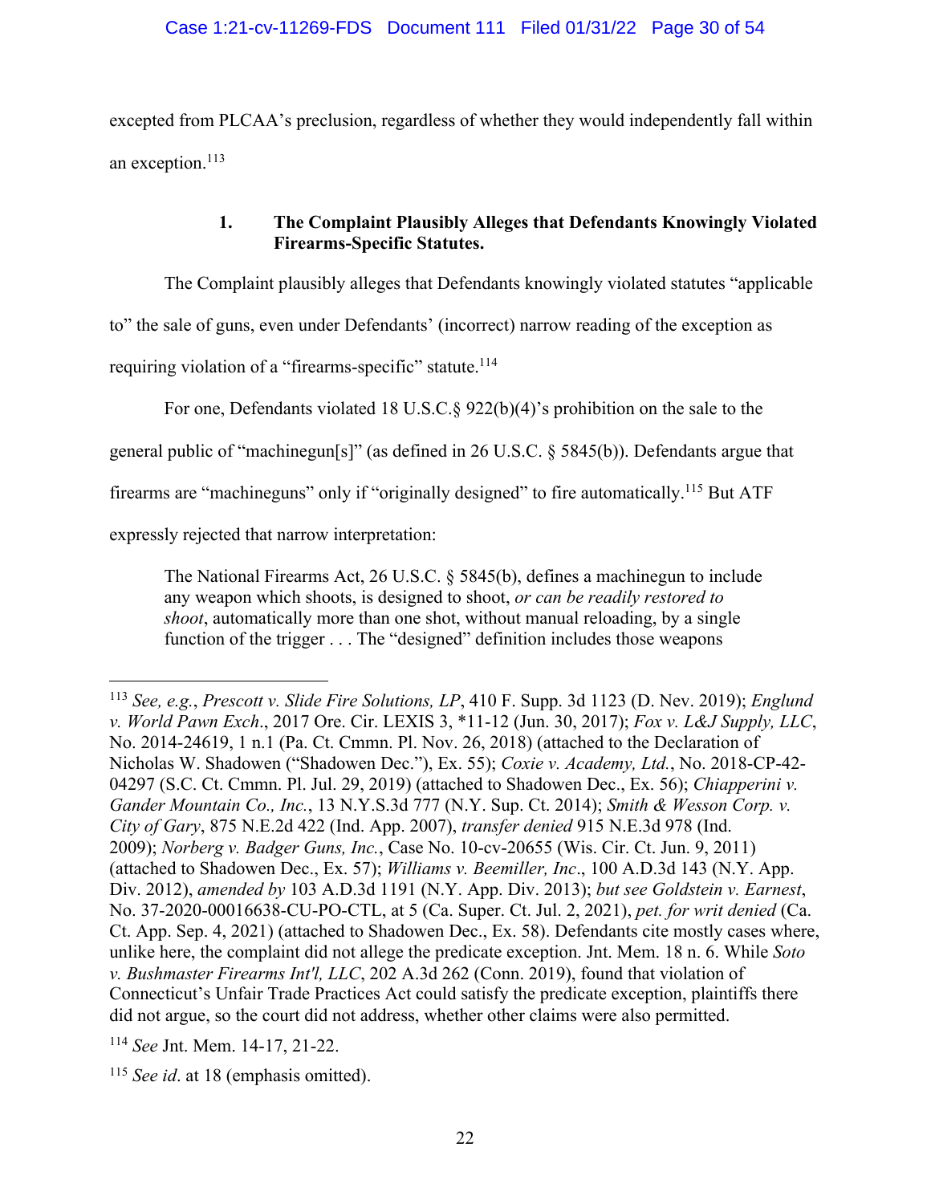excepted from PLCAA's preclusion, regardless of whether they would independently fall within an exception.[113]

### 1. The Complaint Plausibly Alleges that Defendants Knowingly Violated Firearms-Specific Statutes.

The Complaint plausibly alleges that Defendants knowingly violated statutes "applicable to" the sale of guns, even under Defendants' (incorrect) narrow reading of the exception as requiring violation of a "firearms-specific" statute.[114]

For one, Defendants violated 18 U.S.C.§ 922(b)(4)'s prohibition on the sale to the general public of "machinegun[s]" (as defined in 26 U.S.C. § 5845(b)). Defendants argue that firearms are "machineguns" only if "originally designed" to fire automatically.[115] But ATF expressly rejected that narrow interpretation:

> The National Firearms Act, 26 U.S.C. § 5845(b), defines a machinegun to include any weapon which shoots, is designed to shoot, *or can be readily restored to shoot*, automatically more than one shot, without manual reloading, by a single function of the trigger . . . The "designed" definition includes those weapons

---

[113] *See, e.g.*, *Prescott v. Slide Fire Solutions, LP*, 410 F. Supp. 3d 1123 (D. Nev. 2019); *Englund v. World Pawn Exch*., 2017 Ore. Cir. LEXIS 3, *11-12 (Jun. 30, 2017); *Fox v. L&J Supply, LLC*, No. 2014-24619, 1 n.1 (Pa. Ct. Cmmn. Pl. Nov. 26, 2018) (attached to the Declaration of Nicholas W. Shadowen ("Shadowen Dec."), Ex. 55); *Coxie v. Academy, Ltd.*, No. 2018-CP-42-04297 (S.C. Ct. Cmmn. Pl. Jul. 29, 2019) (attached to Shadowen Dec., Ex. 56); *Chiapperini v. Gander Mountain Co., Inc.*, 13 N.Y.S.3d 777 (N.Y. Sup. Ct. 2014); *Smith & Wesson Corp. v. City of Gary*, 875 N.E.2d 422 (Ind. App. 2007), *transfer denied* 915 N.E.3d 978 (Ind. 2009); *Norberg v. Badger Guns, Inc.*, Case No. 10-cv-20655 (Wis. Cir. Ct. Jun. 9, 2011) (attached to Shadowen Dec., Ex. 57); *Williams v. Beemiller, Inc*., 100 A.D.3d 143 (N.Y. App. Div. 2012), *amended by* 103 A.D.3d 1191 (N.Y. App. Div. 2013); *but see Goldstein v. Earnest*, No. 37-2020-00016638-CU-PO-CTL, at 5 (Ca. Super. Ct. Jul. 2, 2021), *pet. for writ denied* (Ca. Ct. App. Sep. 4, 2021) (attached to Shadowen Dec., Ex. 58). Defendants cite mostly cases where, unlike here, the complaint did not allege the predicate exception. Jnt. Mem. 18 n. 6. While *Soto v. Bushmaster Firearms Int'l, LLC*, 202 A.3d 262 (Conn. 2019), found that violation of Connecticut's Unfair Trade Practices Act could satisfy the predicate exception, plaintiffs there did not argue, so the court did not address, whether other claims were also permitted.

[114] *See* Jnt. Mem. 14-17, 21-22.

[115] *See id*. at 18 (emphasis omitted).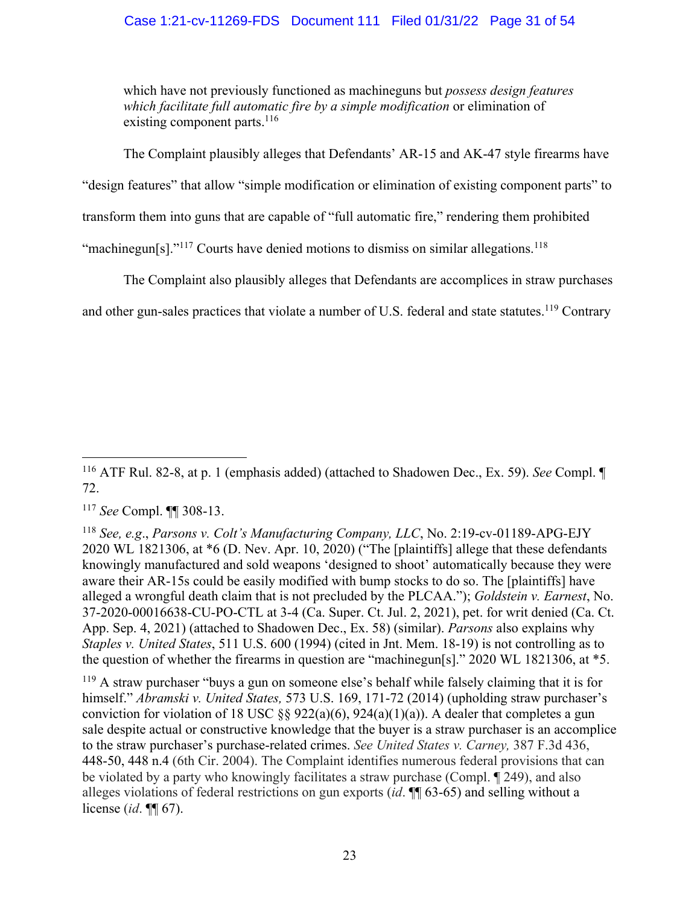which have not previously functioned as machineguns but *possess design features which facilitate full automatic fire by a simple modification* or elimination of existing component parts.[116]

The Complaint plausibly alleges that Defendants' AR-15 and AK-47 style firearms have "design features" that allow "simple modification or elimination of existing component parts" to transform them into guns that are capable of "full automatic fire," rendering them prohibited "machinegun[s]."[117] Courts have denied motions to dismiss on similar allegations.[118]

The Complaint also plausibly alleges that Defendants are accomplices in straw purchases and other gun-sales practices that violate a number of U.S. federal and state statutes.[119] Contrary

---

[116] ATF Rul. 82-8, at p. 1 (emphasis added) (attached to Shadowen Dec., Ex. 59). *See* Compl. ¶ 72.

[117] *See* Compl. ¶¶ 308-13.

[118] *See, e.g.*, *Parsons v. Colt's Manufacturing Company, LLC*, No. 2:19-cv-01189-APG-EJY 2020 WL 1821306, at *6 (D. Nev. Apr. 10, 2020) ("The [plaintiffs] allege that these defendants knowingly manufactured and sold weapons 'designed to shoot' automatically because they were aware their AR-15s could be easily modified with bump stocks to do so. The [plaintiffs] have alleged a wrongful death claim that is not precluded by the PLCAA."); *Goldstein v. Earnest*, No. 37-2020-00016638-CU-PO-CTL at 3-4 (Ca. Super. Ct. Jul. 2, 2021), pet. for writ denied (Ca. Ct. App. Sep. 4, 2021) (attached to Shadowen Dec., Ex. 58) (similar). *Parsons* also explains why *Staples v. United States*, 511 U.S. 600 (1994) (cited in Jnt. Mem. 18-19) is not controlling as to the question of whether the firearms in question are "machinegun[s]." 2020 WL 1821306, at *5.

[119] A straw purchaser "buys a gun on someone else's behalf while falsely claiming that it is for himself." *Abramski v. United States,* 573 U.S. 169, 171-72 (2014) (upholding straw purchaser's conviction for violation of 18 USC §§ 922(a)(6), 924(a)(1)(a)). A dealer that completes a gun sale despite actual or constructive knowledge that the buyer is a straw purchaser is an accomplice to the straw purchaser's purchase-related crimes. *See United States v. Carney,* 387 F.3d 436, 448-50, 448 n.4 (6th Cir. 2004). The Complaint identifies numerous federal provisions that can be violated by a party who knowingly facilitates a straw purchase (Compl. ¶ 249), and also alleges violations of federal restrictions on gun exports (*id*. ¶¶ 63-65) and selling without a license (*id*. ¶¶ 67).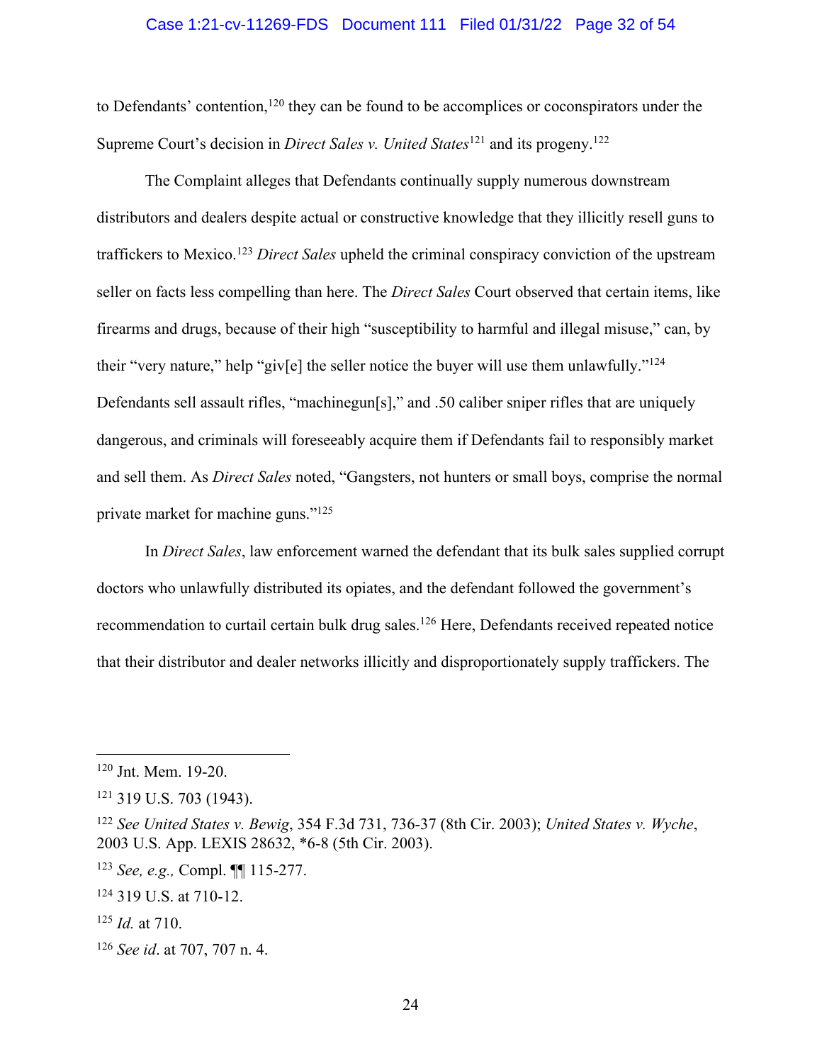to Defendants' contention,[120] they can be found to be accomplices or coconspirators under the Supreme Court's decision in *Direct Sales v. United States*[121] and its progeny.[122]

The Complaint alleges that Defendants continually supply numerous downstream distributors and dealers despite actual or constructive knowledge that they illicitly resell guns to traffickers to Mexico.[123] *Direct Sales* upheld the criminal conspiracy conviction of the upstream seller on facts less compelling than here. The *Direct Sales* Court observed that certain items, like firearms and drugs, because of their high "susceptibility to harmful and illegal misuse," can, by their "very nature," help "giv[e] the seller notice the buyer will use them unlawfully."[124] Defendants sell assault rifles, "machinegun[s]," and .50 caliber sniper rifles that are uniquely dangerous, and criminals will foreseeably acquire them if Defendants fail to responsibly market and sell them. As *Direct Sales* noted, "Gangsters, not hunters or small boys, comprise the normal private market for machine guns."[125]

In *Direct Sales*, law enforcement warned the defendant that its bulk sales supplied corrupt doctors who unlawfully distributed its opiates, and the defendant followed the government's recommendation to curtail certain bulk drug sales.[126] Here, Defendants received repeated notice that their distributor and dealer networks illicitly and disproportionately supply traffickers. The

---

[120] Jnt. Mem. 19-20.

[121] 319 U.S. 703 (1943).

[122] *See United States v. Bewig*, 354 F.3d 731, 736-37 (8th Cir. 2003); *United States v. Wyche*, 2003 U.S. App. LEXIS 28632, *6-8 (5th Cir. 2003).

[123] *See, e.g.,* Compl. ¶¶ 115-277.

[124] 319 U.S. at 710-12.

[125] *Id.* at 710.

[126] *See id*. at 707, 707 n. 4.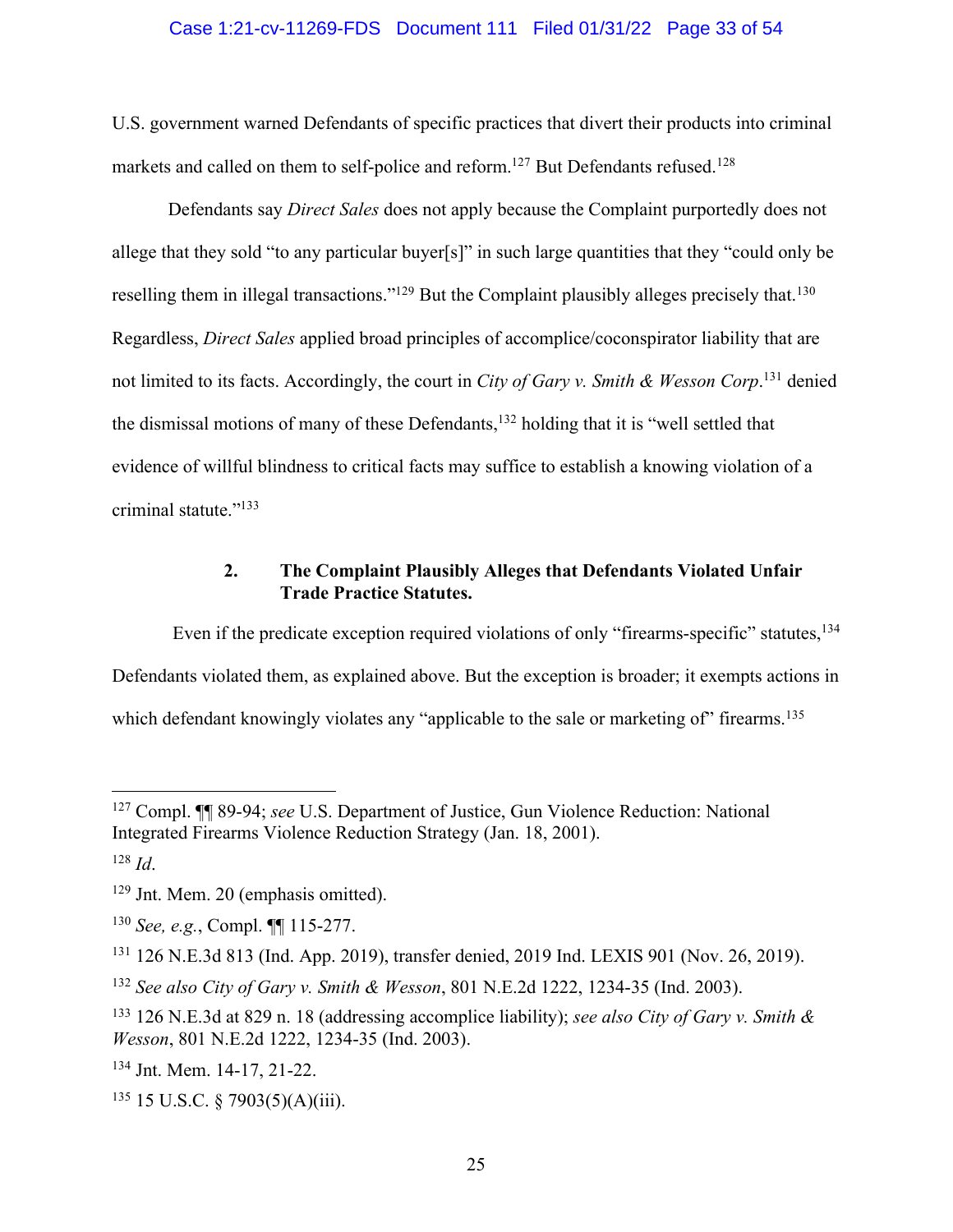U.S. government warned Defendants of specific practices that divert their products into criminal markets and called on them to self-police and reform.[127] But Defendants refused.[128]

Defendants say *Direct Sales* does not apply because the Complaint purportedly does not allege that they sold "to any particular buyer[s]" in such large quantities that they "could only be reselling them in illegal transactions."[129] But the Complaint plausibly alleges precisely that.[130] Regardless, *Direct Sales* applied broad principles of accomplice/coconspirator liability that are not limited to its facts. Accordingly, the court in *City of Gary v. Smith & Wesson Corp*.[131] denied the dismissal motions of many of these Defendants,[132] holding that it is "well settled that evidence of willful blindness to critical facts may suffice to establish a knowing violation of a criminal statute."[133]

### 2. The Complaint Plausibly Alleges that Defendants Violated Unfair Trade Practice Statutes.

Even if the predicate exception required violations of only "firearms-specific" statutes,[134] Defendants violated them, as explained above. But the exception is broader; it exempts actions in which defendant knowingly violates any "applicable to the sale or marketing of" firearms.[135]

---

[127] Compl. ¶¶ 89-94; *see* U.S. Department of Justice, Gun Violence Reduction: National Integrated Firearms Violence Reduction Strategy (Jan. 18, 2001).

[128] *Id*.

[129] Jnt. Mem. 20 (emphasis omitted).

[130] *See, e.g.*, Compl. ¶¶ 115-277.

[131] 126 N.E.3d 813 (Ind. App. 2019), transfer denied, 2019 Ind. LEXIS 901 (Nov. 26, 2019).

[132] *See also City of Gary v. Smith & Wesson*, 801 N.E.2d 1222, 1234-35 (Ind. 2003).

[133] 126 N.E.3d at 829 n. 18 (addressing accomplice liability); *see also City of Gary v. Smith & Wesson*, 801 N.E.2d 1222, 1234-35 (Ind. 2003).

[134] Jnt. Mem. 14-17, 21-22.

[135] 15 U.S.C. § 7903(5)(A)(iii).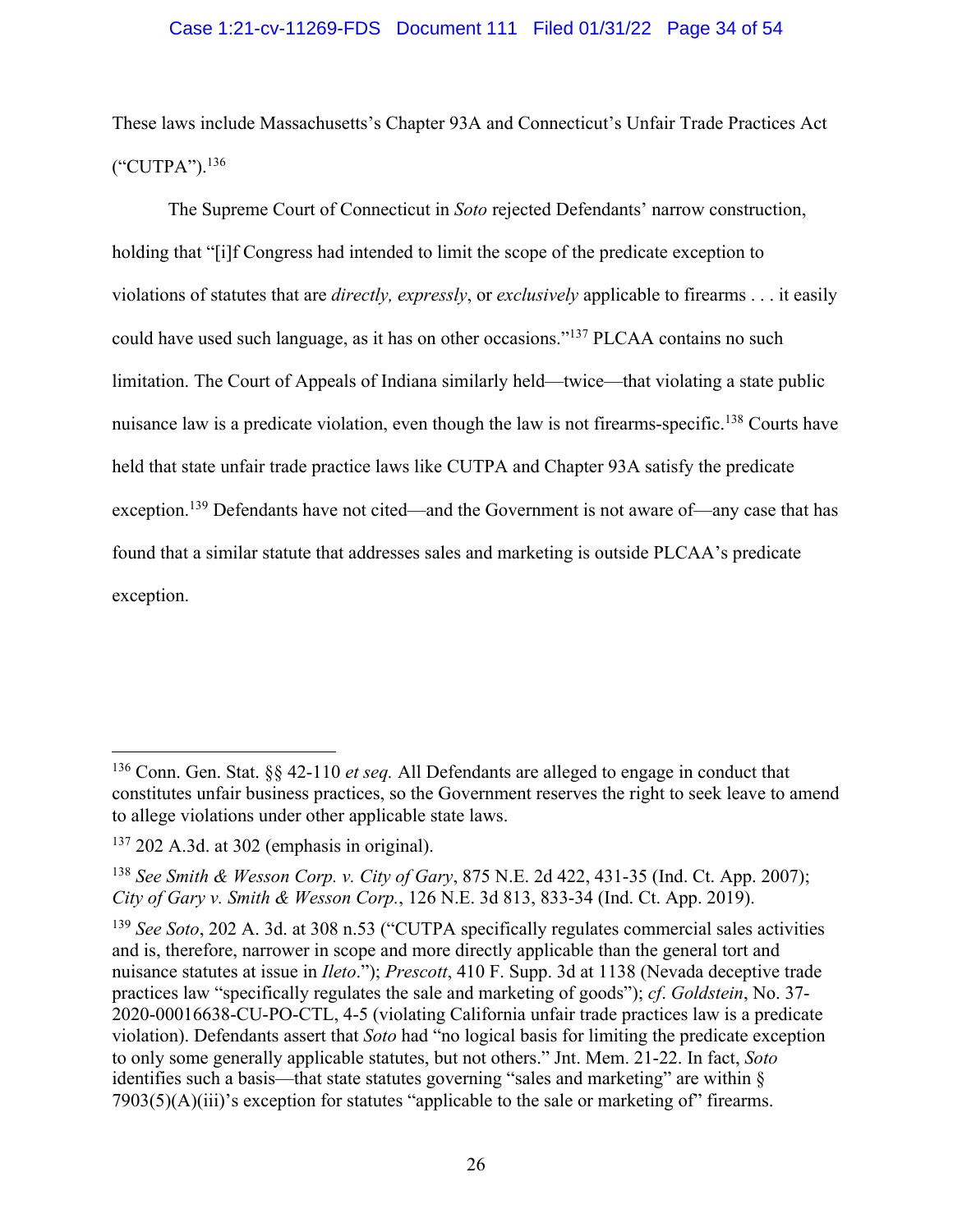These laws include Massachusetts's Chapter 93A and Connecticut's Unfair Trade Practices Act ("CUTPA").[136]

The Supreme Court of Connecticut in *Soto* rejected Defendants' narrow construction, holding that "[i]f Congress had intended to limit the scope of the predicate exception to violations of statutes that are *directly, expressly*, or *exclusively* applicable to firearms . . . it easily could have used such language, as it has on other occasions."[137] PLCAA contains no such limitation. The Court of Appeals of Indiana similarly held—twice—that violating a state public nuisance law is a predicate violation, even though the law is not firearms-specific.[138] Courts have held that state unfair trade practice laws like CUTPA and Chapter 93A satisfy the predicate exception.[139] Defendants have not cited—and the Government is not aware of—any case that has found that a similar statute that addresses sales and marketing is outside PLCAA's predicate exception.

---

[136] Conn. Gen. Stat. §§ 42-110 *et seq.* All Defendants are alleged to engage in conduct that constitutes unfair business practices, so the Government reserves the right to seek leave to amend to allege violations under other applicable state laws.

[137] 202 A.3d. at 302 (emphasis in original).

[138] *See Smith & Wesson Corp. v. City of Gary*, 875 N.E. 2d 422, 431-35 (Ind. Ct. App. 2007); *City of Gary v. Smith & Wesson Corp.*, 126 N.E. 3d 813, 833-34 (Ind. Ct. App. 2019).

[139] *See Soto*, 202 A. 3d. at 308 n.53 ("CUTPA specifically regulates commercial sales activities and is, therefore, narrower in scope and more directly applicable than the general tort and nuisance statutes at issue in *Ileto*."); *Prescott*, 410 F. Supp. 3d at 1138 (Nevada deceptive trade practices law "specifically regulates the sale and marketing of goods"); *cf*. *Goldstein*, No. 37-2020-00016638-CU-PO-CTL, 4-5 (violating California unfair trade practices law is a predicate violation). Defendants assert that *Soto* had "no logical basis for limiting the predicate exception to only some generally applicable statutes, but not others." Jnt. Mem. 21-22. In fact, *Soto* identifies such a basis—that state statutes governing "sales and marketing" are within § 7903(5)(A)(iii)'s exception for statutes "applicable to the sale or marketing of" firearms.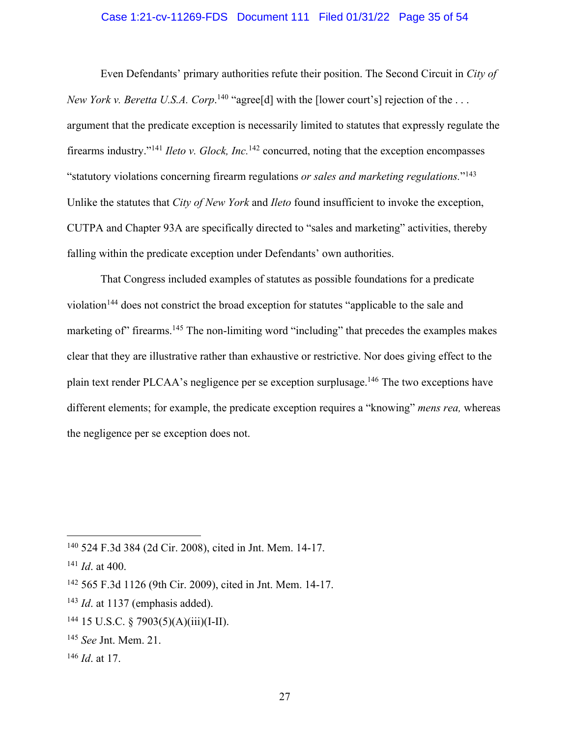Even Defendants' primary authorities refute their position. The Second Circuit in *City of New York v. Beretta U.S.A. Corp.*[140] "agree[d] with the [lower court's] rejection of the . . . argument that the predicate exception is necessarily limited to statutes that expressly regulate the firearms industry."[141] *Ileto v. Glock, Inc.*[142] concurred, noting that the exception encompasses "statutory violations concerning firearm regulations *or sales and marketing regulations.*"[143] Unlike the statutes that *City of New York* and *Ileto* found insufficient to invoke the exception, CUTPA and Chapter 93A are specifically directed to "sales and marketing" activities, thereby falling within the predicate exception under Defendants' own authorities.

That Congress included examples of statutes as possible foundations for a predicate violation[144] does not constrict the broad exception for statutes "applicable to the sale and marketing of" firearms.[145] The non-limiting word "including" that precedes the examples makes clear that they are illustrative rather than exhaustive or restrictive. Nor does giving effect to the plain text render PLCAA's negligence per se exception surplusage.[146] The two exceptions have different elements; for example, the predicate exception requires a "knowing" *mens rea,* whereas the negligence per se exception does not.

---

[140] 524 F.3d 384 (2d Cir. 2008), cited in Jnt. Mem. 14-17.

[141] *Id*. at 400.

[142] 565 F.3d 1126 (9th Cir. 2009), cited in Jnt. Mem. 14-17.

[143] *Id*. at 1137 (emphasis added).

[144] 15 U.S.C. § 7903(5)(A)(iii)(I-II).

[145] *See* Jnt. Mem. 21.

[146] *Id*. at 17.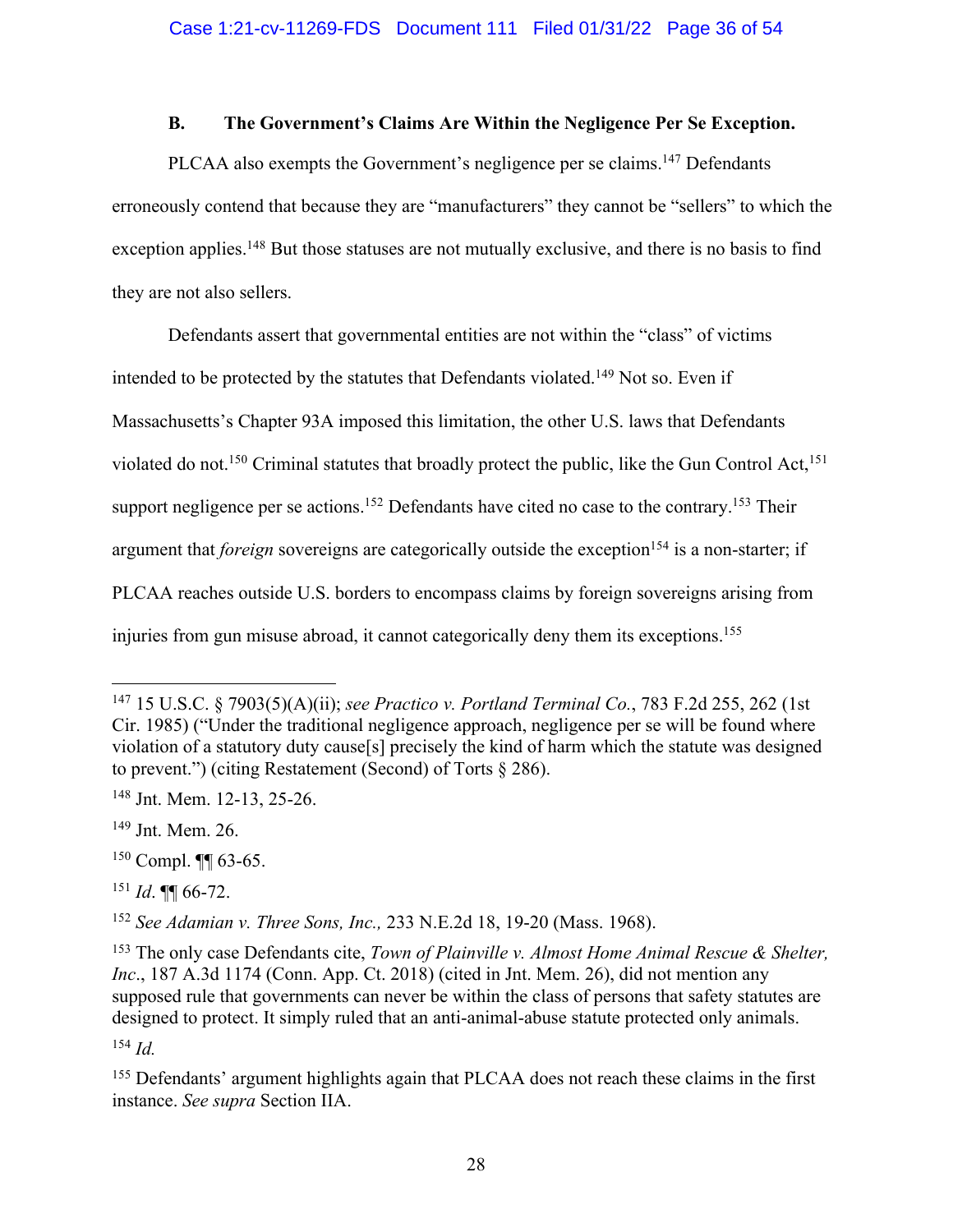### B. The Government's Claims Are Within the Negligence Per Se Exception.

PLCAA also exempts the Government's negligence per se claims.[147] Defendants erroneously contend that because they are "manufacturers" they cannot be "sellers" to which the exception applies.[148] But those statuses are not mutually exclusive, and there is no basis to find they are not also sellers.

Defendants assert that governmental entities are not within the "class" of victims intended to be protected by the statutes that Defendants violated.[149] Not so. Even if Massachusetts's Chapter 93A imposed this limitation, the other U.S. laws that Defendants violated do not.[150] Criminal statutes that broadly protect the public, like the Gun Control Act,[151] support negligence per se actions.[152] Defendants have cited no case to the contrary.[153] Their argument that *foreign* sovereigns are categorically outside the exception[154] is a non-starter; if PLCAA reaches outside U.S. borders to encompass claims by foreign sovereigns arising from injuries from gun misuse abroad, it cannot categorically deny them its exceptions.[155]

---

[147] 15 U.S.C. § 7903(5)(A)(ii); *see Practico v. Portland Terminal Co.*, 783 F.2d 255, 262 (1st Cir. 1985) ("Under the traditional negligence approach, negligence per se will be found where violation of a statutory duty cause[s] precisely the kind of harm which the statute was designed to prevent.") (citing Restatement (Second) of Torts § 286).

[148] Jnt. Mem. 12-13, 25-26.

[149] Jnt. Mem. 26.

[150] Compl. ¶¶ 63-65.

[151] *Id*. ¶¶ 66-72.

[152] *See Adamian v. Three Sons, Inc.,* 233 N.E.2d 18, 19-20 (Mass. 1968).

[153] The only case Defendants cite, *Town of Plainville v. Almost Home Animal Rescue & Shelter, Inc*., 187 A.3d 1174 (Conn. App. Ct. 2018) (cited in Jnt. Mem. 26), did not mention any supposed rule that governments can never be within the class of persons that safety statutes are designed to protect. It simply ruled that an anti-animal-abuse statute protected only animals.

[154] *Id.*

[155] Defendants' argument highlights again that PLCAA does not reach these claims in the first instance. *See supra* Section IIA.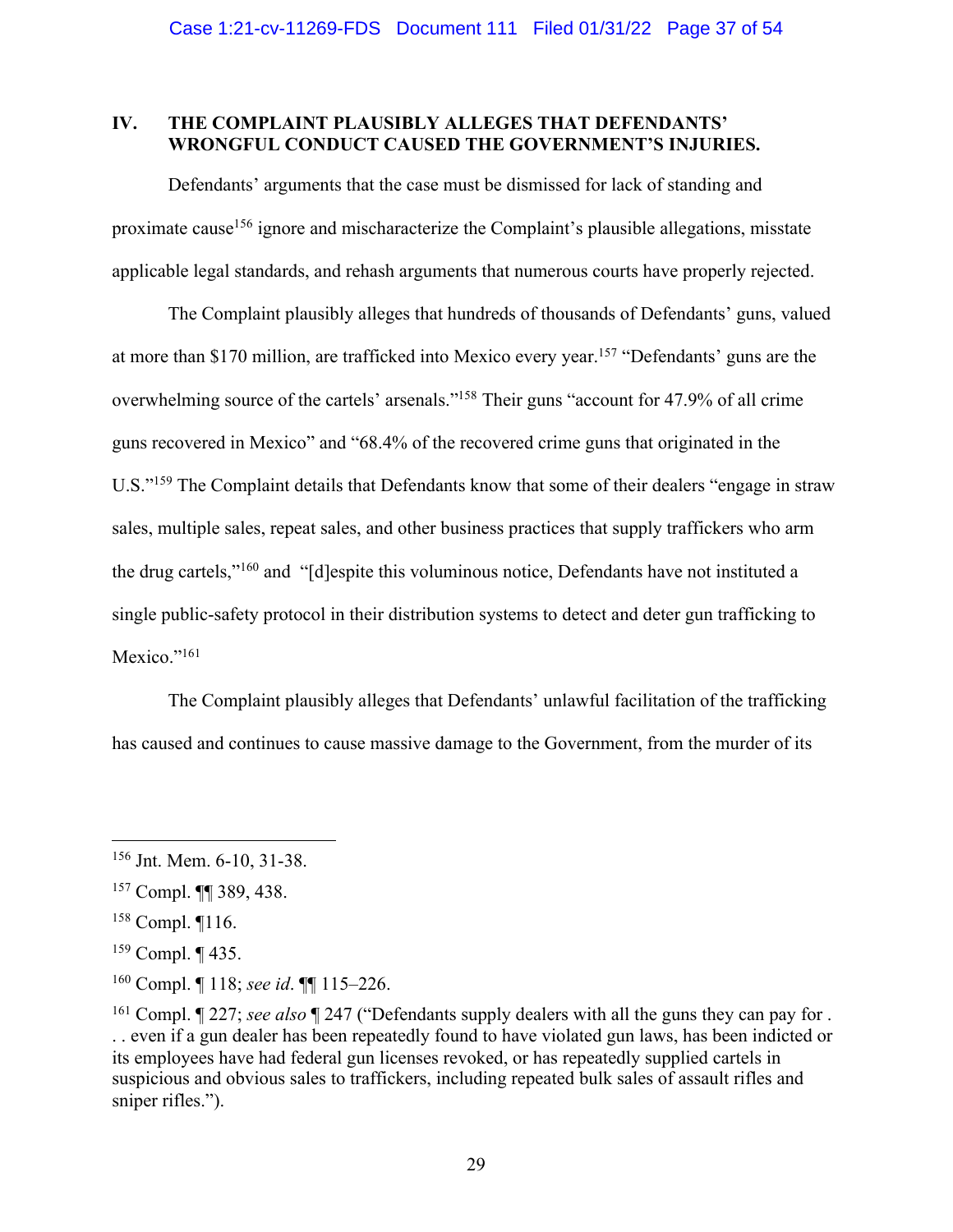## IV. THE COMPLAINT PLAUSIBLY ALLEGES THAT DEFENDANTS' WRONGFUL CONDUCT CAUSED THE GOVERNMENT'S INJURIES.

Defendants' arguments that the case must be dismissed for lack of standing and proximate cause[156] ignore and mischaracterize the Complaint's plausible allegations, misstate applicable legal standards, and rehash arguments that numerous courts have properly rejected.

The Complaint plausibly alleges that hundreds of thousands of Defendants' guns, valued at more than $170 million, are trafficked into Mexico every year.[157] "Defendants' guns are the overwhelming source of the cartels' arsenals."[158] Their guns "account for 47.9% of all crime guns recovered in Mexico" and "68.4% of the recovered crime guns that originated in the U.S."[159] The Complaint details that Defendants know that some of their dealers "engage in straw sales, multiple sales, repeat sales, and other business practices that supply traffickers who arm the drug cartels,"[160] and "[d]espite this voluminous notice, Defendants have not instituted a single public-safety protocol in their distribution systems to detect and deter gun trafficking to Mexico."[161]

The Complaint plausibly alleges that Defendants' unlawful facilitation of the trafficking has caused and continues to cause massive damage to the Government, from the murder of its

---

[156] Jnt. Mem. 6-10, 31-38.

[157] Compl. ¶¶ 389, 438.

[158] Compl. ¶116.

[159] Compl. ¶ 435.

[160] Compl. ¶ 118; *see id*. ¶¶ 115–226.

[161] Compl. ¶ 227; *see also* ¶ 247 ("Defendants supply dealers with all the guns they can pay for . . . even if a gun dealer has been repeatedly found to have violated gun laws, has been indicted or its employees have had federal gun licenses revoked, or has repeatedly supplied cartels in suspicious and obvious sales to traffickers, including repeated bulk sales of assault rifles and sniper rifles.").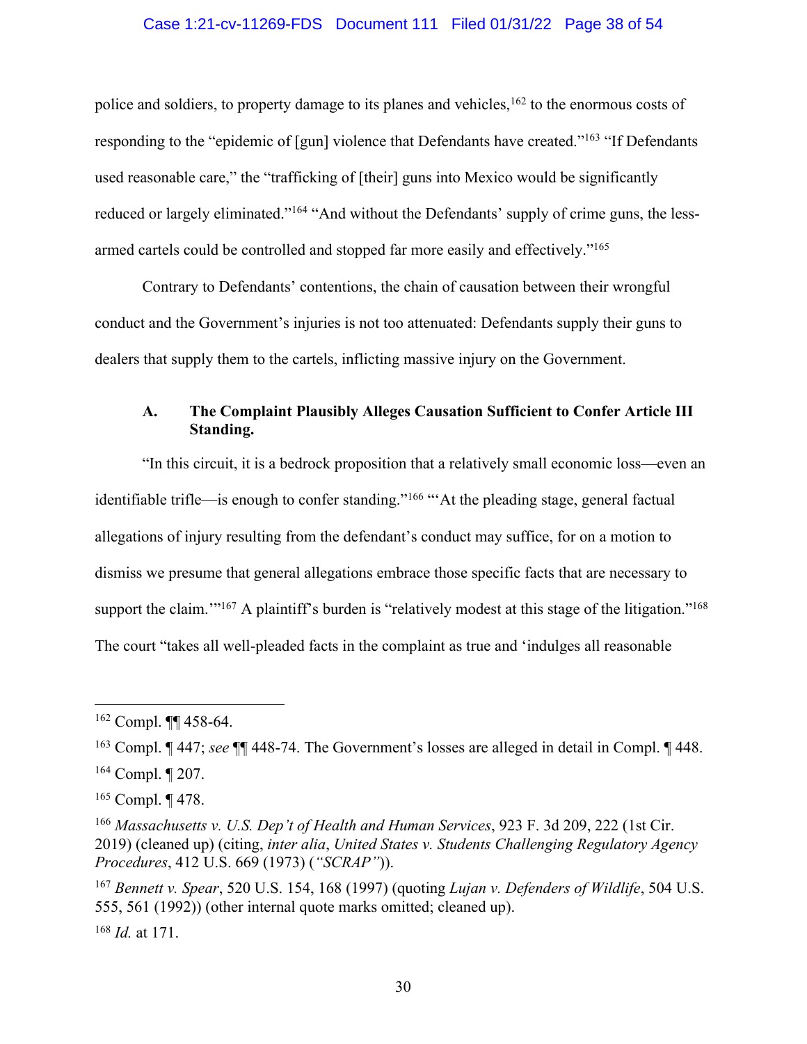police and soldiers, to property damage to its planes and vehicles,[162] to the enormous costs of responding to the "epidemic of [gun] violence that Defendants have created."[163] "If Defendants used reasonable care," the "trafficking of [their] guns into Mexico would be significantly reduced or largely eliminated."[164] "And without the Defendants' supply of crime guns, the less-armed cartels could be controlled and stopped far more easily and effectively."[165]

Contrary to Defendants' contentions, the chain of causation between their wrongful conduct and the Government's injuries is not too attenuated: Defendants supply their guns to dealers that supply them to the cartels, inflicting massive injury on the Government.

### A. The Complaint Plausibly Alleges Causation Sufficient to Confer Article III Standing.

"In this circuit, it is a bedrock proposition that a relatively small economic loss—even an identifiable trifle—is enough to confer standing."[166] "'At the pleading stage, general factual allegations of injury resulting from the defendant's conduct may suffice, for on a motion to dismiss we presume that general allegations embrace those specific facts that are necessary to support the claim.'"[167] A plaintiff's burden is "relatively modest at this stage of the litigation."[168] The court "takes all well-pleaded facts in the complaint as true and 'indulges all reasonable

---

[162] Compl. ¶¶ 458-64.

[163] Compl. ¶ 447; *see* ¶¶ 448-74. The Government's losses are alleged in detail in Compl. ¶ 448.

[164] Compl. ¶ 207.

[165] Compl. ¶ 478.

[166] *Massachusetts v. U.S. Dep't of Health and Human Services*, 923 F. 3d 209, 222 (1st Cir. 2019) (cleaned up) (citing, *inter alia*, *United States v. Students Challenging Regulatory Agency Procedures*, 412 U.S. 669 (1973) (*"SCRAP"*)).

[167] *Bennett v. Spear*, 520 U.S. 154, 168 (1997) (quoting *Lujan v. Defenders of Wildlife*, 504 U.S. 555, 561 (1992)) (other internal quote marks omitted; cleaned up).

[168] *Id.* at 171.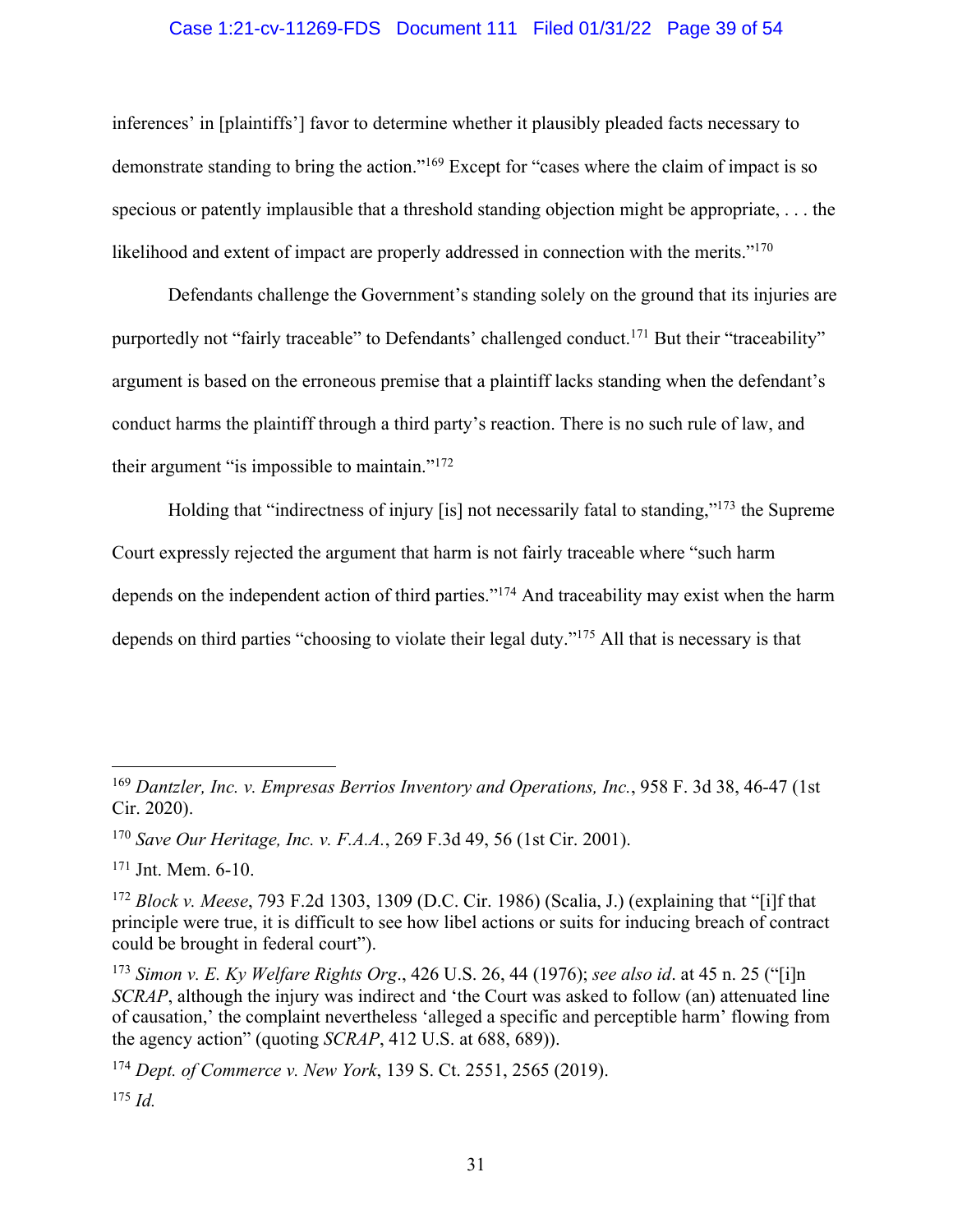inferences' in [plaintiffs'] favor to determine whether it plausibly pleaded facts necessary to demonstrate standing to bring the action."[169] Except for "cases where the claim of impact is so specious or patently implausible that a threshold standing objection might be appropriate, . . . the likelihood and extent of impact are properly addressed in connection with the merits."[170]

Defendants challenge the Government's standing solely on the ground that its injuries are purportedly not "fairly traceable" to Defendants' challenged conduct.[171] But their "traceability" argument is based on the erroneous premise that a plaintiff lacks standing when the defendant's conduct harms the plaintiff through a third party's reaction. There is no such rule of law, and their argument "is impossible to maintain."[172]

Holding that "indirectness of injury [is] not necessarily fatal to standing,"[173] the Supreme Court expressly rejected the argument that harm is not fairly traceable where "such harm depends on the independent action of third parties."[174] And traceability may exist when the harm depends on third parties "choosing to violate their legal duty."[175] All that is necessary is that

---

[169] *Dantzler, Inc. v. Empresas Berrios Inventory and Operations, Inc.*, 958 F. 3d 38, 46-47 (1st Cir. 2020).

[170] *Save Our Heritage, Inc. v. F.A.A.*, 269 F.3d 49, 56 (1st Cir. 2001).

[171] Jnt. Mem. 6-10.

[172] *Block v. Meese*, 793 F.2d 1303, 1309 (D.C. Cir. 1986) (Scalia, J.) (explaining that "[i]f that principle were true, it is difficult to see how libel actions or suits for inducing breach of contract could be brought in federal court").

[173] *Simon v. E. Ky Welfare Rights Org*., 426 U.S. 26, 44 (1976); *see also id*. at 45 n. 25 ("[i]n *SCRAP*, although the injury was indirect and 'the Court was asked to follow (an) attenuated line of causation,' the complaint nevertheless 'alleged a specific and perceptible harm' flowing from the agency action" (quoting *SCRAP*, 412 U.S. at 688, 689)).

[174] *Dept. of Commerce v. New York*, 139 S. Ct. 2551, 2565 (2019).

[175] *Id.*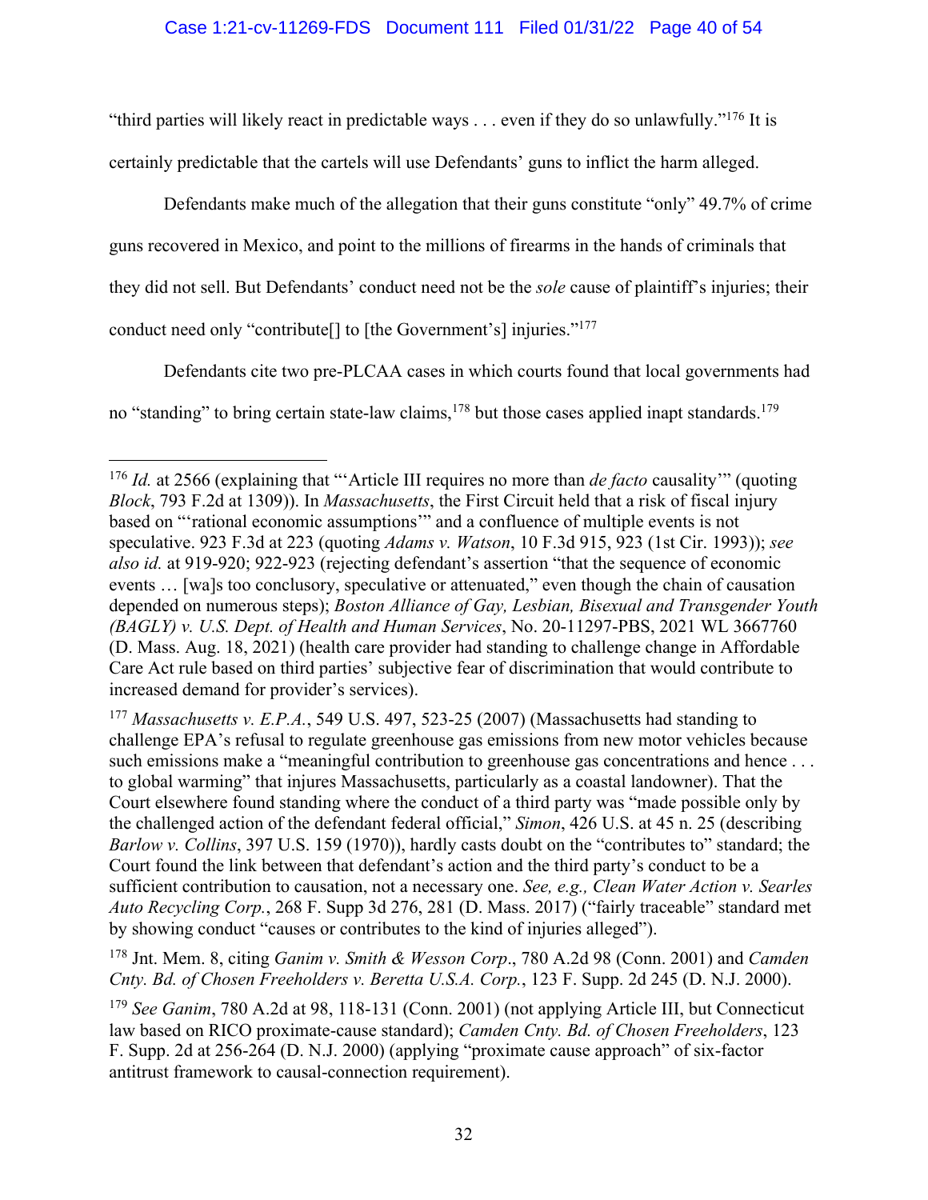"third parties will likely react in predictable ways . . . even if they do so unlawfully."[176] It is certainly predictable that the cartels will use Defendants' guns to inflict the harm alleged.

Defendants make much of the allegation that their guns constitute "only" 49.7% of crime guns recovered in Mexico, and point to the millions of firearms in the hands of criminals that they did not sell. But Defendants' conduct need not be the *sole* cause of plaintiff's injuries; their conduct need only "contribute[] to [the Government's] injuries."[177]

Defendants cite two pre-PLCAA cases in which courts found that local governments had no "standing" to bring certain state-law claims,[178] but those cases applied inapt standards.[179]

---

[176] *Id.* at 2566 (explaining that "'Article III requires no more than *de facto* causality'" (quoting *Block*, 793 F.2d at 1309)). In *Massachusetts*, the First Circuit held that a risk of fiscal injury based on "'rational economic assumptions'" and a confluence of multiple events is not speculative. 923 F.3d at 223 (quoting *Adams v. Watson*, 10 F.3d 915, 923 (1st Cir. 1993)); *see also id.* at 919-920; 922-923 (rejecting defendant's assertion "that the sequence of economic events … [wa]s too conclusory, speculative or attenuated," even though the chain of causation depended on numerous steps); *Boston Alliance of Gay, Lesbian, Bisexual and Transgender Youth (BAGLY) v. U.S. Dept. of Health and Human Services*, No. 20-11297-PBS, 2021 WL 3667760 (D. Mass. Aug. 18, 2021) (health care provider had standing to challenge change in Affordable Care Act rule based on third parties' subjective fear of discrimination that would contribute to increased demand for provider's services).

[177] *Massachusetts v. E.P.A.*, 549 U.S. 497, 523-25 (2007) (Massachusetts had standing to challenge EPA's refusal to regulate greenhouse gas emissions from new motor vehicles because such emissions make a "meaningful contribution to greenhouse gas concentrations and hence . . . to global warming" that injures Massachusetts, particularly as a coastal landowner). That the Court elsewhere found standing where the conduct of a third party was "made possible only by the challenged action of the defendant federal official," *Simon*, 426 U.S. at 45 n. 25 (describing *Barlow v. Collins*, 397 U.S. 159 (1970)), hardly casts doubt on the "contributes to" standard; the Court found the link between that defendant's action and the third party's conduct to be a sufficient contribution to causation, not a necessary one. *See, e.g., Clean Water Action v. Searles Auto Recycling Corp.*, 268 F. Supp 3d 276, 281 (D. Mass. 2017) ("fairly traceable" standard met by showing conduct "causes or contributes to the kind of injuries alleged").

[178] Jnt. Mem. 8, citing *Ganim v. Smith & Wesson Corp*., 780 A.2d 98 (Conn. 2001) and *Camden Cnty. Bd. of Chosen Freeholders v. Beretta U.S.A. Corp.*, 123 F. Supp. 2d 245 (D. N.J. 2000).

[179] *See Ganim*, 780 A.2d at 98, 118-131 (Conn. 2001) (not applying Article III, but Connecticut law based on RICO proximate-cause standard); *Camden Cnty. Bd. of Chosen Freeholders*, 123 F. Supp. 2d at 256-264 (D. N.J. 2000) (applying "proximate cause approach" of six-factor antitrust framework to causal-connection requirement).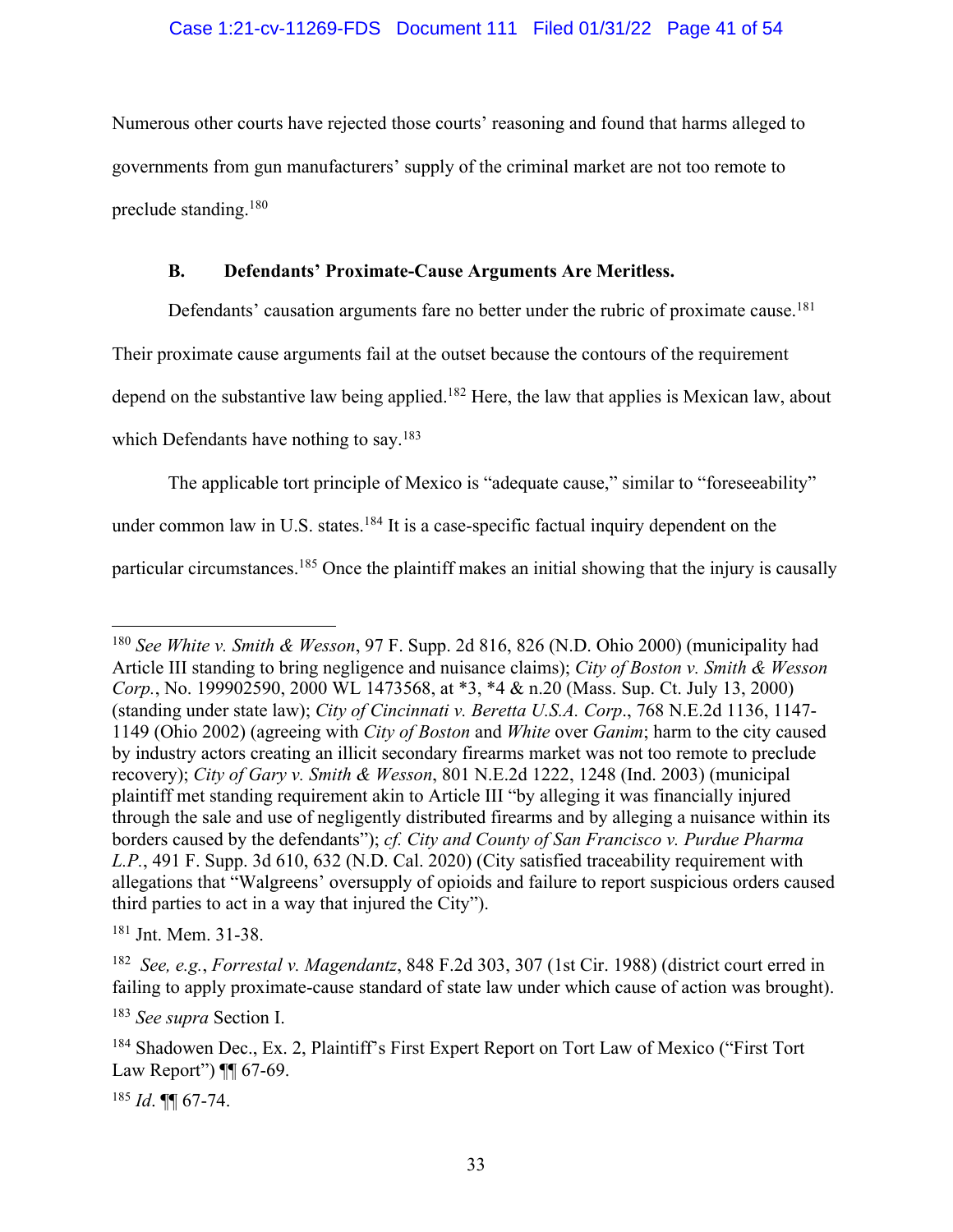Numerous other courts have rejected those courts' reasoning and found that harms alleged to governments from gun manufacturers' supply of the criminal market are not too remote to preclude standing.[180]

### B. Defendants' Proximate-Cause Arguments Are Meritless.

Defendants' causation arguments fare no better under the rubric of proximate cause.[181] Their proximate cause arguments fail at the outset because the contours of the requirement depend on the substantive law being applied.[182] Here, the law that applies is Mexican law, about which Defendants have nothing to say.[183]

The applicable tort principle of Mexico is "adequate cause," similar to "foreseeability" under common law in U.S. states.[184] It is a case-specific factual inquiry dependent on the particular circumstances.[185] Once the plaintiff makes an initial showing that the injury is causally

---

[180] *See White v. Smith & Wesson*, 97 F. Supp. 2d 816, 826 (N.D. Ohio 2000) (municipality had Article III standing to bring negligence and nuisance claims); *City of Boston v. Smith & Wesson Corp.*, No. 199902590, 2000 WL 1473568, at *3, *4 & n.20 (Mass. Sup. Ct. July 13, 2000) (standing under state law); *City of Cincinnati v. Beretta U.S.A. Corp*., 768 N.E.2d 1136, 1147-1149 (Ohio 2002) (agreeing with *City of Boston* and *White* over *Ganim*; harm to the city caused by industry actors creating an illicit secondary firearms market was not too remote to preclude recovery); *City of Gary v. Smith & Wesson*, 801 N.E.2d 1222, 1248 (Ind. 2003) (municipal plaintiff met standing requirement akin to Article III "by alleging it was financially injured through the sale and use of negligently distributed firearms and by alleging a nuisance within its borders caused by the defendants"); *cf. City and County of San Francisco v. Purdue Pharma L.P.*, 491 F. Supp. 3d 610, 632 (N.D. Cal. 2020) (City satisfied traceability requirement with allegations that "Walgreens' oversupply of opioids and failure to report suspicious orders caused third parties to act in a way that injured the City").

[181] Jnt. Mem. 31-38.

[182] *See, e.g.*, *Forrestal v. Magendantz*, 848 F.2d 303, 307 (1st Cir. 1988) (district court erred in failing to apply proximate-cause standard of state law under which cause of action was brought).

[183] *See supra* Section I.

[184] Shadowen Dec., Ex. 2, Plaintiff's First Expert Report on Tort Law of Mexico ("First Tort Law Report") ¶¶ 67-69.

[185] *Id*. ¶¶ 67-74.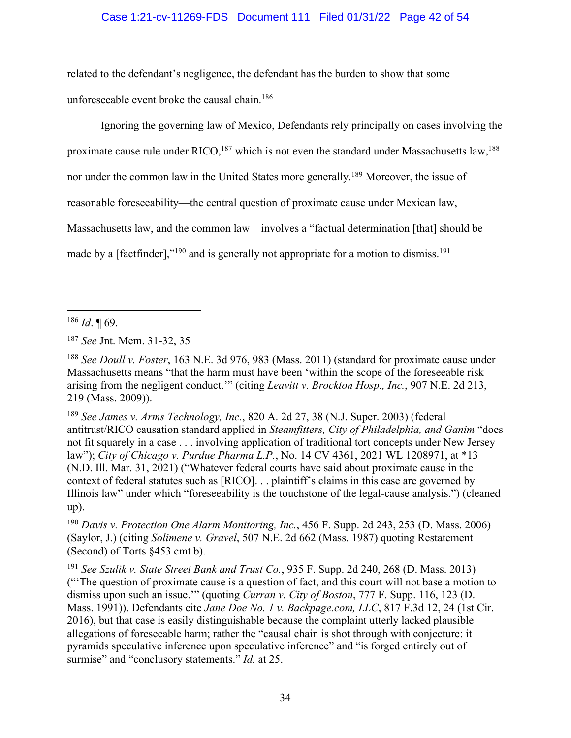related to the defendant's negligence, the defendant has the burden to show that some unforeseeable event broke the causal chain.[186]

Ignoring the governing law of Mexico, Defendants rely principally on cases involving the proximate cause rule under RICO,[187] which is not even the standard under Massachusetts law,[188] nor under the common law in the United States more generally.[189] Moreover, the issue of reasonable foreseeability—the central question of proximate cause under Mexican law, Massachusetts law, and the common law—involves a "factual determination [that] should be made by a [factfinder],"[190] and is generally not appropriate for a motion to dismiss.[191]

---

[186] *Id*. ¶ 69.

[187] *See* Jnt. Mem. 31-32, 35

[188] *See Doull v. Foster*, 163 N.E. 3d 976, 983 (Mass. 2011) (standard for proximate cause under Massachusetts means "that the harm must have been 'within the scope of the foreseeable risk arising from the negligent conduct.'" (citing *Leavitt v. Brockton Hosp., Inc.*, 907 N.E. 2d 213, 219 (Mass. 2009)).

[189] *See James v. Arms Technology, Inc.*, 820 A. 2d 27, 38 (N.J. Super. 2003) (federal antitrust/RICO causation standard applied in *Steamfitters, City of Philadelphia, and Ganim* "does not fit squarely in a case . . . involving application of traditional tort concepts under New Jersey law"); *City of Chicago v. Purdue Pharma L.P.*, No. 14 CV 4361, 2021 WL 1208971, at *13 (N.D. Ill. Mar. 31, 2021) ("Whatever federal courts have said about proximate cause in the context of federal statutes such as [RICO]. . . plaintiff's claims in this case are governed by Illinois law" under which "foreseeability is the touchstone of the legal-cause analysis.") (cleaned up).

[190] *Davis v. Protection One Alarm Monitoring, Inc.*, 456 F. Supp. 2d 243, 253 (D. Mass. 2006) (Saylor, J.) (citing *Solimene v. Gravel*, 507 N.E. 2d 662 (Mass. 1987) quoting Restatement (Second) of Torts §453 cmt b).

[191] *See Szulik v. State Street Bank and Trust Co.*, 935 F. Supp. 2d 240, 268 (D. Mass. 2013) ("'The question of proximate cause is a question of fact, and this court will not base a motion to dismiss upon such an issue.'" (quoting *Curran v. City of Boston*, 777 F. Supp. 116, 123 (D. Mass. 1991)). Defendants cite *Jane Doe No. 1 v. Backpage.com, LLC*, 817 F.3d 12, 24 (1st Cir. 2016), but that case is easily distinguishable because the complaint utterly lacked plausible allegations of foreseeable harm; rather the "causal chain is shot through with conjecture: it pyramids speculative inference upon speculative inference" and "is forged entirely out of surmise" and "conclusory statements." *Id.* at 25.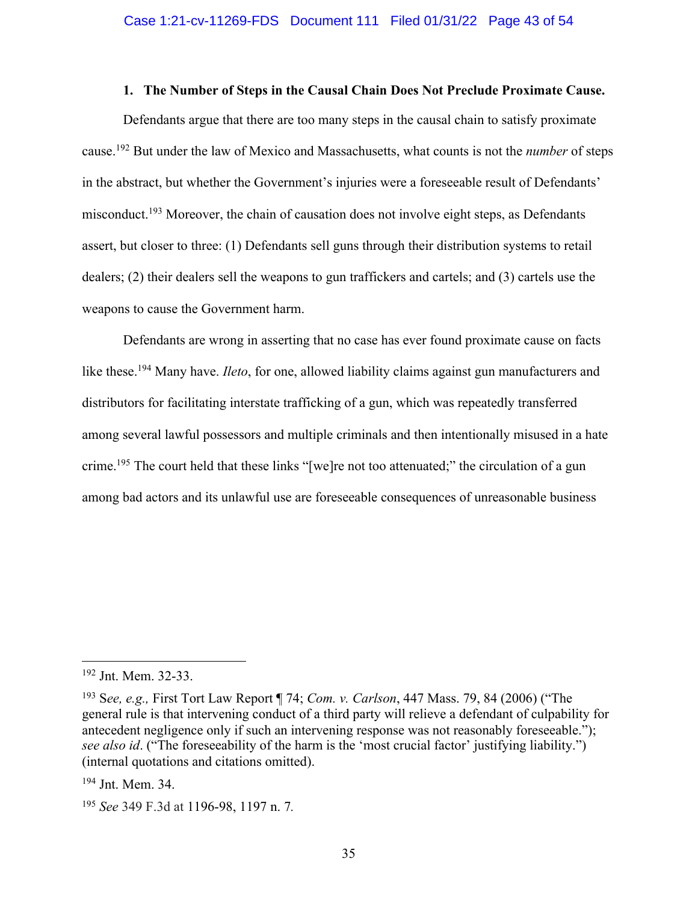### 1. The Number of Steps in the Causal Chain Does Not Preclude Proximate Cause.

Defendants argue that there are too many steps in the causal chain to satisfy proximate cause.[192] But under the law of Mexico and Massachusetts, what counts is not the *number* of steps in the abstract, but whether the Government's injuries were a foreseeable result of Defendants' misconduct.[193] Moreover, the chain of causation does not involve eight steps, as Defendants assert, but closer to three: (1) Defendants sell guns through their distribution systems to retail dealers; (2) their dealers sell the weapons to gun traffickers and cartels; and (3) cartels use the weapons to cause the Government harm.

Defendants are wrong in asserting that no case has ever found proximate cause on facts like these.[194] Many have. *Ileto*, for one, allowed liability claims against gun manufacturers and distributors for facilitating interstate trafficking of a gun, which was repeatedly transferred among several lawful possessors and multiple criminals and then intentionally misused in a hate crime.[195] The court held that these links "[we]re not too attenuated;" the circulation of a gun among bad actors and its unlawful use are foreseeable consequences of unreasonable business

---

[192] Jnt. Mem. 32-33.

[193] S*ee, e.g.,* First Tort Law Report ¶ 74; *Com. v. Carlson*, 447 Mass. 79, 84 (2006) ("The general rule is that intervening conduct of a third party will relieve a defendant of culpability for antecedent negligence only if such an intervening response was not reasonably foreseeable."); *see also id*. ("The foreseeability of the harm is the 'most crucial factor' justifying liability.") (internal quotations and citations omitted).

[194] Jnt. Mem. 34.

[195] *See* 349 F.3d at 1196-98, 1197 n. 7.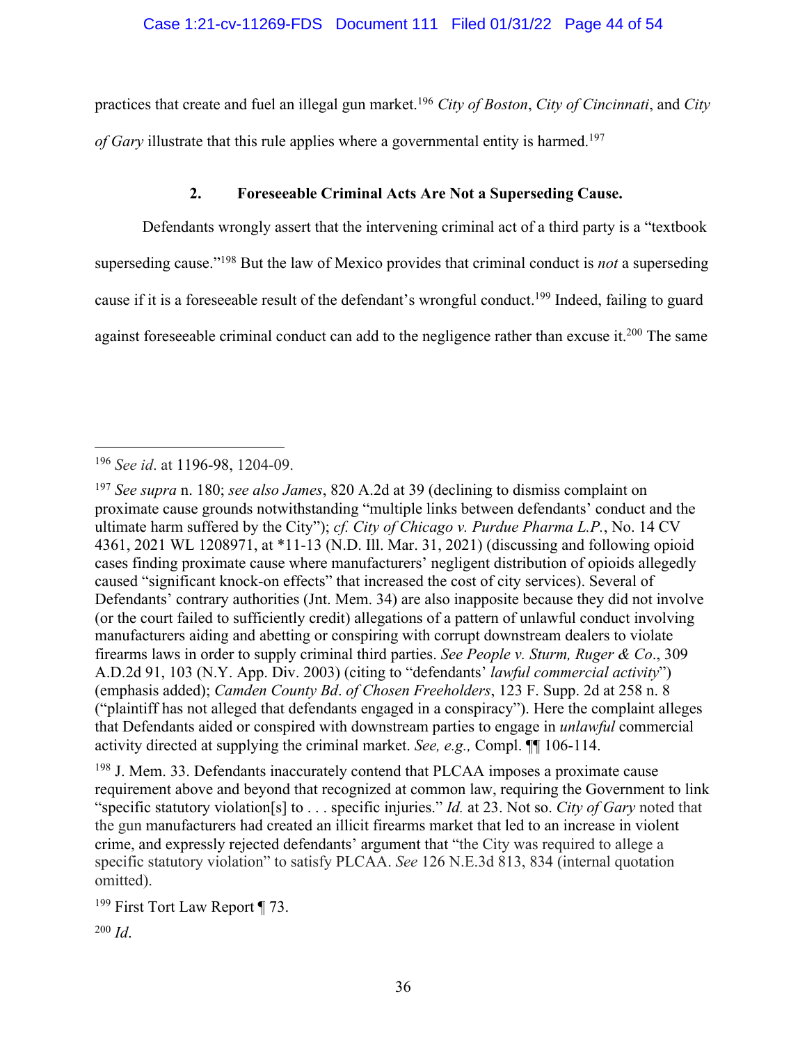practices that create and fuel an illegal gun market.[196] *City of Boston*, *City of Cincinnati*, and *City of Gary* illustrate that this rule applies where a governmental entity is harmed.[197]

### 2. Foreseeable Criminal Acts Are Not a Superseding Cause.

Defendants wrongly assert that the intervening criminal act of a third party is a "textbook superseding cause."[198] But the law of Mexico provides that criminal conduct is *not* a superseding cause if it is a foreseeable result of the defendant's wrongful conduct.[199] Indeed, failing to guard against foreseeable criminal conduct can add to the negligence rather than excuse it.[200] The same

---

[196] *See id*. at 1196-98, 1204-09.

[197] *See supra* n. 180; *see also James*, 820 A.2d at 39 (declining to dismiss complaint on proximate cause grounds notwithstanding "multiple links between defendants' conduct and the ultimate harm suffered by the City"); *cf. City of Chicago v. Purdue Pharma L.P.*, No. 14 CV 4361, 2021 WL 1208971, at *11-13 (N.D. Ill. Mar. 31, 2021) (discussing and following opioid cases finding proximate cause where manufacturers' negligent distribution of opioids allegedly caused "significant knock-on effects" that increased the cost of city services). Several of Defendants' contrary authorities (Jnt. Mem. 34) are also inapposite because they did not involve (or the court failed to sufficiently credit) allegations of a pattern of unlawful conduct involving manufacturers aiding and abetting or conspiring with corrupt downstream dealers to violate firearms laws in order to supply criminal third parties. *See People v. Sturm, Ruger & Co*., 309 A.D.2d 91, 103 (N.Y. App. Div. 2003) (citing to "defendants' *lawful commercial activity*") (emphasis added); *Camden County Bd. of Chosen Freeholders*, 123 F. Supp. 2d at 258 n. 8 ("plaintiff has not alleged that defendants engaged in a conspiracy"). Here the complaint alleges that Defendants aided or conspired with downstream parties to engage in *unlawful* commercial activity directed at supplying the criminal market. *See, e.g.,* Compl. ¶¶ 106-114.

[198] J. Mem. 33. Defendants inaccurately contend that PLCAA imposes a proximate cause requirement above and beyond that recognized at common law, requiring the Government to link "specific statutory violation[s] to . . . specific injuries." *Id.* at 23. Not so. *City of Gary* noted that the gun manufacturers had created an illicit firearms market that led to an increase in violent crime, and expressly rejected defendants' argument that "the City was required to allege a specific statutory violation" to satisfy PLCAA. *See* 126 N.E.3d 813, 834 (internal quotation omitted).

[199] First Tort Law Report ¶ 73.

[200] *Id*.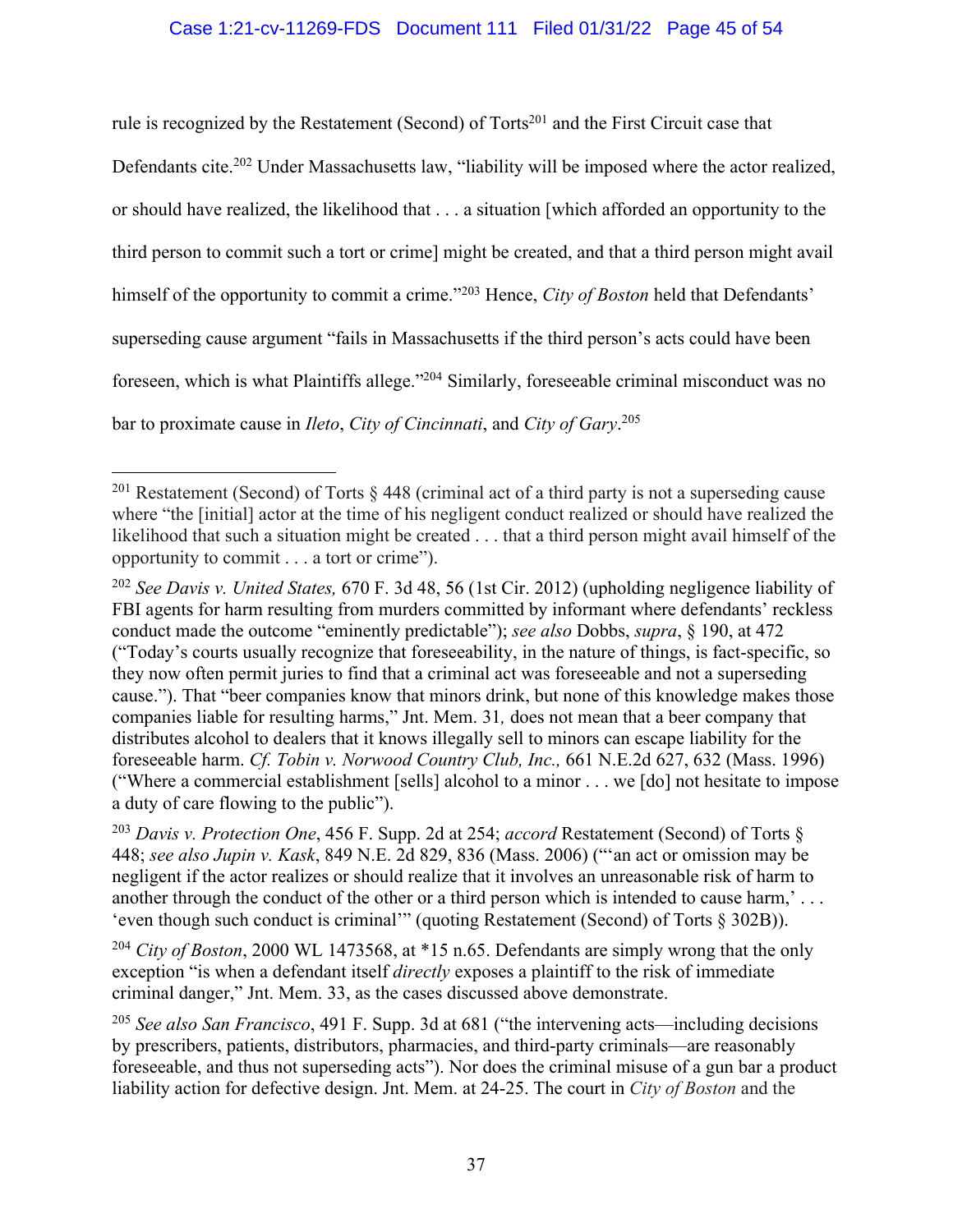rule is recognized by the Restatement (Second) of Torts[201] and the First Circuit case that Defendants cite.[202] Under Massachusetts law, "liability will be imposed where the actor realized, or should have realized, the likelihood that . . . a situation [which afforded an opportunity to the third person to commit such a tort or crime] might be created, and that a third person might avail himself of the opportunity to commit a crime."[203] Hence, *City of Boston* held that Defendants' superseding cause argument "fails in Massachusetts if the third person's acts could have been foreseen, which is what Plaintiffs allege."[204] Similarly, foreseeable criminal misconduct was no bar to proximate cause in *Ileto*, *City of Cincinnati*, and *City of Gary*.[205]

---

[201] Restatement (Second) of Torts § 448 (criminal act of a third party is not a superseding cause where "the [initial] actor at the time of his negligent conduct realized or should have realized the likelihood that such a situation might be created . . . that a third person might avail himself of the opportunity to commit . . . a tort or crime").

[202] *See Davis v. United States,* 670 F. 3d 48, 56 (1st Cir. 2012) (upholding negligence liability of FBI agents for harm resulting from murders committed by informant where defendants' reckless conduct made the outcome "eminently predictable"); *see also* Dobbs, *supra*, § 190, at 472 ("Today's courts usually recognize that foreseeability, in the nature of things, is fact-specific, so they now often permit juries to find that a criminal act was foreseeable and not a superseding cause."). That "beer companies know that minors drink, but none of this knowledge makes those companies liable for resulting harms," Jnt. Mem. 31*,* does not mean that a beer company that distributes alcohol to dealers that it knows illegally sell to minors can escape liability for the foreseeable harm. *Cf. Tobin v. Norwood Country Club, Inc.,* 661 N.E.2d 627, 632 (Mass. 1996) ("Where a commercial establishment [sells] alcohol to a minor . . . we [do] not hesitate to impose a duty of care flowing to the public").

[203] *Davis v. Protection One*, 456 F. Supp. 2d at 254; *accord* Restatement (Second) of Torts § 448; *see also Jupin v. Kask*, 849 N.E. 2d 829, 836 (Mass. 2006) ("'an act or omission may be negligent if the actor realizes or should realize that it involves an unreasonable risk of harm to another through the conduct of the other or a third person which is intended to cause harm,' . . . 'even though such conduct is criminal'" (quoting Restatement (Second) of Torts § 302B)).

[204] *City of Boston*, 2000 WL 1473568, at *15 n.65. Defendants are simply wrong that the only exception "is when a defendant itself *directly* exposes a plaintiff to the risk of immediate criminal danger," Jnt. Mem. 33, as the cases discussed above demonstrate.

[205] *See also San Francisco*, 491 F. Supp. 3d at 681 ("the intervening acts—including decisions by prescribers, patients, distributors, pharmacies, and third-party criminals—are reasonably foreseeable, and thus not superseding acts"). Nor does the criminal misuse of a gun bar a product liability action for defective design. Jnt. Mem. at 24-25. The court in *City of Boston* and the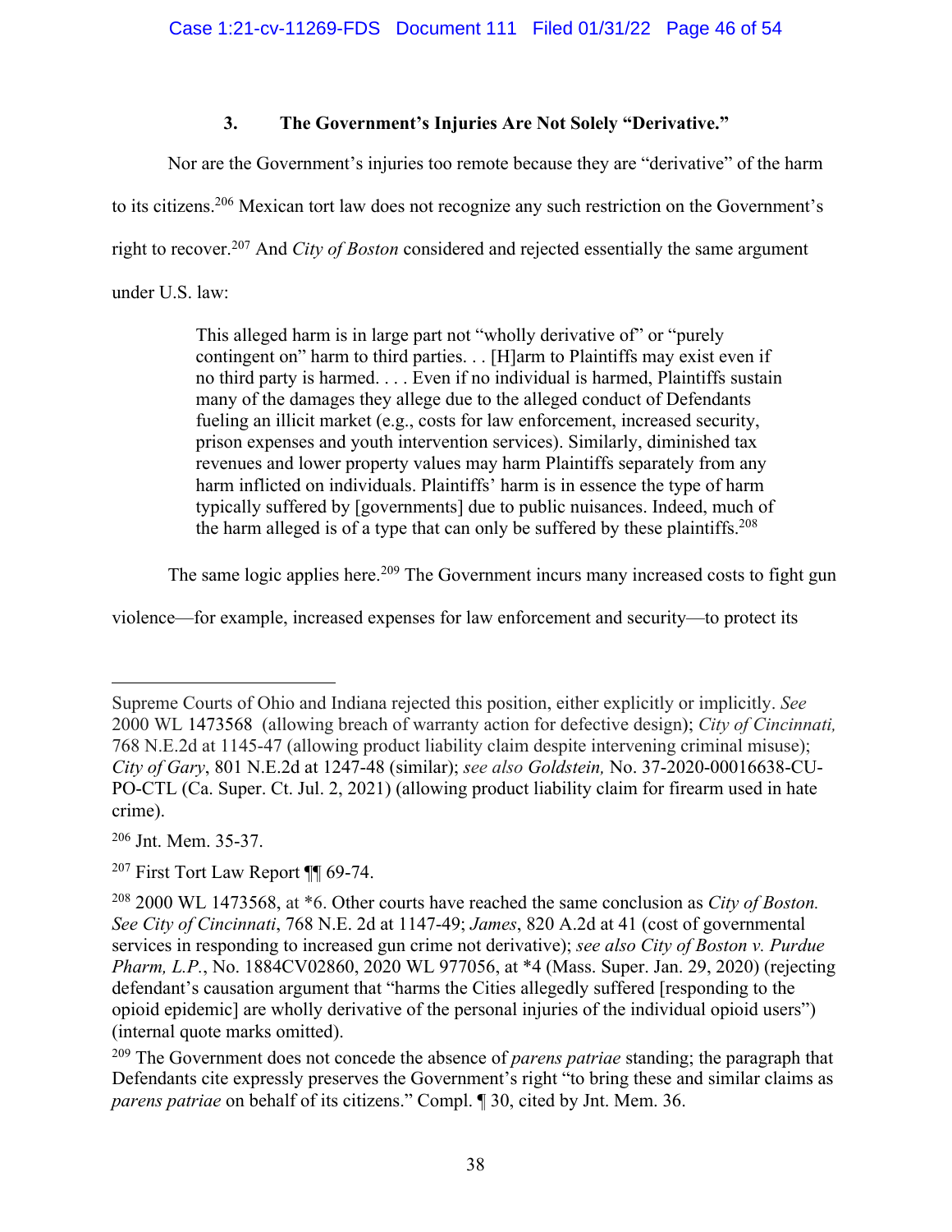### 3. The Government's Injuries Are Not Solely "Derivative."

Nor are the Government's injuries too remote because they are "derivative" of the harm to its citizens.[206] Mexican tort law does not recognize any such restriction on the Government's right to recover.[207] And *City of Boston* considered and rejected essentially the same argument under U.S. law:

> This alleged harm is in large part not "wholly derivative of" or "purely contingent on" harm to third parties. . . [H]arm to Plaintiffs may exist even if no third party is harmed. . . . Even if no individual is harmed, Plaintiffs sustain many of the damages they allege due to the alleged conduct of Defendants fueling an illicit market (e.g., costs for law enforcement, increased security, prison expenses and youth intervention services). Similarly, diminished tax revenues and lower property values may harm Plaintiffs separately from any harm inflicted on individuals. Plaintiffs' harm is in essence the type of harm typically suffered by [governments] due to public nuisances. Indeed, much of the harm alleged is of a type that can only be suffered by these plaintiffs.[208]

The same logic applies here.[209] The Government incurs many increased costs to fight gun violence—for example, increased expenses for law enforcement and security—to protect its

---

Supreme Courts of Ohio and Indiana rejected this position, either explicitly or implicitly. *See* 2000 WL 1473568 (allowing breach of warranty action for defective design); *City of Cincinnati,* 768 N.E.2d at 1145-47 (allowing product liability claim despite intervening criminal misuse); *City of Gary*, 801 N.E.2d at 1247-48 (similar); *see also Goldstein,* No. 37-2020-00016638-CU-PO-CTL (Ca. Super. Ct. Jul. 2, 2021) (allowing product liability claim for firearm used in hate crime).

[206] Jnt. Mem. 35-37.

[207] First Tort Law Report ¶¶ 69-74.

[208] 2000 WL 1473568, at *6. Other courts have reached the same conclusion as *City of Boston. See City of Cincinnati*, 768 N.E. 2d at 1147-49; *James*, 820 A.2d at 41 (cost of governmental services in responding to increased gun crime not derivative); *see also City of Boston v. Purdue Pharm, L.P.*, No. 1884CV02860, 2020 WL 977056, at *4 (Mass. Super. Jan. 29, 2020) (rejecting defendant's causation argument that "harms the Cities allegedly suffered [responding to the opioid epidemic] are wholly derivative of the personal injuries of the individual opioid users") (internal quote marks omitted).

[209] The Government does not concede the absence of *parens patriae* standing; the paragraph that Defendants cite expressly preserves the Government's right "to bring these and similar claims as *parens patriae* on behalf of its citizens." Compl. ¶ 30, cited by Jnt. Mem. 36.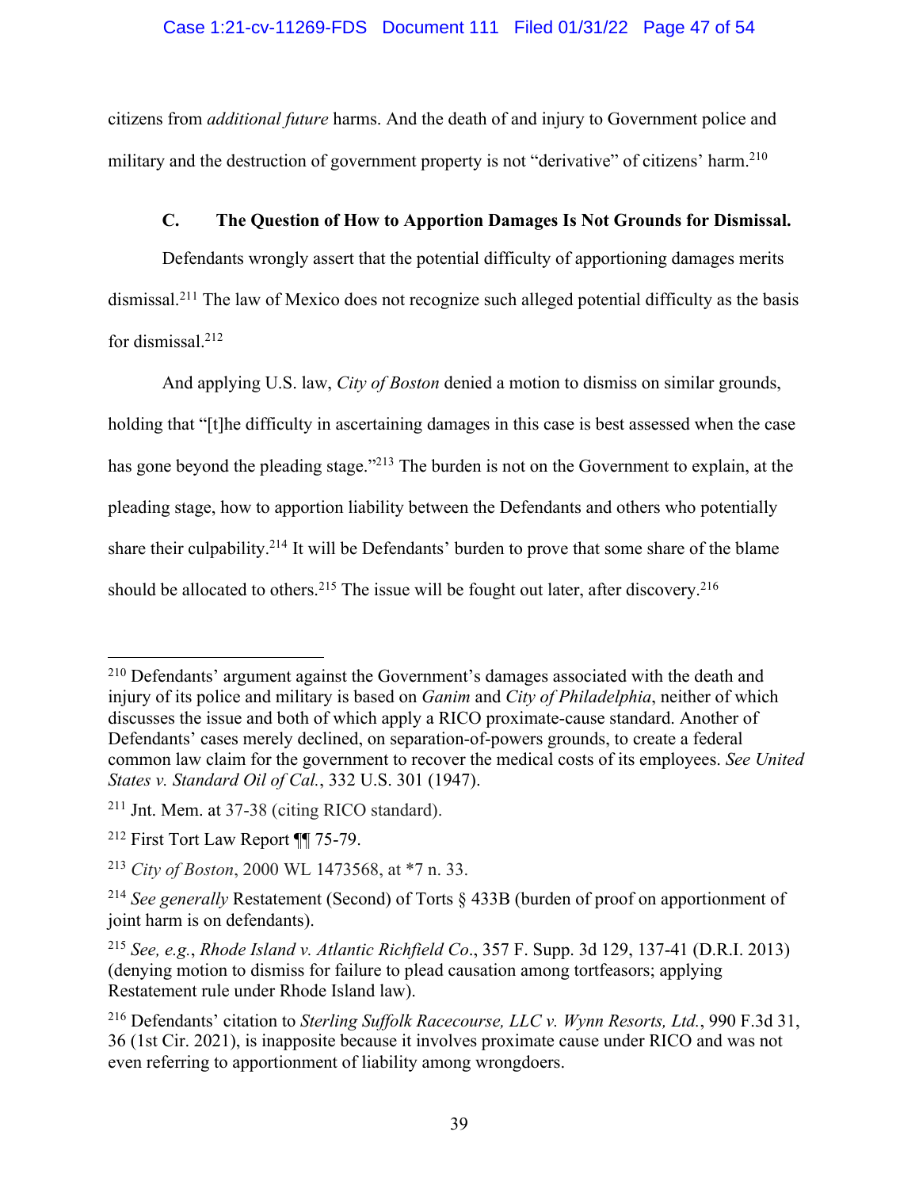citizens from *additional future* harms. And the death of and injury to Government police and military and the destruction of government property is not "derivative" of citizens' harm.[210]

### C. The Question of How to Apportion Damages Is Not Grounds for Dismissal.

Defendants wrongly assert that the potential difficulty of apportioning damages merits dismissal.[211] The law of Mexico does not recognize such alleged potential difficulty as the basis for dismissal.[212]

And applying U.S. law, *City of Boston* denied a motion to dismiss on similar grounds, holding that "[t]he difficulty in ascertaining damages in this case is best assessed when the case has gone beyond the pleading stage."[213] The burden is not on the Government to explain, at the pleading stage, how to apportion liability between the Defendants and others who potentially share their culpability.[214] It will be Defendants' burden to prove that some share of the blame should be allocated to others.[215] The issue will be fought out later, after discovery.[216]

---

[210] Defendants' argument against the Government's damages associated with the death and injury of its police and military is based on *Ganim* and *City of Philadelphia*, neither of which discusses the issue and both of which apply a RICO proximate-cause standard. Another of Defendants' cases merely declined, on separation-of-powers grounds, to create a federal common law claim for the government to recover the medical costs of its employees. *See United States v. Standard Oil of Cal.*, 332 U.S. 301 (1947).

[211] Jnt. Mem. at 37-38 (citing RICO standard).

[212] First Tort Law Report ¶¶ 75-79.

[213] *City of Boston*, 2000 WL 1473568, at *7 n. 33.

[214] *See generally* Restatement (Second) of Torts § 433B (burden of proof on apportionment of joint harm is on defendants).

[215] *See, e.g.*, *Rhode Island v. Atlantic Richfield Co*., 357 F. Supp. 3d 129, 137-41 (D.R.I. 2013) (denying motion to dismiss for failure to plead causation among tortfeasors; applying Restatement rule under Rhode Island law).

[216] Defendants' citation to *Sterling Suffolk Racecourse, LLC v. Wynn Resorts, Ltd.*, 990 F.3d 31, 36 (1st Cir. 2021), is inapposite because it involves proximate cause under RICO and was not even referring to apportionment of liability among wrongdoers.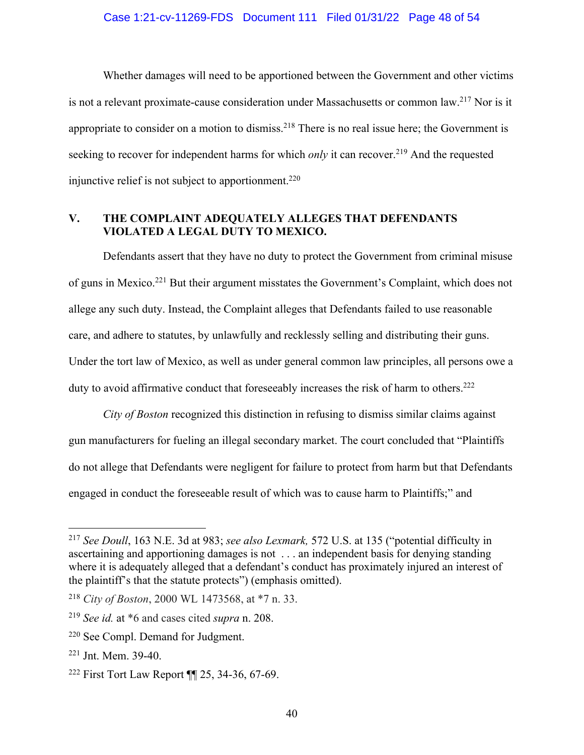Whether damages will need to be apportioned between the Government and other victims is not a relevant proximate-cause consideration under Massachusetts or common law.[217] Nor is it appropriate to consider on a motion to dismiss.[218] There is no real issue here; the Government is seeking to recover for independent harms for which *only* it can recover.[219] And the requested injunctive relief is not subject to apportionment.[220]

## V. THE COMPLAINT ADEQUATELY ALLEGES THAT DEFENDANTS VIOLATED A LEGAL DUTY TO MEXICO.

Defendants assert that they have no duty to protect the Government from criminal misuse of guns in Mexico.[221] But their argument misstates the Government's Complaint, which does not allege any such duty. Instead, the Complaint alleges that Defendants failed to use reasonable care, and adhere to statutes, by unlawfully and recklessly selling and distributing their guns. Under the tort law of Mexico, as well as under general common law principles, all persons owe a duty to avoid affirmative conduct that foreseeably increases the risk of harm to others.[222]

*City of Boston* recognized this distinction in refusing to dismiss similar claims against gun manufacturers for fueling an illegal secondary market. The court concluded that "Plaintiffs do not allege that Defendants were negligent for failure to protect from harm but that Defendants engaged in conduct the foreseeable result of which was to cause harm to Plaintiffs;" and

---

[217] *See Doull*, 163 N.E. 3d at 983; *see also Lexmark,* 572 U.S. at 135 ("potential difficulty in ascertaining and apportioning damages is not . . . an independent basis for denying standing where it is adequately alleged that a defendant's conduct has proximately injured an interest of the plaintiff's that the statute protects") (emphasis omitted).

[218] *City of Boston*, 2000 WL 1473568, at *7 n. 33.

[219] *See id.* at *6 and cases cited *supra* n. 208.

[220] See Compl. Demand for Judgment.

[221] Jnt. Mem. 39-40.

[222] First Tort Law Report ¶¶ 25, 34-36, 67-69.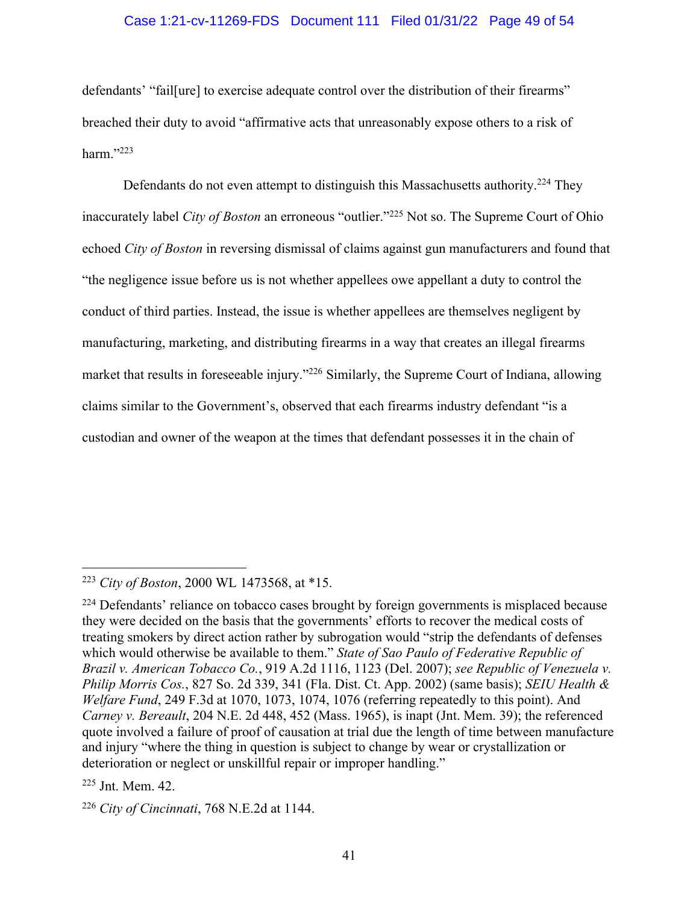defendants' "fail[ure] to exercise adequate control over the distribution of their firearms" breached their duty to avoid "affirmative acts that unreasonably expose others to a risk of harm."[223]

Defendants do not even attempt to distinguish this Massachusetts authority.[224] They inaccurately label *City of Boston* an erroneous "outlier."[225] Not so. The Supreme Court of Ohio echoed *City of Boston* in reversing dismissal of claims against gun manufacturers and found that "the negligence issue before us is not whether appellees owe appellant a duty to control the conduct of third parties. Instead, the issue is whether appellees are themselves negligent by manufacturing, marketing, and distributing firearms in a way that creates an illegal firearms market that results in foreseeable injury."[226] Similarly, the Supreme Court of Indiana, allowing claims similar to the Government's, observed that each firearms industry defendant "is a custodian and owner of the weapon at the times that defendant possesses it in the chain of

---

[223] *City of Boston*, 2000 WL 1473568, at *15.

[224] Defendants' reliance on tobacco cases brought by foreign governments is misplaced because they were decided on the basis that the governments' efforts to recover the medical costs of treating smokers by direct action rather by subrogation would "strip the defendants of defenses which would otherwise be available to them." *State of Sao Paulo of Federative Republic of Brazil v. American Tobacco Co.*, 919 A.2d 1116, 1123 (Del. 2007); *see Republic of Venezuela v. Philip Morris Cos.*, 827 So. 2d 339, 341 (Fla. Dist. Ct. App. 2002) (same basis); *SEIU Health & Welfare Fund*, 249 F.3d at 1070, 1073, 1074, 1076 (referring repeatedly to this point). And *Carney v. Bereault*, 204 N.E. 2d 448, 452 (Mass. 1965), is inapt (Jnt. Mem. 39); the referenced quote involved a failure of proof of causation at trial due the length of time between manufacture and injury "where the thing in question is subject to change by wear or crystallization or deterioration or neglect or unskillful repair or improper handling."

[225] Jnt. Mem. 42.

[226] *City of Cincinnati*, 768 N.E.2d at 1144.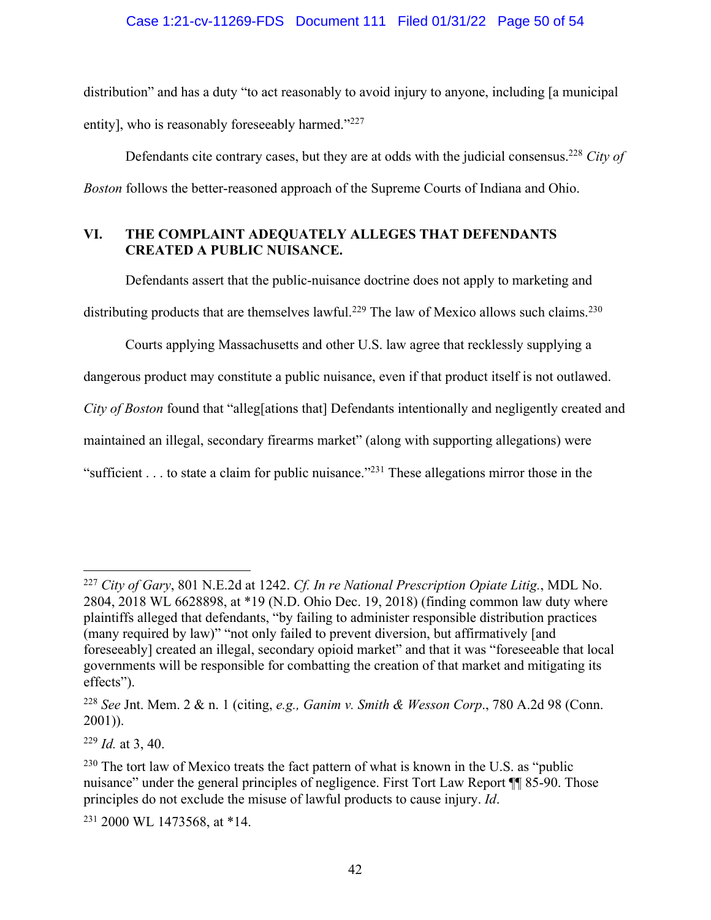distribution" and has a duty "to act reasonably to avoid injury to anyone, including [a municipal entity], who is reasonably foreseeably harmed."[227]

Defendants cite contrary cases, but they are at odds with the judicial consensus.[228] *City of Boston* follows the better-reasoned approach of the Supreme Courts of Indiana and Ohio.

## VI. THE COMPLAINT ADEQUATELY ALLEGES THAT DEFENDANTS CREATED A PUBLIC NUISANCE.

Defendants assert that the public-nuisance doctrine does not apply to marketing and distributing products that are themselves lawful.[229] The law of Mexico allows such claims.[230]

Courts applying Massachusetts and other U.S. law agree that recklessly supplying a dangerous product may constitute a public nuisance, even if that product itself is not outlawed. *City of Boston* found that "alleg[ations that] Defendants intentionally and negligently created and maintained an illegal, secondary firearms market" (along with supporting allegations) were "sufficient . . . to state a claim for public nuisance."[231] These allegations mirror those in the

---

[227] *City of Gary*, 801 N.E.2d at 1242. *Cf. In re National Prescription Opiate Litig.*, MDL No. 2804, 2018 WL 6628898, at *19 (N.D. Ohio Dec. 19, 2018) (finding common law duty where plaintiffs alleged that defendants, "by failing to administer responsible distribution practices (many required by law)" "not only failed to prevent diversion, but affirmatively [and foreseeably] created an illegal, secondary opioid market" and that it was "foreseeable that local governments will be responsible for combatting the creation of that market and mitigating its effects").

[228] *See* Jnt. Mem. 2 & n. 1 (citing, *e.g., Ganim v. Smith & Wesson Corp.*, 780 A.2d 98 (Conn. 2001)).

[229] *Id.* at 3, 40.

[230] The tort law of Mexico treats the fact pattern of what is known in the U.S. as "public nuisance" under the general principles of negligence. First Tort Law Report ¶¶ 85-90. Those principles do not exclude the misuse of lawful products to cause injury. *Id*.

[231] 2000 WL 1473568, at *14.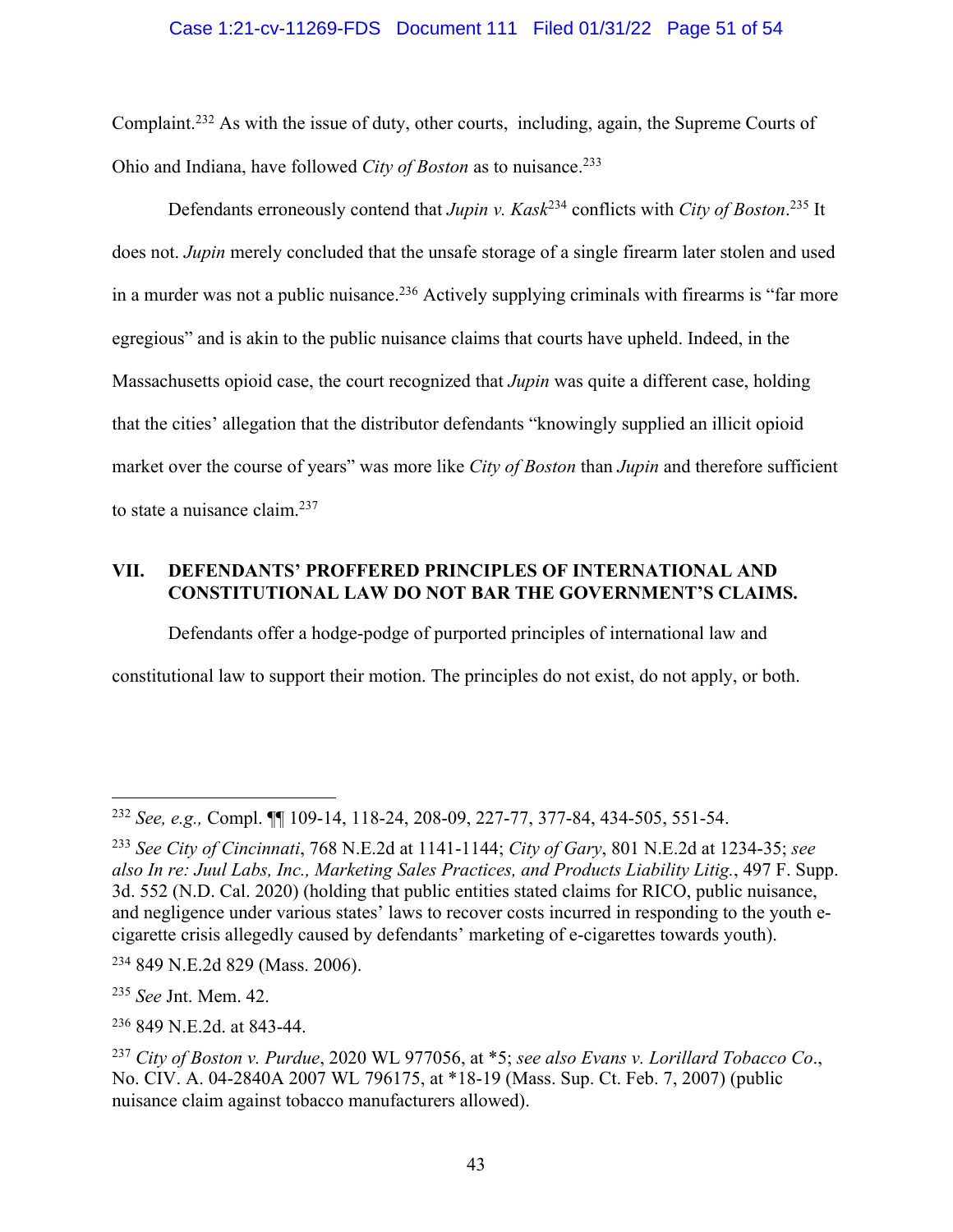Complaint.[232] As with the issue of duty, other courts, including, again, the Supreme Courts of Ohio and Indiana, have followed *City of Boston* as to nuisance.[233]

Defendants erroneously contend that *Jupin v. Kask*[234] conflicts with *City of Boston*.[235] It does not. *Jupin* merely concluded that the unsafe storage of a single firearm later stolen and used in a murder was not a public nuisance.[236] Actively supplying criminals with firearms is "far more egregious" and is akin to the public nuisance claims that courts have upheld. Indeed, in the Massachusetts opioid case, the court recognized that *Jupin* was quite a different case, holding that the cities' allegation that the distributor defendants "knowingly supplied an illicit opioid market over the course of years" was more like *City of Boston* than *Jupin* and therefore sufficient to state a nuisance claim.[237]

## VII. DEFENDANTS' PROFFERED PRINCIPLES OF INTERNATIONAL AND CONSTITUTIONAL LAW DO NOT BAR THE GOVERNMENT'S CLAIMS.

Defendants offer a hodge-podge of purported principles of international law and constitutional law to support their motion. The principles do not exist, do not apply, or both.

---

[232] *See, e.g.,* Compl. ¶¶ 109-14, 118-24, 208-09, 227-77, 377-84, 434-505, 551-54.

[233] *See City of Cincinnati*, 768 N.E.2d at 1141-1144; *City of Gary*, 801 N.E.2d at 1234-35; *see also In re: Juul Labs, Inc., Marketing Sales Practices, and Products Liability Litig.*, 497 F. Supp. 3d. 552 (N.D. Cal. 2020) (holding that public entities stated claims for RICO, public nuisance, and negligence under various states' laws to recover costs incurred in responding to the youth e-cigarette crisis allegedly caused by defendants' marketing of e-cigarettes towards youth).

[234] 849 N.E.2d 829 (Mass. 2006).

[235] *See* Jnt. Mem. 42.

[236] 849 N.E.2d. at 843-44.

[237] *City of Boston v. Purdue*, 2020 WL 977056, at *5; *see also Evans v. Lorillard Tobacco Co*., No. CIV. A. 04-2840A 2007 WL 796175, at *18-19 (Mass. Sup. Ct. Feb. 7, 2007) (public nuisance claim against tobacco manufacturers allowed).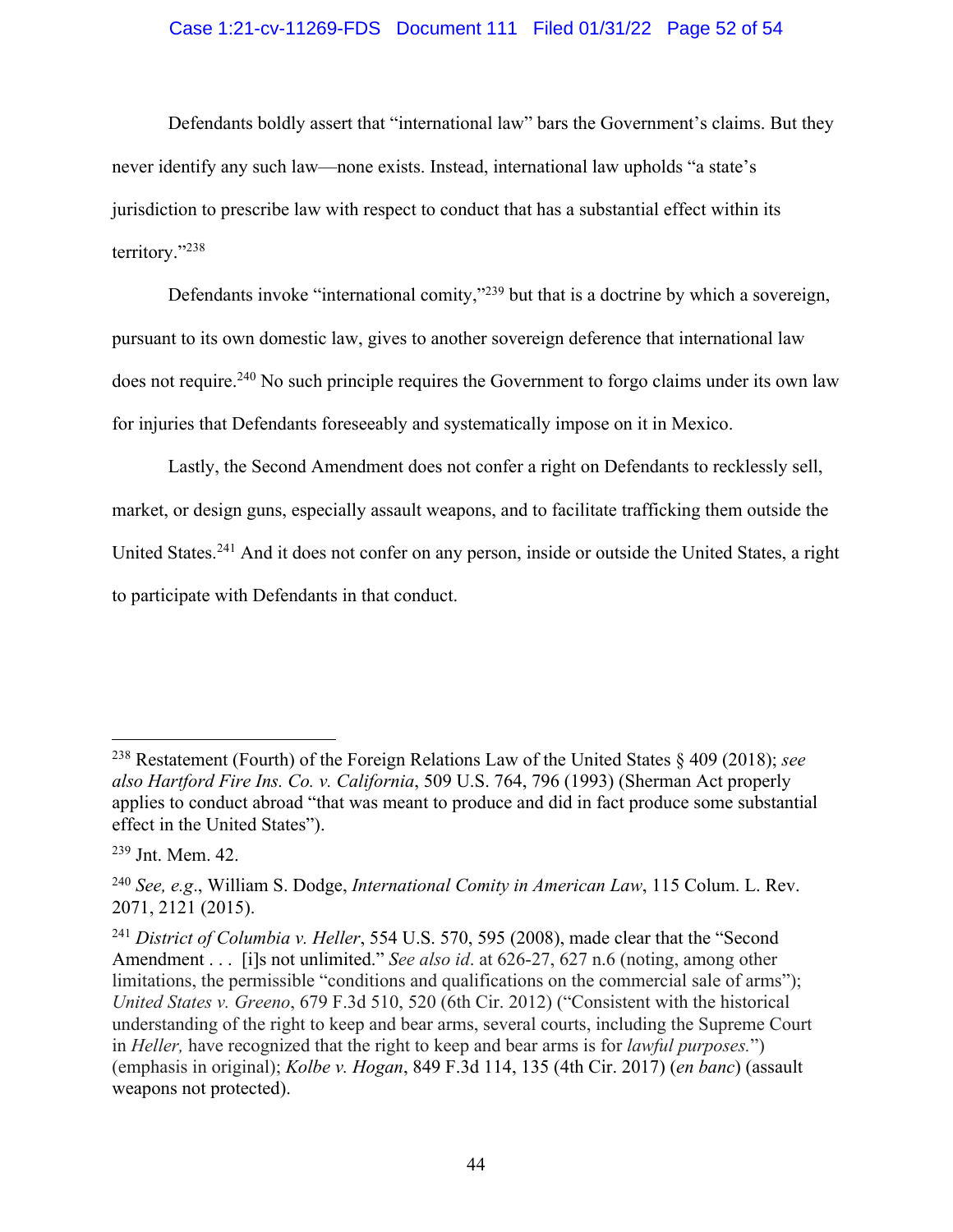Defendants boldly assert that "international law" bars the Government's claims. But they never identify any such law—none exists. Instead, international law upholds "a state's jurisdiction to prescribe law with respect to conduct that has a substantial effect within its territory."[238]

Defendants invoke "international comity,"[239] but that is a doctrine by which a sovereign, pursuant to its own domestic law, gives to another sovereign deference that international law does not require.[240] No such principle requires the Government to forgo claims under its own law for injuries that Defendants foreseeably and systematically impose on it in Mexico.

Lastly, the Second Amendment does not confer a right on Defendants to recklessly sell, market, or design guns, especially assault weapons, and to facilitate trafficking them outside the United States.[241] And it does not confer on any person, inside or outside the United States, a right to participate with Defendants in that conduct.

---

[238] Restatement (Fourth) of the Foreign Relations Law of the United States § 409 (2018); *see also Hartford Fire Ins. Co. v. California*, 509 U.S. 764, 796 (1993) (Sherman Act properly applies to conduct abroad "that was meant to produce and did in fact produce some substantial effect in the United States").

[239] Jnt. Mem. 42.

[240] *See, e.g*., William S. Dodge, *International Comity in American Law*, 115 Colum. L. Rev. 2071, 2121 (2015).

[241] *District of Columbia v. Heller*, 554 U.S. 570, 595 (2008), made clear that the "Second Amendment . . . [i]s not unlimited." *See also id*. at 626-27, 627 n.6 (noting, among other limitations, the permissible "conditions and qualifications on the commercial sale of arms"); *United States v. Greeno*, 679 F.3d 510, 520 (6th Cir. 2012) ("Consistent with the historical understanding of the right to keep and bear arms, several courts, including the Supreme Court in *Heller,* have recognized that the right to keep and bear arms is for *lawful purposes.*") (emphasis in original); *Kolbe v. Hogan*, 849 F.3d 114, 135 (4th Cir. 2017) (*en banc*) (assault weapons not protected).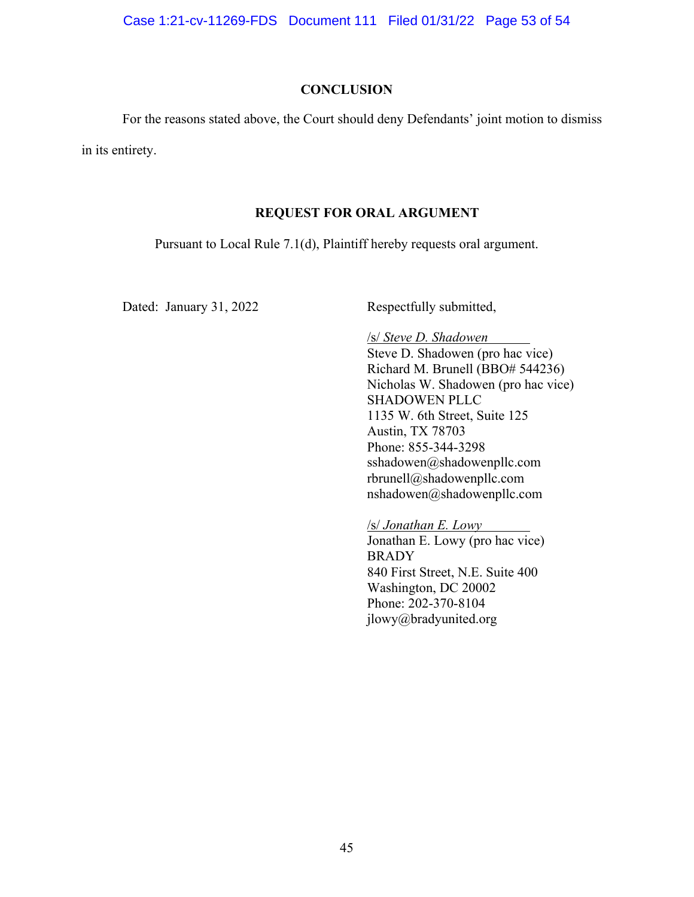## CONCLUSION

For the reasons stated above, the Court should deny Defendants' joint motion to dismiss in its entirety.

## REQUEST FOR ORAL ARGUMENT

Pursuant to Local Rule 7.1(d), Plaintiff hereby requests oral argument.

Dated: January 31, 2022

Respectfully submitted,

/s/ *Steve D. Shadowen*
Steve D. Shadowen (pro hac vice)
Richard M. Brunell (BBO# 544236)
Nicholas W. Shadowen (pro hac vice)
SHADOWEN PLLC
1135 W. 6th Street, Suite 125
Austin, TX 78703
Phone: 855-344-3298
sshadowen@shadowenpllc.com
rbrunell@shadowenpllc.com
nshadowen@shadowenpllc.com

/s/ *Jonathan E. Lowy*
Jonathan E. Lowy (pro hac vice)
BRADY
840 First Street, N.E. Suite 400
Washington, DC 20002
Phone: 202-370-8104
jlowy@bradyunited.org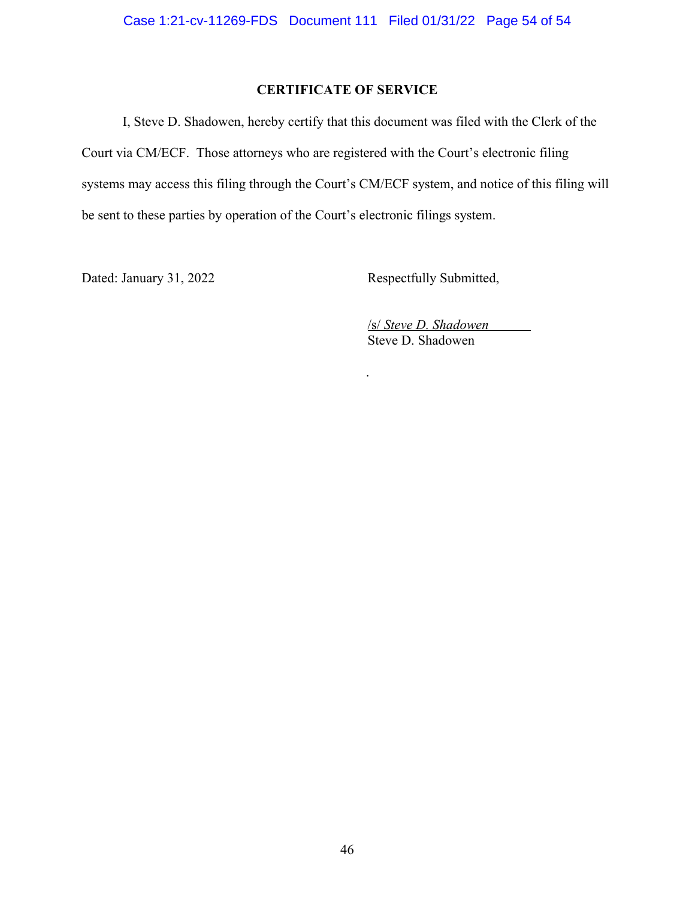## CERTIFICATE OF SERVICE

I, Steve D. Shadowen, hereby certify that this document was filed with the Clerk of the Court via CM/ECF. Those attorneys who are registered with the Court's electronic filing systems may access this filing through the Court's CM/ECF system, and notice of this filing will be sent to these parties by operation of the Court's electronic filings system.

Dated: January 31, 2022

Respectfully Submitted,

/s/ *Steve D. Shadowen*
Steve D. Shadowen